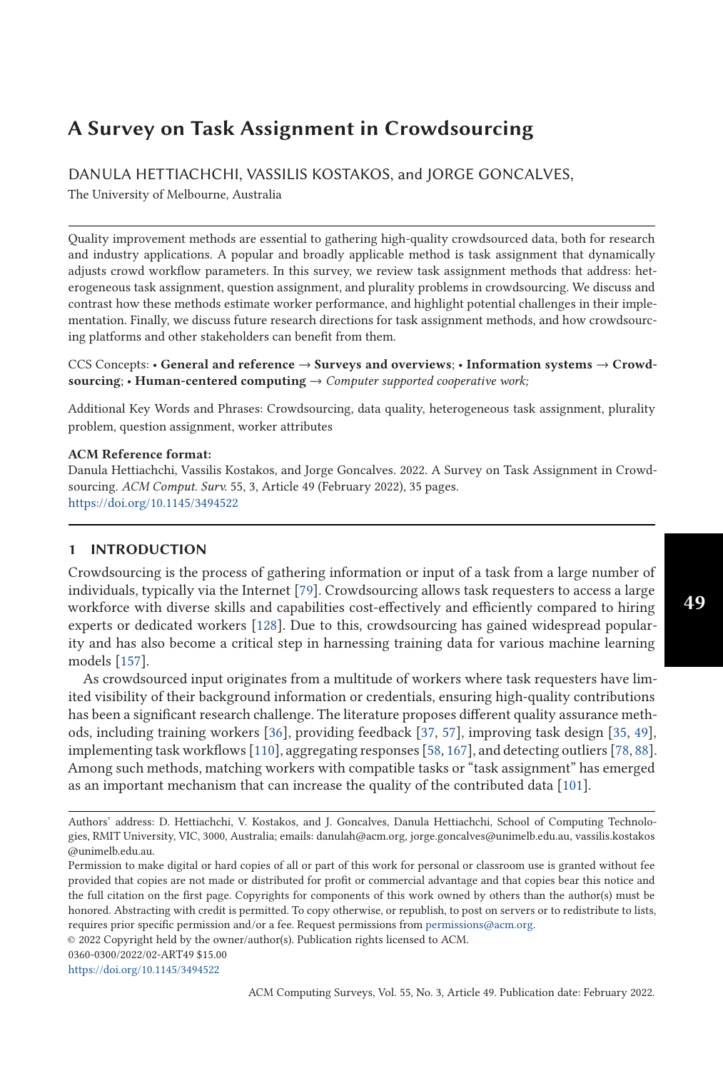# A Survey on Task Assignment in Crowdsourcing

DANULA HETTIACHCHI, VASSILIS KOSTAKOS, and JORGE GONCALVES,

The University of Melbourne, Australia

Quality improvement methods are essential to gathering high-quality crowdsourced data, both for research and industry applications. A popular and broadly applicable method is task assignment that dynamically adjusts crowd workflow parameters. In this survey, we review task assignment methods that address: heterogeneous task assignment, question assignment, and plurality problems in crowdsourcing. We discuss and contrast how these methods estimate worker performance, and highlight potential challenges in their implementation. Finally, we discuss future research directions for task assignment methods, and how crowdsourcing platforms and other stakeholders can benefit from them.

CCS Concepts: • **General and reference** → **Surveys and overviews**; • **Information systems** → **Crowdsourcing**; • **Human-centered computing** → *Computer supported cooperative work;*

Additional Key Words and Phrases: Crowdsourcing, data quality, heterogeneous task assignment, plurality problem, question assignment, worker attributes

**ACM Reference format:**

Danula Hettiachchi, Vassilis Kostakos, and Jorge Goncalves. 2022. A Survey on Task Assignment in Crowdsourcing. *ACM Comput. Surv.* 55, 3, Article 49 (February 2022), 35 pages.
https://doi.org/10.1145/3494522

## 1 INTRODUCTION

Crowdsourcing is the process of gathering information or input of a task from a large number of individuals, typically via the Internet [79]. Crowdsourcing allows task requesters to access a large workforce with diverse skills and capabilities cost-effectively and efficiently compared to hiring experts or dedicated workers [128]. Due to this, crowdsourcing has gained widespread popularity and has also become a critical step in harnessing training data for various machine learning models [157].

As crowdsourced input originates from a multitude of workers where task requesters have limited visibility of their background information or credentials, ensuring high-quality contributions has been a significant research challenge. The literature proposes different quality assurance methods, including training workers [36], providing feedback [37, 57], improving task design [35, 49], implementing task workflows [110], aggregating responses [58, 167], and detecting outliers [78, 88]. Among such methods, matching workers with compatible tasks or "task assignment" has emerged as an important mechanism that can increase the quality of the contributed data [101].

Authors' address: D. Hettiachchi, V. Kostakos, and J. Goncalves, Danula Hettiachchi, School of Computing Technologies, RMIT University, VIC, 3000, Australia; emails: danulah@acm.org, jorge.goncalves@unimelb.edu.au, vassilis.kostakos@unimelb.edu.au.

Permission to make digital or hard copies of all or part of this work for personal or classroom use is granted without fee provided that copies are not made or distributed for profit or commercial advantage and that copies bear this notice and the full citation on the first page. Copyrights for components of this work owned by others than the author(s) must be honored. Abstracting with credit is permitted. To copy otherwise, or republish, to post on servers or to redistribute to lists, requires prior specific permission and/or a fee. Request permissions from permissions@acm.org.

© 2022 Copyright held by the owner/author(s). Publication rights licensed to ACM.
0360-0300/2022/02-ART49 $15.00
https://doi.org/10.1145/3494522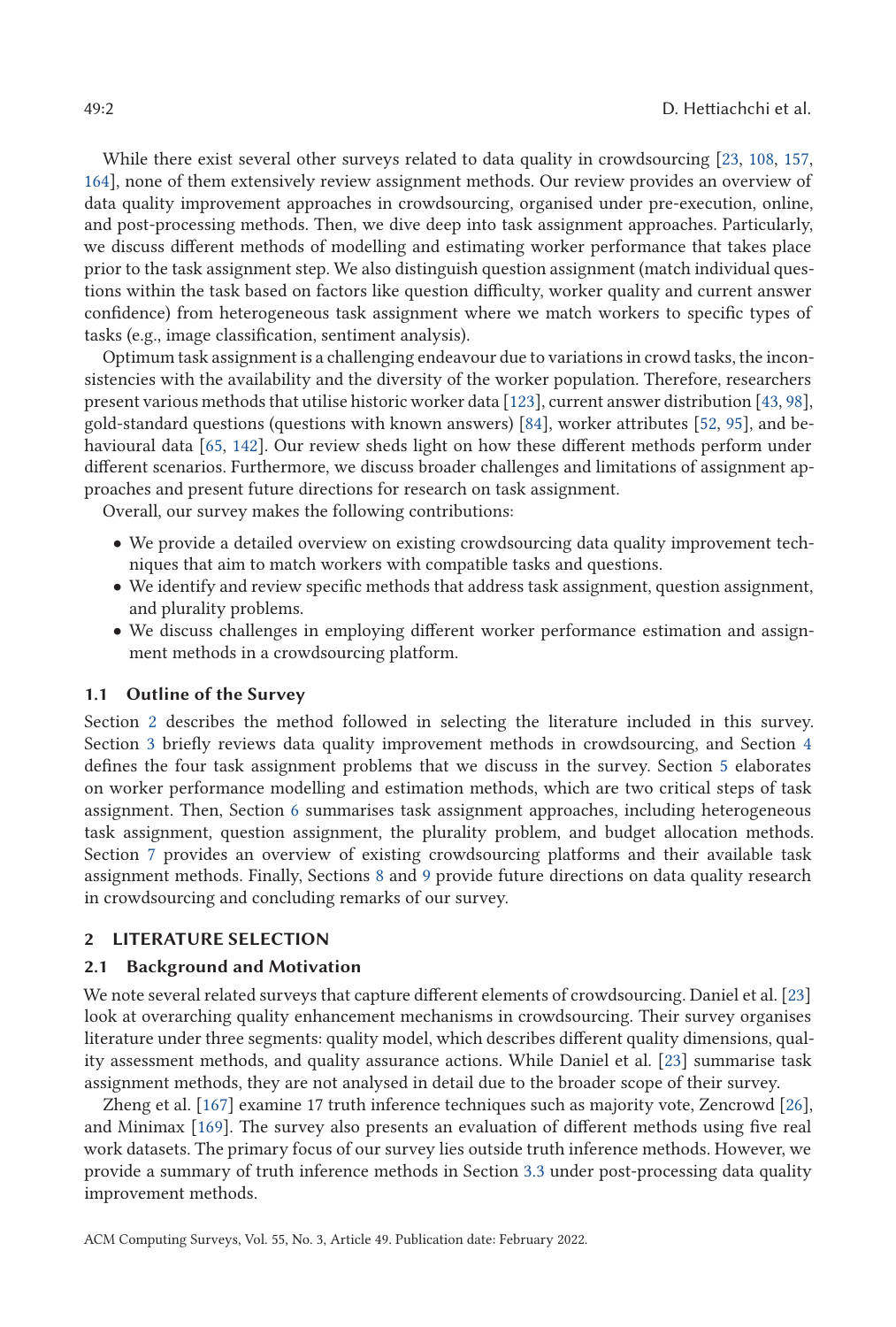While there exist several other surveys related to data quality in crowdsourcing [23, 108, 157, 164], none of them extensively review assignment methods. Our review provides an overview of data quality improvement approaches in crowdsourcing, organised under pre-execution, online, and post-processing methods. Then, we dive deep into task assignment approaches. Particularly, we discuss different methods of modelling and estimating worker performance that takes place prior to the task assignment step. We also distinguish question assignment (match individual questions within the task based on factors like question difficulty, worker quality and current answer confidence) from heterogeneous task assignment where we match workers to specific types of tasks (e.g., image classification, sentiment analysis).

Optimum task assignment is a challenging endeavour due to variations in crowd tasks, the inconsistencies with the availability and the diversity of the worker population. Therefore, researchers present various methods that utilise historic worker data [123], current answer distribution [43, 98], gold-standard questions (questions with known answers) [84], worker attributes [52, 95], and behavioural data [65, 142]. Our review sheds light on how these different methods perform under different scenarios. Furthermore, we discuss broader challenges and limitations of assignment approaches and present future directions for research on task assignment.

Overall, our survey makes the following contributions:

- We provide a detailed overview on existing crowdsourcing data quality improvement techniques that aim to match workers with compatible tasks and questions.
- We identify and review specific methods that address task assignment, question assignment, and plurality problems.
- We discuss challenges in employing different worker performance estimation and assignment methods in a crowdsourcing platform.

### 1.1 Outline of the Survey

Section 2 describes the method followed in selecting the literature included in this survey. Section 3 briefly reviews data quality improvement methods in crowdsourcing, and Section 4 defines the four task assignment problems that we discuss in the survey. Section 5 elaborates on worker performance modelling and estimation methods, which are two critical steps of task assignment. Then, Section 6 summarises task assignment approaches, including heterogeneous task assignment, question assignment, the plurality problem, and budget allocation methods. Section 7 provides an overview of existing crowdsourcing platforms and their available task assignment methods. Finally, Sections 8 and 9 provide future directions on data quality research in crowdsourcing and concluding remarks of our survey.

## 2 LITERATURE SELECTION

### 2.1 Background and Motivation

We note several related surveys that capture different elements of crowdsourcing. Daniel et al. [23] look at overarching quality enhancement mechanisms in crowdsourcing. Their survey organises literature under three segments: quality model, which describes different quality dimensions, quality assessment methods, and quality assurance actions. While Daniel et al. [23] summarise task assignment methods, they are not analysed in detail due to the broader scope of their survey.

Zheng et al. [167] examine 17 truth inference techniques such as majority vote, Zencrowd [26], and Minimax [169]. The survey also presents an evaluation of different methods using five real work datasets. The primary focus of our survey lies outside truth inference methods. However, we provide a summary of truth inference methods in Section 3.3 under post-processing data quality improvement methods.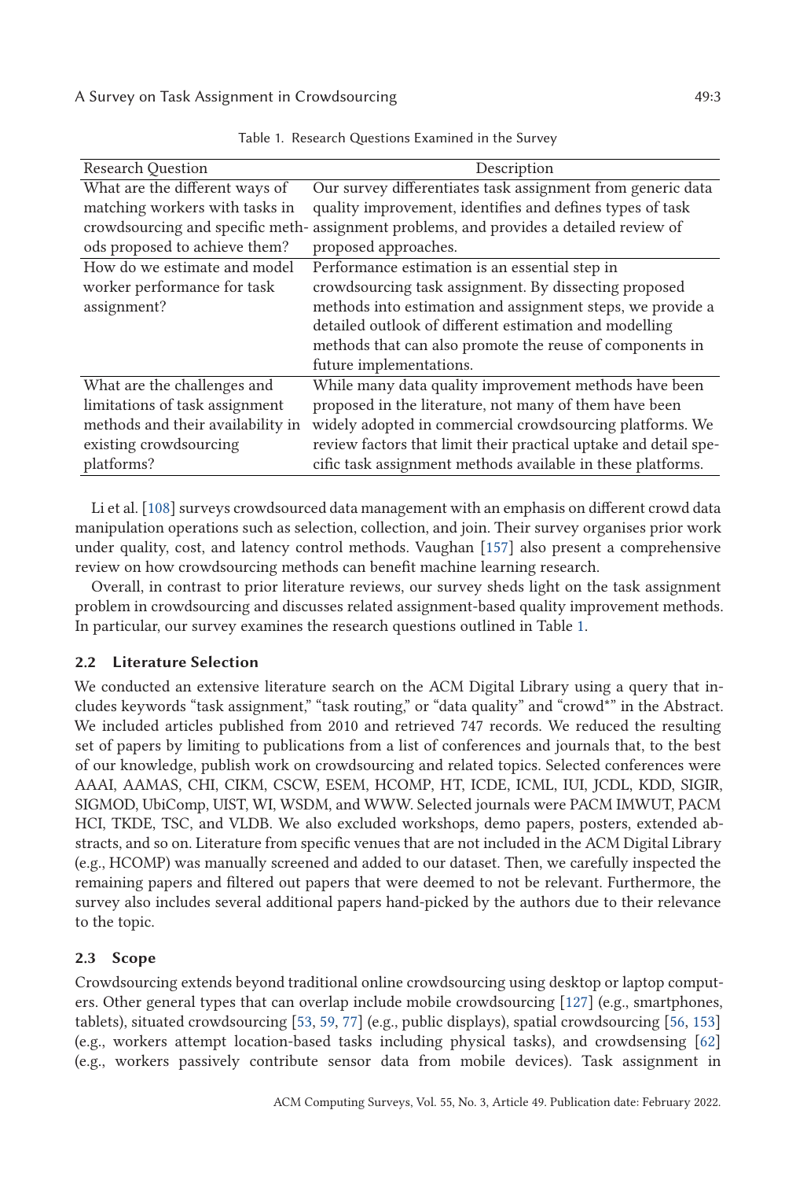Table 1. Research Questions Examined in the Survey

| Research Question | Description |
|---|---|
| What are the different ways of matching workers with tasks in crowdsourcing and specific methods proposed to achieve them? | Our survey differentiates task assignment from generic data quality improvement, identifies and defines types of task assignment problems, and provides a detailed review of proposed approaches. |
| How do we estimate and model worker performance for task assignment? | Performance estimation is an essential step in crowdsourcing task assignment. By dissecting proposed methods into estimation and assignment steps, we provide a detailed outlook of different estimation and modelling methods that can also promote the reuse of components in future implementations. |
| What are the challenges and limitations of task assignment methods and their availability in existing crowdsourcing platforms? | While many data quality improvement methods have been proposed in the literature, not many of them have been widely adopted in commercial crowdsourcing platforms. We review factors that limit their practical uptake and detail specific task assignment methods available in these platforms. |

Li et al. [108] surveys crowdsourced data management with an emphasis on different crowd data manipulation operations such as selection, collection, and join. Their survey organises prior work under quality, cost, and latency control methods. Vaughan [157] also present a comprehensive review on how crowdsourcing methods can benefit machine learning research.

Overall, in contrast to prior literature reviews, our survey sheds light on the task assignment problem in crowdsourcing and discusses related assignment-based quality improvement methods. In particular, our survey examines the research questions outlined in Table 1.

### 2.2 Literature Selection

We conducted an extensive literature search on the ACM Digital Library using a query that includes keywords "task assignment," "task routing," or "data quality" and "crowd*" in the Abstract. We included articles published from 2010 and retrieved 747 records. We reduced the resulting set of papers by limiting to publications from a list of conferences and journals that, to the best of our knowledge, publish work on crowdsourcing and related topics. Selected conferences were AAAI, AAMAS, CHI, CIKM, CSCW, ESEM, HCOMP, HT, ICDE, ICML, IUI, JCDL, KDD, SIGIR, SIGMOD, UbiComp, UIST, WI, WSDM, and WWW. Selected journals were PACM IMWUT, PACM HCI, TKDE, TSC, and VLDB. We also excluded workshops, demo papers, posters, extended abstracts, and so on. Literature from specific venues that are not included in the ACM Digital Library (e.g., HCOMP) was manually screened and added to our dataset. Then, we carefully inspected the remaining papers and filtered out papers that were deemed to not be relevant. Furthermore, the survey also includes several additional papers hand-picked by the authors due to their relevance to the topic.

### 2.3 Scope

Crowdsourcing extends beyond traditional online crowdsourcing using desktop or laptop computers. Other general types that can overlap include mobile crowdsourcing [127] (e.g., smartphones, tablets), situated crowdsourcing [53, 59, 77] (e.g., public displays), spatial crowdsourcing [56, 153] (e.g., workers attempt location-based tasks including physical tasks), and crowdsensing [62] (e.g., workers passively contribute sensor data from mobile devices). Task assignment in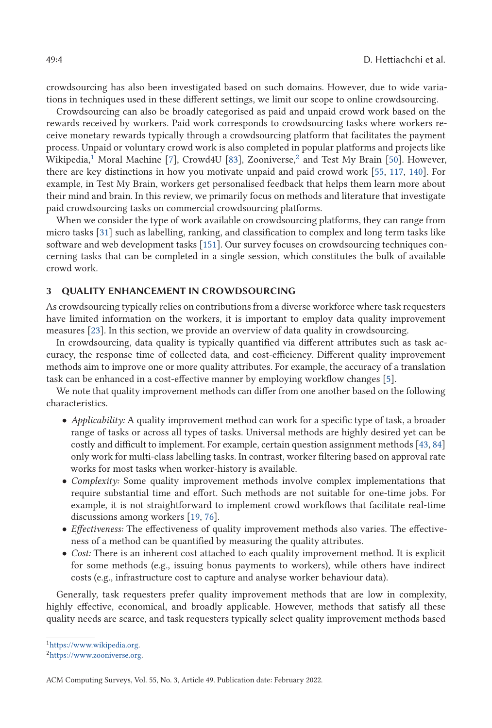crowdsourcing has also been investigated based on such domains. However, due to wide variations in techniques used in these different settings, we limit our scope to online crowdsourcing.

Crowdsourcing can also be broadly categorised as paid and unpaid crowd work based on the rewards received by workers. Paid work corresponds to crowdsourcing tasks where workers receive monetary rewards typically through a crowdsourcing platform that facilitates the payment process. Unpaid or voluntary crowd work is also completed in popular platforms and projects like Wikipedia,[1] Moral Machine [7], Crowd4U [83], Zooniverse,[2] and Test My Brain [50]. However, there are key distinctions in how you motivate unpaid and paid crowd work [55, 117, 140]. For example, in Test My Brain, workers get personalised feedback that helps them learn more about their mind and brain. In this review, we primarily focus on methods and literature that investigate paid crowdsourcing tasks on commercial crowdsourcing platforms.

When we consider the type of work available on crowdsourcing platforms, they can range from micro tasks [31] such as labelling, ranking, and classification to complex and long term tasks like software and web development tasks [151]. Our survey focuses on crowdsourcing techniques concerning tasks that can be completed in a single session, which constitutes the bulk of available crowd work.

## 3 QUALITY ENHANCEMENT IN CROWDSOURCING

As crowdsourcing typically relies on contributions from a diverse workforce where task requesters have limited information on the workers, it is important to employ data quality improvement measures [23]. In this section, we provide an overview of data quality in crowdsourcing.

In crowdsourcing, data quality is typically quantified via different attributes such as task accuracy, the response time of collected data, and cost-efficiency. Different quality improvement methods aim to improve one or more quality attributes. For example, the accuracy of a translation task can be enhanced in a cost-effective manner by employing workflow changes [5].

We note that quality improvement methods can differ from one another based on the following characteristics.

- *Applicability:* A quality improvement method can work for a specific type of task, a broader range of tasks or across all types of tasks. Universal methods are highly desired yet can be costly and difficult to implement. For example, certain question assignment methods [43, 84] only work for multi-class labelling tasks. In contrast, worker filtering based on approval rate works for most tasks when worker-history is available.
- *Complexity:* Some quality improvement methods involve complex implementations that require substantial time and effort. Such methods are not suitable for one-time jobs. For example, it is not straightforward to implement crowd workflows that facilitate real-time discussions among workers [19, 76].
- *Effectiveness:* The effectiveness of quality improvement methods also varies. The effectiveness of a method can be quantified by measuring the quality attributes.
- *Cost:* There is an inherent cost attached to each quality improvement method. It is explicit for some methods (e.g., issuing bonus payments to workers), while others have indirect costs (e.g., infrastructure cost to capture and analyse worker behaviour data).

Generally, task requesters prefer quality improvement methods that are low in complexity, highly effective, economical, and broadly applicable. However, methods that satisfy all these quality needs are scarce, and task requesters typically select quality improvement methods based

[1] https://www.wikipedia.org.

[2] https://www.zooniverse.org.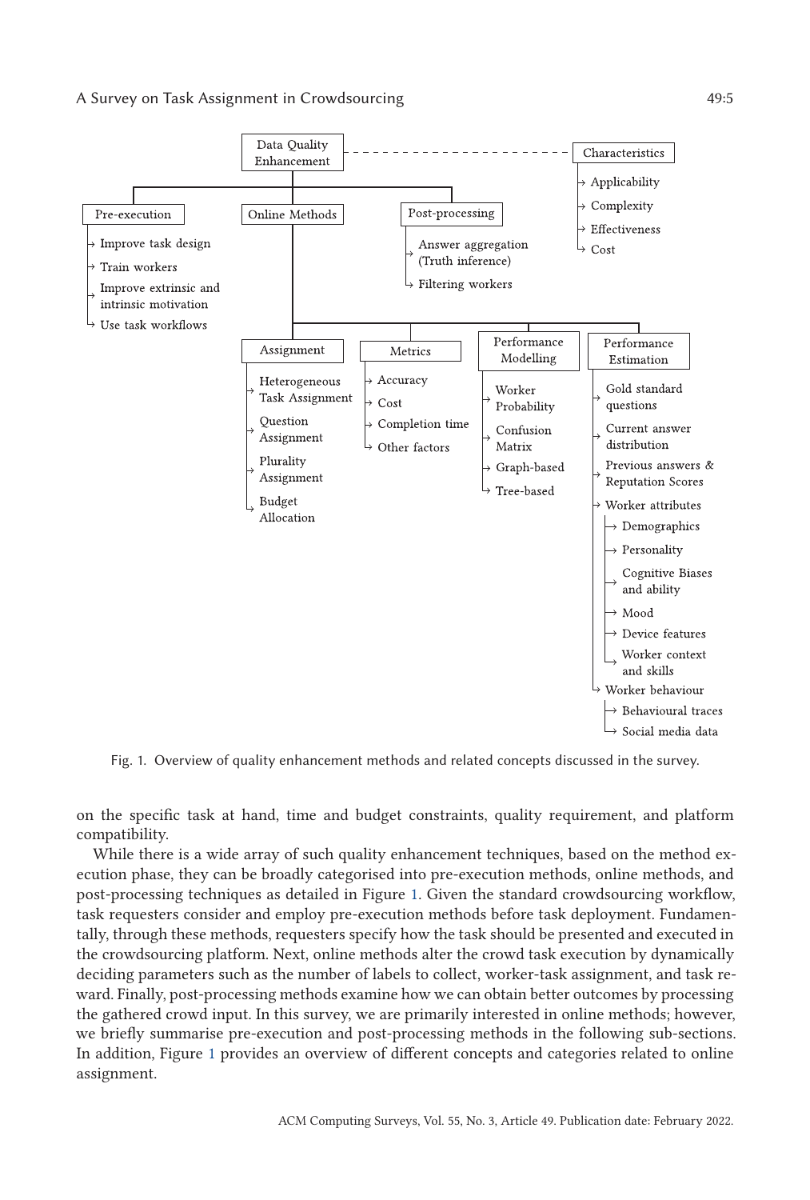- Data Quality Enhancement
  - Pre-execution
    - Improve task design
    - Train workers
    - Improve extrinsic and intrinsic motivation
    - Use task workflows
  - Online Methods
    - Assignment
      - Heterogeneous Task Assignment
      - Question Assignment
      - Plurality Assignment
      - Budget Allocation
    - Metrics
      - Accuracy
      - Cost
      - Completion time
      - Other factors
    - Performance Modelling
      - Worker Probability
      - Confusion Matrix
      - Graph-based
      - Tree-based
    - Performance Estimation
      - Gold standard questions
      - Current answer distribution
      - Previous answers & Reputation Scores
      - Worker attributes
        - Demographics
        - Personality
        - Cognitive Biases and ability
        - Mood
        - Device features
        - Worker context and skills
      - Worker behaviour
        - Behavioural traces
        - Social media data
  - Post-processing
    - Answer aggregation (Truth inference)
    - Filtering workers
- Characteristics
  - Applicability
  - Complexity
  - Effectiveness
  - Cost

Fig. 1. Overview of quality enhancement methods and related concepts discussed in the survey.

on the specific task at hand, time and budget constraints, quality requirement, and platform compatibility.

While there is a wide array of such quality enhancement techniques, based on the method execution phase, they can be broadly categorised into pre-execution methods, online methods, and post-processing techniques as detailed in Figure 1. Given the standard crowdsourcing workflow, task requesters consider and employ pre-execution methods before task deployment. Fundamentally, through these methods, requesters specify how the task should be presented and executed in the crowdsourcing platform. Next, online methods alter the crowd task execution by dynamically deciding parameters such as the number of labels to collect, worker-task assignment, and task reward. Finally, post-processing methods examine how we can obtain better outcomes by processing the gathered crowd input. In this survey, we are primarily interested in online methods; however, we briefly summarise pre-execution and post-processing methods in the following sub-sections. In addition, Figure 1 provides an overview of different concepts and categories related to online assignment.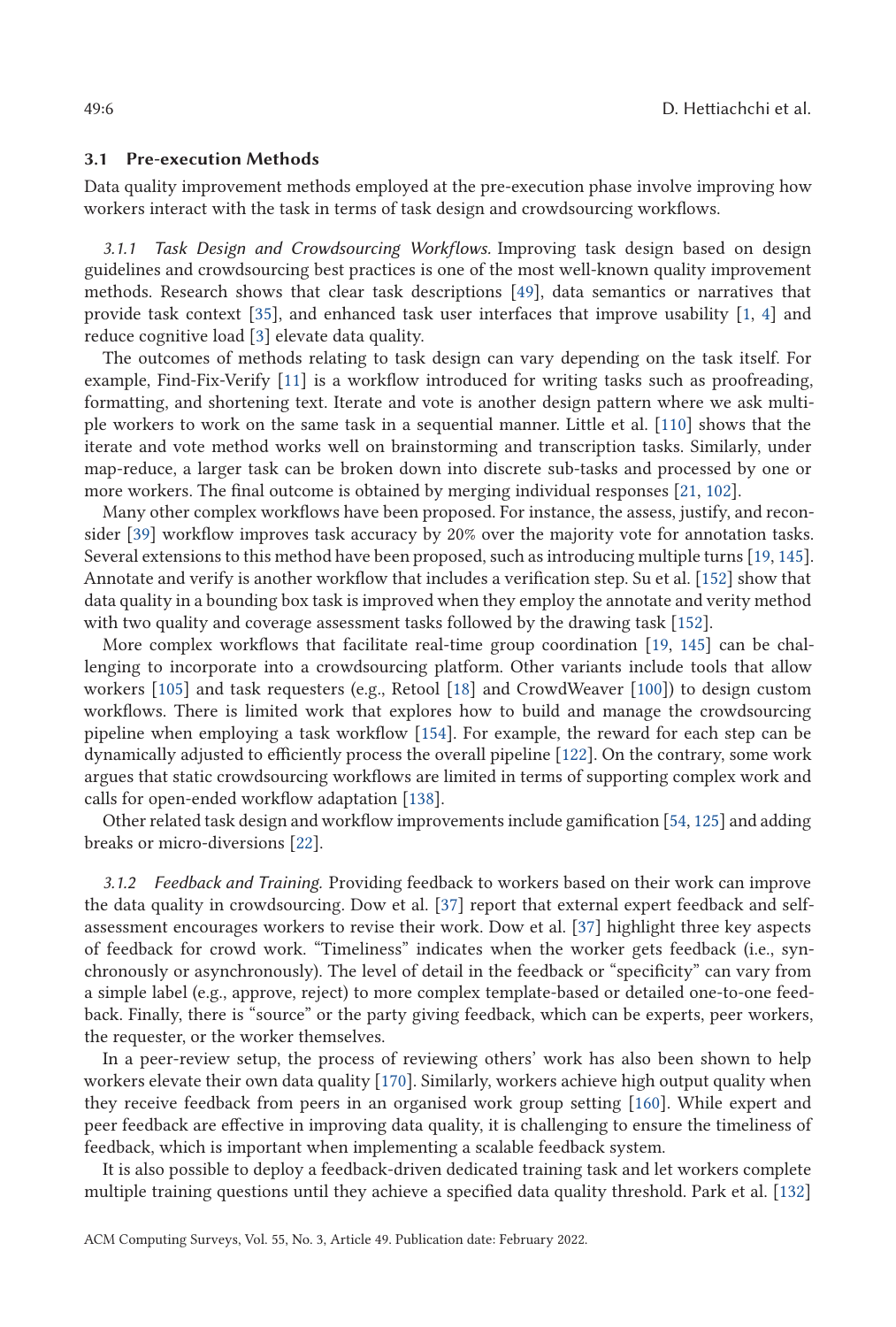### 3.1 Pre-execution Methods

Data quality improvement methods employed at the pre-execution phase involve improving how workers interact with the task in terms of task design and crowdsourcing workflows.

#### 3.1.1 Task Design and Crowdsourcing Workflows.

Improving task design based on design guidelines and crowdsourcing best practices is one of the most well-known quality improvement methods. Research shows that clear task descriptions [49], data semantics or narratives that provide task context [35], and enhanced task user interfaces that improve usability [1, 4] and reduce cognitive load [3] elevate data quality.

The outcomes of methods relating to task design can vary depending on the task itself. For example, Find-Fix-Verify [11] is a workflow introduced for writing tasks such as proofreading, formatting, and shortening text. Iterate and vote is another design pattern where we ask multiple workers to work on the same task in a sequential manner. Little et al. [110] shows that the iterate and vote method works well on brainstorming and transcription tasks. Similarly, under map-reduce, a larger task can be broken down into discrete sub-tasks and processed by one or more workers. The final outcome is obtained by merging individual responses [21, 102].

Many other complex workflows have been proposed. For instance, the assess, justify, and reconsider [39] workflow improves task accuracy by 20% over the majority vote for annotation tasks. Several extensions to this method have been proposed, such as introducing multiple turns [19, 145]. Annotate and verify is another workflow that includes a verification step. Su et al. [152] show that data quality in a bounding box task is improved when they employ the annotate and verity method with two quality and coverage assessment tasks followed by the drawing task [152].

More complex workflows that facilitate real-time group coordination [19, 145] can be challenging to incorporate into a crowdsourcing platform. Other variants include tools that allow workers [105] and task requesters (e.g., Retool [18] and CrowdWeaver [100]) to design custom workflows. There is limited work that explores how to build and manage the crowdsourcing pipeline when employing a task workflow [154]. For example, the reward for each step can be dynamically adjusted to efficiently process the overall pipeline [122]. On the contrary, some work argues that static crowdsourcing workflows are limited in terms of supporting complex work and calls for open-ended workflow adaptation [138].

Other related task design and workflow improvements include gamification [54, 125] and adding breaks or micro-diversions [22].

#### 3.1.2 Feedback and Training.

Providing feedback to workers based on their work can improve the data quality in crowdsourcing. Dow et al. [37] report that external expert feedback and self-assessment encourages workers to revise their work. Dow et al. [37] highlight three key aspects of feedback for crowd work. "Timeliness" indicates when the worker gets feedback (i.e., synchronously or asynchronously). The level of detail in the feedback or "specificity" can vary from a simple label (e.g., approve, reject) to more complex template-based or detailed one-to-one feedback. Finally, there is "source" or the party giving feedback, which can be experts, peer workers, the requester, or the worker themselves.

In a peer-review setup, the process of reviewing others' work has also been shown to help workers elevate their own data quality [170]. Similarly, workers achieve high output quality when they receive feedback from peers in an organised work group setting [160]. While expert and peer feedback are effective in improving data quality, it is challenging to ensure the timeliness of feedback, which is important when implementing a scalable feedback system.

It is also possible to deploy a feedback-driven dedicated training task and let workers complete multiple training questions until they achieve a specified data quality threshold. Park et al. [132]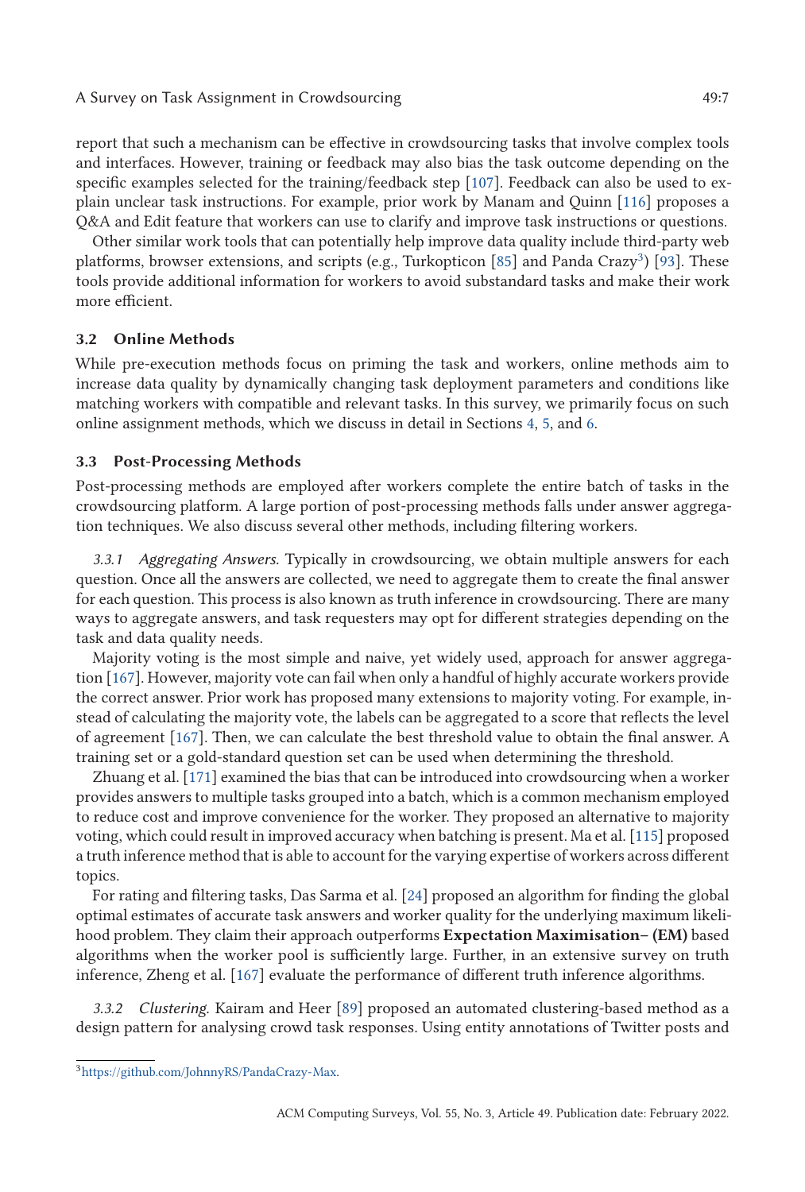report that such a mechanism can be effective in crowdsourcing tasks that involve complex tools and interfaces. However, training or feedback may also bias the task outcome depending on the specific examples selected for the training/feedback step [107]. Feedback can also be used to explain unclear task instructions. For example, prior work by Manam and Quinn [116] proposes a Q&A and Edit feature that workers can use to clarify and improve task instructions or questions.

Other similar work tools that can potentially help improve data quality include third-party web platforms, browser extensions, and scripts (e.g., Turkopticon [85] and Panda Crazy[3]) [93]. These tools provide additional information for workers to avoid substandard tasks and make their work more efficient.

### 3.2 Online Methods

While pre-execution methods focus on priming the task and workers, online methods aim to increase data quality by dynamically changing task deployment parameters and conditions like matching workers with compatible and relevant tasks. In this survey, we primarily focus on such online assignment methods, which we discuss in detail in Sections 4, 5, and 6.

### 3.3 Post-Processing Methods

Post-processing methods are employed after workers complete the entire batch of tasks in the crowdsourcing platform. A large portion of post-processing methods falls under answer aggregation techniques. We also discuss several other methods, including filtering workers.

*3.3.1 Aggregating Answers.* Typically in crowdsourcing, we obtain multiple answers for each question. Once all the answers are collected, we need to aggregate them to create the final answer for each question. This process is also known as truth inference in crowdsourcing. There are many ways to aggregate answers, and task requesters may opt for different strategies depending on the task and data quality needs.

Majority voting is the most simple and naive, yet widely used, approach for answer aggregation [167]. However, majority vote can fail when only a handful of highly accurate workers provide the correct answer. Prior work has proposed many extensions to majority voting. For example, instead of calculating the majority vote, the labels can be aggregated to a score that reflects the level of agreement [167]. Then, we can calculate the best threshold value to obtain the final answer. A training set or a gold-standard question set can be used when determining the threshold.

Zhuang et al. [171] examined the bias that can be introduced into crowdsourcing when a worker provides answers to multiple tasks grouped into a batch, which is a common mechanism employed to reduce cost and improve convenience for the worker. They proposed an alternative to majority voting, which could result in improved accuracy when batching is present. Ma et al. [115] proposed a truth inference method that is able to account for the varying expertise of workers across different topics.

For rating and filtering tasks, Das Sarma et al. [24] proposed an algorithm for finding the global optimal estimates of accurate task answers and worker quality for the underlying maximum likelihood problem. They claim their approach outperforms **Expectation Maximisation– (EM)** based algorithms when the worker pool is sufficiently large. Further, in an extensive survey on truth inference, Zheng et al. [167] evaluate the performance of different truth inference algorithms.

*3.3.2 Clustering.* Kairam and Heer [89] proposed an automated clustering-based method as a design pattern for analysing crowd task responses. Using entity annotations of Twitter posts and

[3] https://github.com/JohnnyRS/PandaCrazy-Max.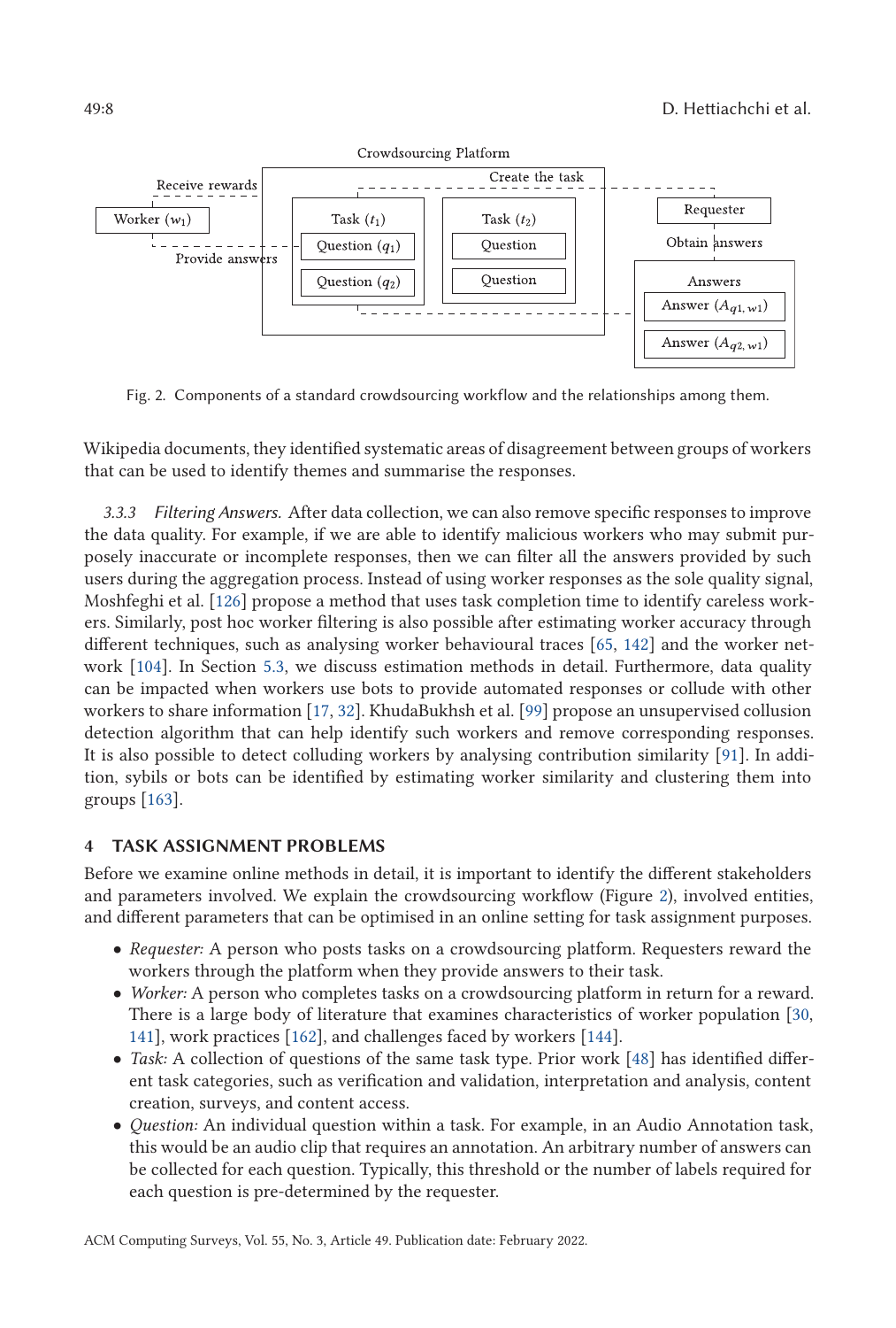Fig. 2. Components of a standard crowdsourcing workflow and the relationships among them.

Wikipedia documents, they identified systematic areas of disagreement between groups of workers that can be used to identify themes and summarise the responses.

#### 3.3.3 *Filtering Answers.*

After data collection, we can also remove specific responses to improve the data quality. For example, if we are able to identify malicious workers who may submit purposely inaccurate or incomplete responses, then we can filter all the answers provided by such users during the aggregation process. Instead of using worker responses as the sole quality signal, Moshfeghi et al. [126] propose a method that uses task completion time to identify careless workers. Similarly, post hoc worker filtering is also possible after estimating worker accuracy through different techniques, such as analysing worker behavioural traces [65, 142] and the worker network [104]. In Section 5.3, we discuss estimation methods in detail. Furthermore, data quality can be impacted when workers use bots to provide automated responses or collude with other workers to share information [17, 32]. KhudaBukhsh et al. [99] propose an unsupervised collusion detection algorithm that can help identify such workers and remove corresponding responses. It is also possible to detect colluding workers by analysing contribution similarity [91]. In addition, sybils or bots can be identified by estimating worker similarity and clustering them into groups [163].

## 4 TASK ASSIGNMENT PROBLEMS

Before we examine online methods in detail, it is important to identify the different stakeholders and parameters involved. We explain the crowdsourcing workflow (Figure 2), involved entities, and different parameters that can be optimised in an online setting for task assignment purposes.

- *Requester:* A person who posts tasks on a crowdsourcing platform. Requesters reward the workers through the platform when they provide answers to their task.
- *Worker:* A person who completes tasks on a crowdsourcing platform in return for a reward. There is a large body of literature that examines characteristics of worker population [30, 141], work practices [162], and challenges faced by workers [144].
- *Task:* A collection of questions of the same task type. Prior work [48] has identified different task categories, such as verification and validation, interpretation and analysis, content creation, surveys, and content access.
- *Question:* An individual question within a task. For example, in an Audio Annotation task, this would be an audio clip that requires an annotation. An arbitrary number of answers can be collected for each question. Typically, this threshold or the number of labels required for each question is pre-determined by the requester.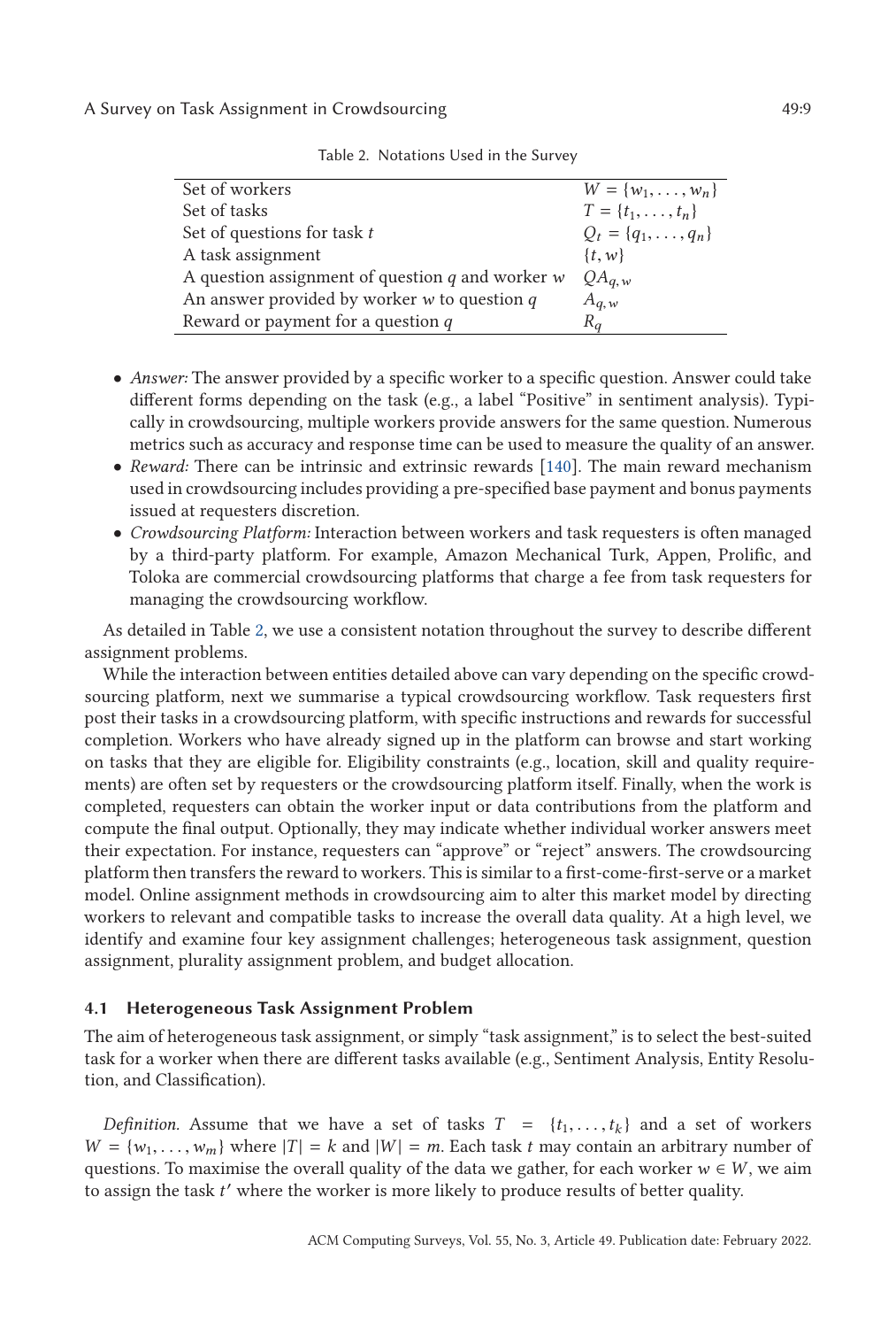Table 2. Notations Used in the Survey

| | |
|---|---|
| Set of workers | $W = \{w_1, \ldots, w_n\}$ |
| Set of tasks | $T = \{t_1, \ldots, t_n\}$ |
| Set of questions for task $t$ | $Q_t = \{q_1, \ldots, q_n\}$ |
| A task assignment | $\{t, w\}$ |
| A question assignment of question $q$ and worker $w$ | $QA_{q,w}$ |
| An answer provided by worker $w$ to question $q$ | $A_{q,w}$ |
| Reward or payment for a question $q$ | $R_q$ |

- *Answer:* The answer provided by a specific worker to a specific question. Answer could take different forms depending on the task (e.g., a label "Positive" in sentiment analysis). Typically in crowdsourcing, multiple workers provide answers for the same question. Numerous metrics such as accuracy and response time can be used to measure the quality of an answer.
- *Reward:* There can be intrinsic and extrinsic rewards [140]. The main reward mechanism used in crowdsourcing includes providing a pre-specified base payment and bonus payments issued at requesters discretion.
- *Crowdsourcing Platform:* Interaction between workers and task requesters is often managed by a third-party platform. For example, Amazon Mechanical Turk, Appen, Prolific, and Toloka are commercial crowdsourcing platforms that charge a fee from task requesters for managing the crowdsourcing workflow.

As detailed in Table 2, we use a consistent notation throughout the survey to describe different assignment problems.

While the interaction between entities detailed above can vary depending on the specific crowdsourcing platform, next we summarise a typical crowdsourcing workflow. Task requesters first post their tasks in a crowdsourcing platform, with specific instructions and rewards for successful completion. Workers who have already signed up in the platform can browse and start working on tasks that they are eligible for. Eligibility constraints (e.g., location, skill and quality requirements) are often set by requesters or the crowdsourcing platform itself. Finally, when the work is completed, requesters can obtain the worker input or data contributions from the platform and compute the final output. Optionally, they may indicate whether individual worker answers meet their expectation. For instance, requesters can "approve" or "reject" answers. The crowdsourcing platform then transfers the reward to workers. This is similar to a first-come-first-serve or a market model. Online assignment methods in crowdsourcing aim to alter this market model by directing workers to relevant and compatible tasks to increase the overall data quality. At a high level, we identify and examine four key assignment challenges; heterogeneous task assignment, question assignment, plurality assignment problem, and budget allocation.

### 4.1 Heterogeneous Task Assignment Problem

The aim of heterogeneous task assignment, or simply "task assignment," is to select the best-suited task for a worker when there are different tasks available (e.g., Sentiment Analysis, Entity Resolution, and Classification).

*Definition.* Assume that we have a set of tasks $T = \{t_1, \ldots, t_k\}$ and a set of workers $W = \{w_1, \ldots, w_m\}$ where $|T| = k$ and $|W| = m$. Each task $t$ may contain an arbitrary number of questions. To maximise the overall quality of the data we gather, for each worker $w \in W$, we aim to assign the task $t'$ where the worker is more likely to produce results of better quality.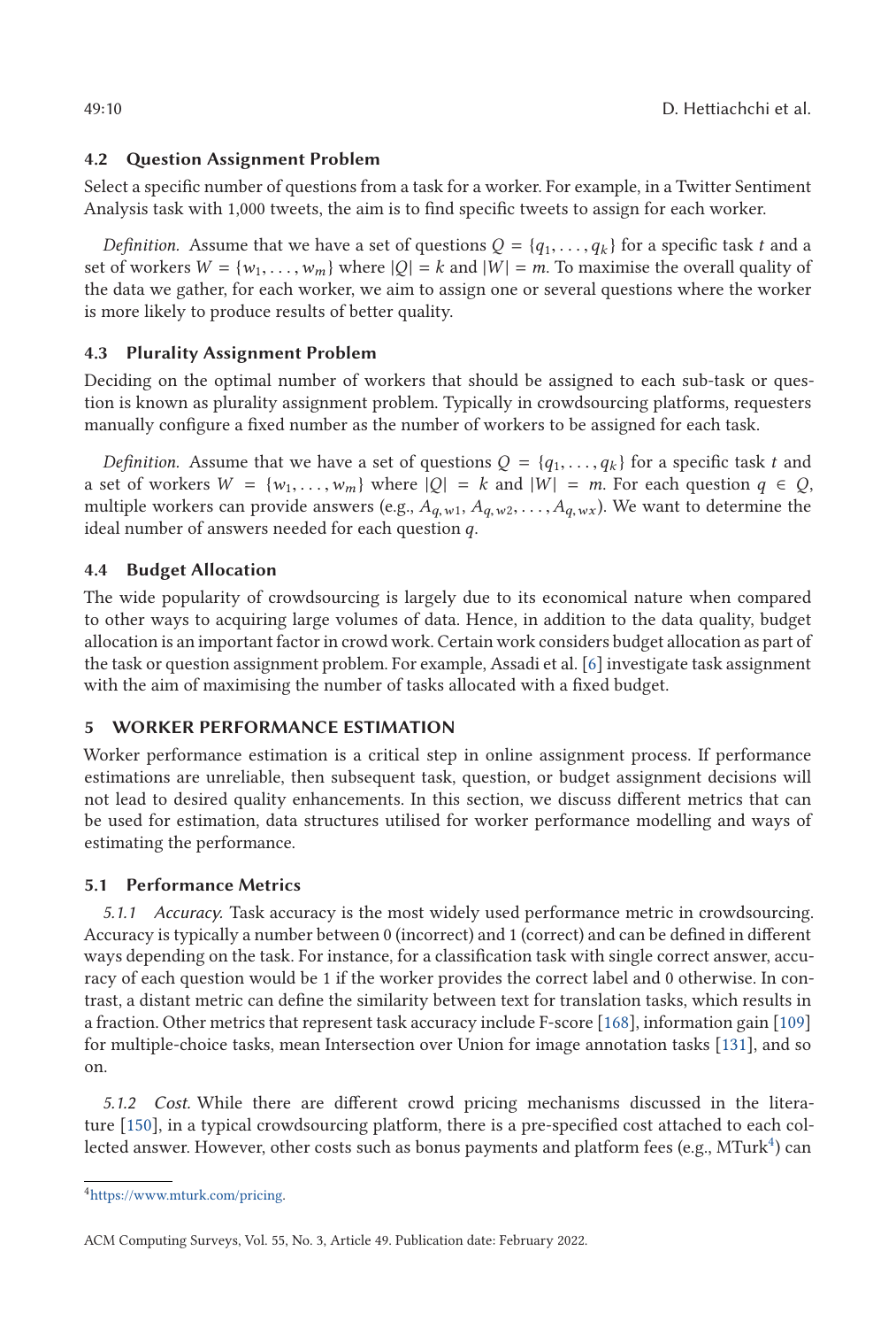### 4.2 Question Assignment Problem

Select a specific number of questions from a task for a worker. For example, in a Twitter Sentiment Analysis task with 1,000 tweets, the aim is to find specific tweets to assign for each worker.

*Definition.* Assume that we have a set of questions $Q = \{q_1, \ldots, q_k\}$ for a specific task $t$ and a set of workers $W = \{w_1, \ldots, w_m\}$ where $|Q| = k$ and $|W| = m$. To maximise the overall quality of the data we gather, for each worker, we aim to assign one or several questions where the worker is more likely to produce results of better quality.

### 4.3 Plurality Assignment Problem

Deciding on the optimal number of workers that should be assigned to each sub-task or question is known as plurality assignment problem. Typically in crowdsourcing platforms, requesters manually configure a fixed number as the number of workers to be assigned for each task.

*Definition.* Assume that we have a set of questions $Q = \{q_1, \ldots, q_k\}$ for a specific task $t$ and a set of workers $W = \{w_1, \ldots, w_m\}$ where $|Q| = k$ and $|W| = m$. For each question $q \in Q$, multiple workers can provide answers (e.g., $A_{q,w1}, A_{q,w2}, \ldots, A_{q,wx}$). We want to determine the ideal number of answers needed for each question $q$.

### 4.4 Budget Allocation

The wide popularity of crowdsourcing is largely due to its economical nature when compared to other ways to acquiring large volumes of data. Hence, in addition to the data quality, budget allocation is an important factor in crowd work. Certain work considers budget allocation as part of the task or question assignment problem. For example, Assadi et al. [6] investigate task assignment with the aim of maximising the number of tasks allocated with a fixed budget.

## 5 WORKER PERFORMANCE ESTIMATION

Worker performance estimation is a critical step in online assignment process. If performance estimations are unreliable, then subsequent task, question, or budget assignment decisions will not lead to desired quality enhancements. In this section, we discuss different metrics that can be used for estimation, data structures utilised for worker performance modelling and ways of estimating the performance.

### 5.1 Performance Metrics

*5.1.1 Accuracy.* Task accuracy is the most widely used performance metric in crowdsourcing. Accuracy is typically a number between 0 (incorrect) and 1 (correct) and can be defined in different ways depending on the task. For instance, for a classification task with single correct answer, accuracy of each question would be 1 if the worker provides the correct label and 0 otherwise. In contrast, a distant metric can define the similarity between text for translation tasks, which results in a fraction. Other metrics that represent task accuracy include F-score [168], information gain [109] for multiple-choice tasks, mean Intersection over Union for image annotation tasks [131], and so on.

*5.1.2 Cost.* While there are different crowd pricing mechanisms discussed in the literature [150], in a typical crowdsourcing platform, there is a pre-specified cost attached to each collected answer. However, other costs such as bonus payments and platform fees (e.g., MTurk[4]) can

[4] https://www.mturk.com/pricing.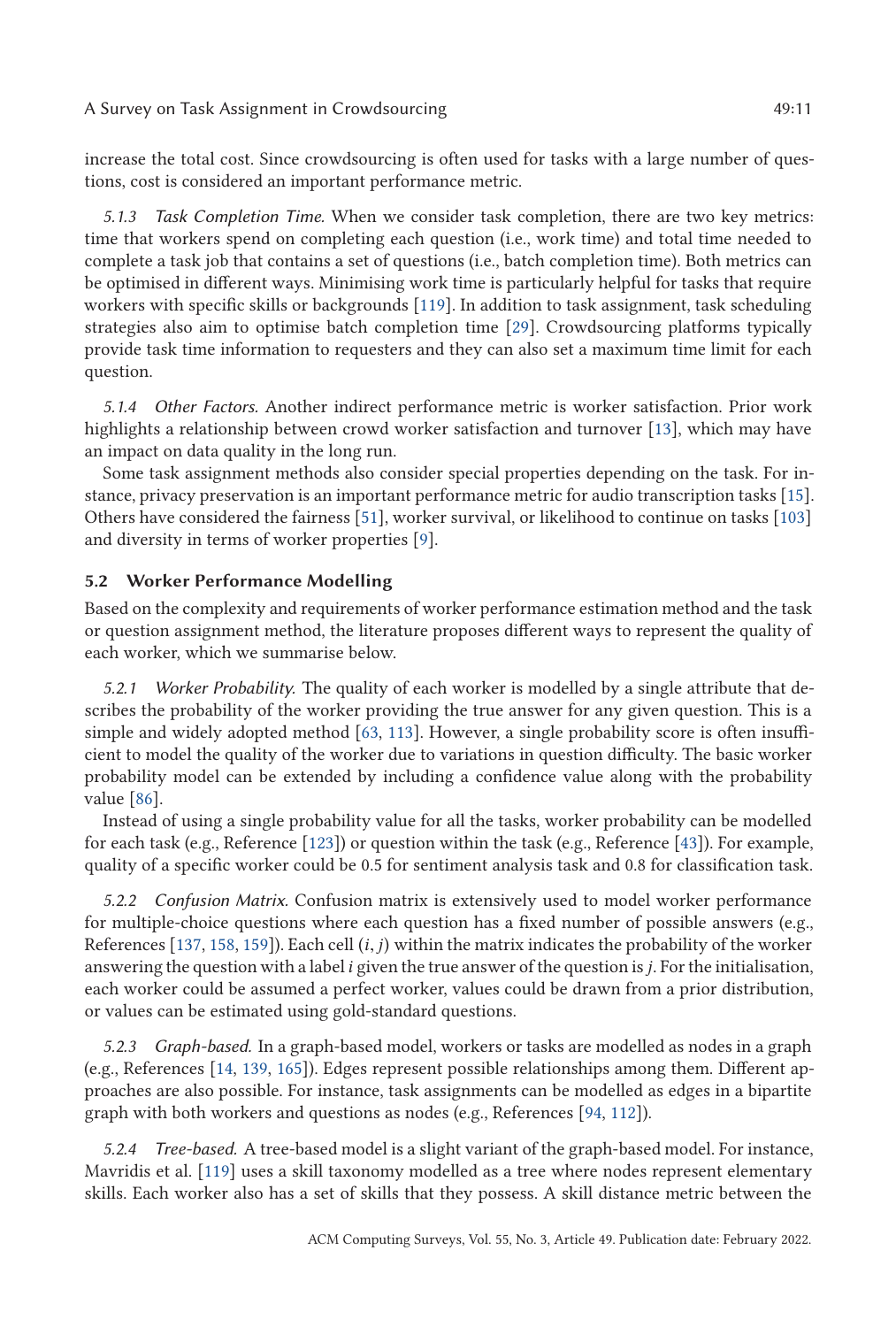increase the total cost. Since crowdsourcing is often used for tasks with a large number of questions, cost is considered an important performance metric.

#### 5.1.3 *Task Completion Time.*

When we consider task completion, there are two key metrics: time that workers spend on completing each question (i.e., work time) and total time needed to complete a task job that contains a set of questions (i.e., batch completion time). Both metrics can be optimised in different ways. Minimising work time is particularly helpful for tasks that require workers with specific skills or backgrounds [119]. In addition to task assignment, task scheduling strategies also aim to optimise batch completion time [29]. Crowdsourcing platforms typically provide task time information to requesters and they can also set a maximum time limit for each question.

#### 5.1.4 *Other Factors.*

Another indirect performance metric is worker satisfaction. Prior work highlights a relationship between crowd worker satisfaction and turnover [13], which may have an impact on data quality in the long run.

Some task assignment methods also consider special properties depending on the task. For instance, privacy preservation is an important performance metric for audio transcription tasks [15]. Others have considered the fairness [51], worker survival, or likelihood to continue on tasks [103] and diversity in terms of worker properties [9].

### 5.2 Worker Performance Modelling

Based on the complexity and requirements of worker performance estimation method and the task or question assignment method, the literature proposes different ways to represent the quality of each worker, which we summarise below.

#### 5.2.1 *Worker Probability.*

The quality of each worker is modelled by a single attribute that describes the probability of the worker providing the true answer for any given question. This is a simple and widely adopted method [63, 113]. However, a single probability score is often insufficient to model the quality of the worker due to variations in question difficulty. The basic worker probability model can be extended by including a confidence value along with the probability value [86].

Instead of using a single probability value for all the tasks, worker probability can be modelled for each task (e.g., Reference [123]) or question within the task (e.g., Reference [43]). For example, quality of a specific worker could be 0.5 for sentiment analysis task and 0.8 for classification task.

#### 5.2.2 *Confusion Matrix.*

Confusion matrix is extensively used to model worker performance for multiple-choice questions where each question has a fixed number of possible answers (e.g., References [137, 158, 159]). Each cell $(i, j)$ within the matrix indicates the probability of the worker answering the question with a label $i$ given the true answer of the question is $j$. For the initialisation, each worker could be assumed a perfect worker, values could be drawn from a prior distribution, or values can be estimated using gold-standard questions.

#### 5.2.3 *Graph-based.*

In a graph-based model, workers or tasks are modelled as nodes in a graph (e.g., References [14, 139, 165]). Edges represent possible relationships among them. Different approaches are also possible. For instance, task assignments can be modelled as edges in a bipartite graph with both workers and questions as nodes (e.g., References [94, 112]).

#### 5.2.4 *Tree-based.*

A tree-based model is a slight variant of the graph-based model. For instance, Mavridis et al. [119] uses a skill taxonomy modelled as a tree where nodes represent elementary skills. Each worker also has a set of skills that they possess. A skill distance metric between the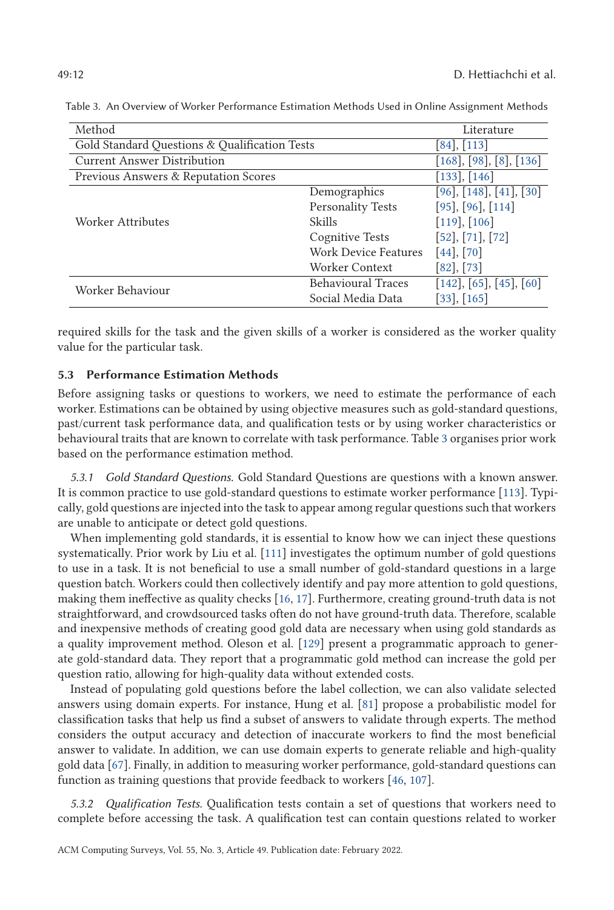Table 3. An Overview of Worker Performance Estimation Methods Used in Online Assignment Methods

| Method | | Literature |
|---|---|---|
| Gold Standard Questions & Qualification Tests | | [84], [113] |
| Current Answer Distribution | | [168], [98], [8], [136] |
| Previous Answers & Reputation Scores | | [133], [146] |
| Worker Attributes | Demographics | [96], [148], [41], [30] |
| | Personality Tests | [95], [96], [114] |
| | Skills | [119], [106] |
| | Cognitive Tests | [52], [71], [72] |
| | Work Device Features | [44], [70] |
| | Worker Context | [82], [73] |
| Worker Behaviour | Behavioural Traces | [142], [65], [45], [60] |
| | Social Media Data | [33], [165] |

required skills for the task and the given skills of a worker is considered as the worker quality value for the particular task.

### 5.3 Performance Estimation Methods

Before assigning tasks or questions to workers, we need to estimate the performance of each worker. Estimations can be obtained by using objective measures such as gold-standard questions, past/current task performance data, and qualification tests or by using worker characteristics or behavioural traits that are known to correlate with task performance. Table 3 organises prior work based on the performance estimation method.

*5.3.1 Gold Standard Questions.* Gold Standard Questions are questions with a known answer. It is common practice to use gold-standard questions to estimate worker performance [113]. Typically, gold questions are injected into the task to appear among regular questions such that workers are unable to anticipate or detect gold questions.

When implementing gold standards, it is essential to know how we can inject these questions systematically. Prior work by Liu et al. [111] investigates the optimum number of gold questions to use in a task. It is not beneficial to use a small number of gold-standard questions in a large question batch. Workers could then collectively identify and pay more attention to gold questions, making them ineffective as quality checks [16, 17]. Furthermore, creating ground-truth data is not straightforward, and crowdsourced tasks often do not have ground-truth data. Therefore, scalable and inexpensive methods of creating good gold data are necessary when using gold standards as a quality improvement method. Oleson et al. [129] present a programmatic approach to generate gold-standard data. They report that a programmatic gold method can increase the gold per question ratio, allowing for high-quality data without extended costs.

Instead of populating gold questions before the label collection, we can also validate selected answers using domain experts. For instance, Hung et al. [81] propose a probabilistic model for classification tasks that help us find a subset of answers to validate through experts. The method considers the output accuracy and detection of inaccurate workers to find the most beneficial answer to validate. In addition, we can use domain experts to generate reliable and high-quality gold data [67]. Finally, in addition to measuring worker performance, gold-standard questions can function as training questions that provide feedback to workers [46, 107].

*5.3.2 Qualification Tests.* Qualification tests contain a set of questions that workers need to complete before accessing the task. A qualification test can contain questions related to worker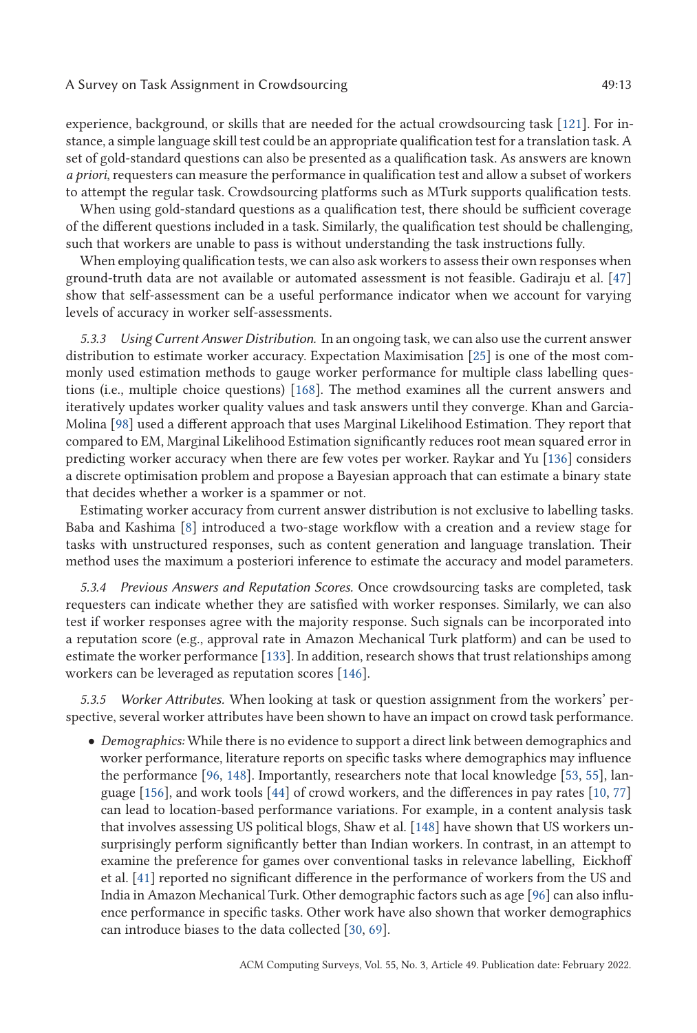experience, background, or skills that are needed for the actual crowdsourcing task [121]. For instance, a simple language skill test could be an appropriate qualification test for a translation task. A set of gold-standard questions can also be presented as a qualification task. As answers are known *a priori*, requesters can measure the performance in qualification test and allow a subset of workers to attempt the regular task. Crowdsourcing platforms such as MTurk supports qualification tests.

When using gold-standard questions as a qualification test, there should be sufficient coverage of the different questions included in a task. Similarly, the qualification test should be challenging, such that workers are unable to pass is without understanding the task instructions fully.

When employing qualification tests, we can also ask workers to assess their own responses when ground-truth data are not available or automated assessment is not feasible. Gadiraju et al. [47] show that self-assessment can be a useful performance indicator when we account for varying levels of accuracy in worker self-assessments.

#### 5.3.3 *Using Current Answer Distribution.*

In an ongoing task, we can also use the current answer distribution to estimate worker accuracy. Expectation Maximisation [25] is one of the most commonly used estimation methods to gauge worker performance for multiple class labelling questions (i.e., multiple choice questions) [168]. The method examines all the current answers and iteratively updates worker quality values and task answers until they converge. Khan and Garcia-Molina [98] used a different approach that uses Marginal Likelihood Estimation. They report that compared to EM, Marginal Likelihood Estimation significantly reduces root mean squared error in predicting worker accuracy when there are few votes per worker. Raykar and Yu [136] considers a discrete optimisation problem and propose a Bayesian approach that can estimate a binary state that decides whether a worker is a spammer or not.

Estimating worker accuracy from current answer distribution is not exclusive to labelling tasks. Baba and Kashima [8] introduced a two-stage workflow with a creation and a review stage for tasks with unstructured responses, such as content generation and language translation. Their method uses the maximum a posteriori inference to estimate the accuracy and model parameters.

#### 5.3.4 *Previous Answers and Reputation Scores.*

Once crowdsourcing tasks are completed, task requesters can indicate whether they are satisfied with worker responses. Similarly, we can also test if worker responses agree with the majority response. Such signals can be incorporated into a reputation score (e.g., approval rate in Amazon Mechanical Turk platform) and can be used to estimate the worker performance [133]. In addition, research shows that trust relationships among workers can be leveraged as reputation scores [146].

#### 5.3.5 *Worker Attributes.*

When looking at task or question assignment from the workers' perspective, several worker attributes have been shown to have an impact on crowd task performance.

- *Demographics:* While there is no evidence to support a direct link between demographics and worker performance, literature reports on specific tasks where demographics may influence the performance [96, 148]. Importantly, researchers note that local knowledge [53, 55], language [156], and work tools [44] of crowd workers, and the differences in pay rates [10, 77] can lead to location-based performance variations. For example, in a content analysis task that involves assessing US political blogs, Shaw et al. [148] have shown that US workers unsurprisingly perform significantly better than Indian workers. In contrast, in an attempt to examine the preference for games over conventional tasks in relevance labelling, Eickhoff et al. [41] reported no significant difference in the performance of workers from the US and India in Amazon Mechanical Turk. Other demographic factors such as age [96] can also influence performance in specific tasks. Other work have also shown that worker demographics can introduce biases to the data collected [30, 69].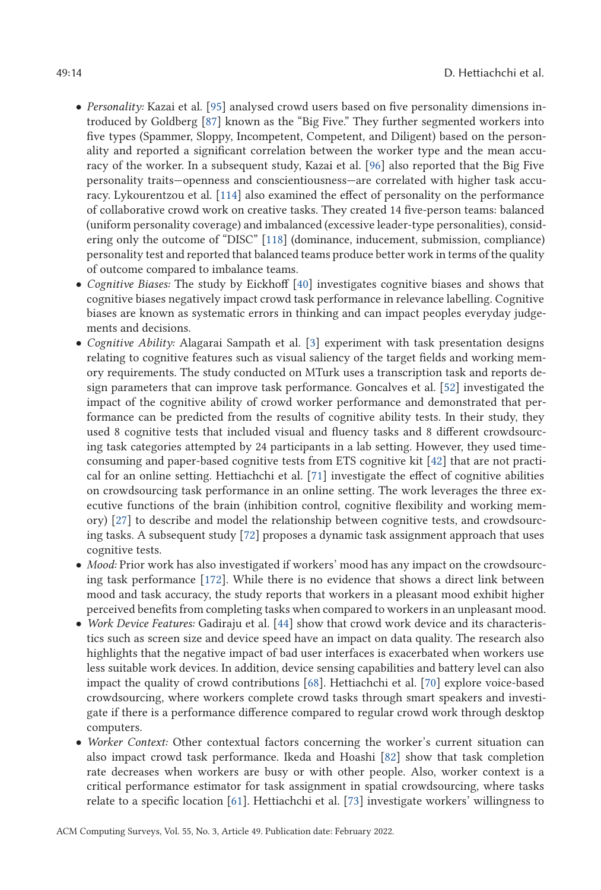- *Personality:* Kazai et al. [95] analysed crowd users based on five personality dimensions introduced by Goldberg [87] known as the "Big Five." They further segmented workers into five types (Spammer, Sloppy, Incompetent, Competent, and Diligent) based on the personality and reported a significant correlation between the worker type and the mean accuracy of the worker. In a subsequent study, Kazai et al. [96] also reported that the Big Five personality traits—openness and conscientiousness—are correlated with higher task accuracy. Lykourentzou et al. [114] also examined the effect of personality on the performance of collaborative crowd work on creative tasks. They created 14 five-person teams: balanced (uniform personality coverage) and imbalanced (excessive leader-type personalities), considering only the outcome of "DISC" [118] (dominance, inducement, submission, compliance) personality test and reported that balanced teams produce better work in terms of the quality of outcome compared to imbalance teams.
- *Cognitive Biases:* The study by Eickhoff [40] investigates cognitive biases and shows that cognitive biases negatively impact crowd task performance in relevance labelling. Cognitive biases are known as systematic errors in thinking and can impact peoples everyday judgements and decisions.
- *Cognitive Ability:* Alagarai Sampath et al. [3] experiment with task presentation designs relating to cognitive features such as visual saliency of the target fields and working memory requirements. The study conducted on MTurk uses a transcription task and reports design parameters that can improve task performance. Goncalves et al. [52] investigated the impact of the cognitive ability of crowd worker performance and demonstrated that performance can be predicted from the results of cognitive ability tests. In their study, they used 8 cognitive tests that included visual and fluency tasks and 8 different crowdsourcing task categories attempted by 24 participants in a lab setting. However, they used time-consuming and paper-based cognitive tests from ETS cognitive kit [42] that are not practical for an online setting. Hettiachchi et al. [71] investigate the effect of cognitive abilities on crowdsourcing task performance in an online setting. The work leverages the three executive functions of the brain (inhibition control, cognitive flexibility and working memory) [27] to describe and model the relationship between cognitive tests, and crowdsourcing tasks. A subsequent study [72] proposes a dynamic task assignment approach that uses cognitive tests.
- *Mood:* Prior work has also investigated if workers' mood has any impact on the crowdsourcing task performance [172]. While there is no evidence that shows a direct link between mood and task accuracy, the study reports that workers in a pleasant mood exhibit higher perceived benefits from completing tasks when compared to workers in an unpleasant mood.
- *Work Device Features:* Gadiraju et al. [44] show that crowd work device and its characteristics such as screen size and device speed have an impact on data quality. The research also highlights that the negative impact of bad user interfaces is exacerbated when workers use less suitable work devices. In addition, device sensing capabilities and battery level can also impact the quality of crowd contributions [68]. Hettiachchi et al. [70] explore voice-based crowdsourcing, where workers complete crowd tasks through smart speakers and investigate if there is a performance difference compared to regular crowd work through desktop computers.
- *Worker Context:* Other contextual factors concerning the worker's current situation can also impact crowd task performance. Ikeda and Hoashi [82] show that task completion rate decreases when workers are busy or with other people. Also, worker context is a critical performance estimator for task assignment in spatial crowdsourcing, where tasks relate to a specific location [61]. Hettiachchi et al. [73] investigate workers' willingness to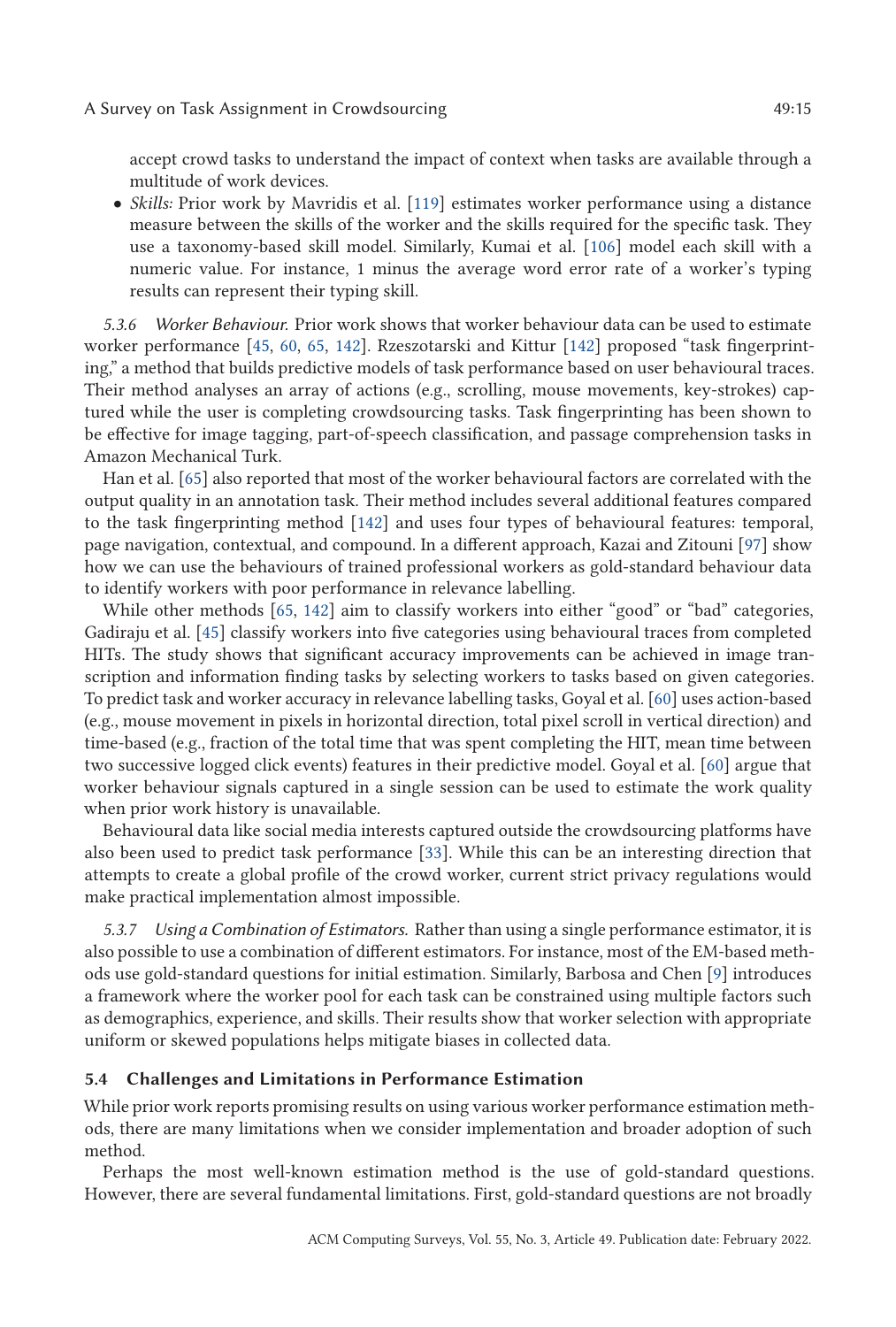accept crowd tasks to understand the impact of context when tasks are available through a multitude of work devices.

- *Skills:* Prior work by Mavridis et al. [119] estimates worker performance using a distance measure between the skills of the worker and the skills required for the specific task. They use a taxonomy-based skill model. Similarly, Kumai et al. [106] model each skill with a numeric value. For instance, 1 minus the average word error rate of a worker's typing results can represent their typing skill.

*5.3.6 Worker Behaviour.* Prior work shows that worker behaviour data can be used to estimate worker performance [45, 60, 65, 142]. Rzeszotarski and Kittur [142] proposed "task fingerprinting," a method that builds predictive models of task performance based on user behavioural traces. Their method analyses an array of actions (e.g., scrolling, mouse movements, key-strokes) captured while the user is completing crowdsourcing tasks. Task fingerprinting has been shown to be effective for image tagging, part-of-speech classification, and passage comprehension tasks in Amazon Mechanical Turk.

Han et al. [65] also reported that most of the worker behavioural factors are correlated with the output quality in an annotation task. Their method includes several additional features compared to the task fingerprinting method [142] and uses four types of behavioural features: temporal, page navigation, contextual, and compound. In a different approach, Kazai and Zitouni [97] show how we can use the behaviours of trained professional workers as gold-standard behaviour data to identify workers with poor performance in relevance labelling.

While other methods [65, 142] aim to classify workers into either "good" or "bad" categories, Gadiraju et al. [45] classify workers into five categories using behavioural traces from completed HITs. The study shows that significant accuracy improvements can be achieved in image transcription and information finding tasks by selecting workers to tasks based on given categories. To predict task and worker accuracy in relevance labelling tasks, Goyal et al. [60] uses action-based (e.g., mouse movement in pixels in horizontal direction, total pixel scroll in vertical direction) and time-based (e.g., fraction of the total time that was spent completing the HIT, mean time between two successive logged click events) features in their predictive model. Goyal et al. [60] argue that worker behaviour signals captured in a single session can be used to estimate the work quality when prior work history is unavailable.

Behavioural data like social media interests captured outside the crowdsourcing platforms have also been used to predict task performance [33]. While this can be an interesting direction that attempts to create a global profile of the crowd worker, current strict privacy regulations would make practical implementation almost impossible.

*5.3.7 Using a Combination of Estimators.* Rather than using a single performance estimator, it is also possible to use a combination of different estimators. For instance, most of the EM-based methods use gold-standard questions for initial estimation. Similarly, Barbosa and Chen [9] introduces a framework where the worker pool for each task can be constrained using multiple factors such as demographics, experience, and skills. Their results show that worker selection with appropriate uniform or skewed populations helps mitigate biases in collected data.

### 5.4 Challenges and Limitations in Performance Estimation

While prior work reports promising results on using various worker performance estimation methods, there are many limitations when we consider implementation and broader adoption of such method.

Perhaps the most well-known estimation method is the use of gold-standard questions. However, there are several fundamental limitations. First, gold-standard questions are not broadly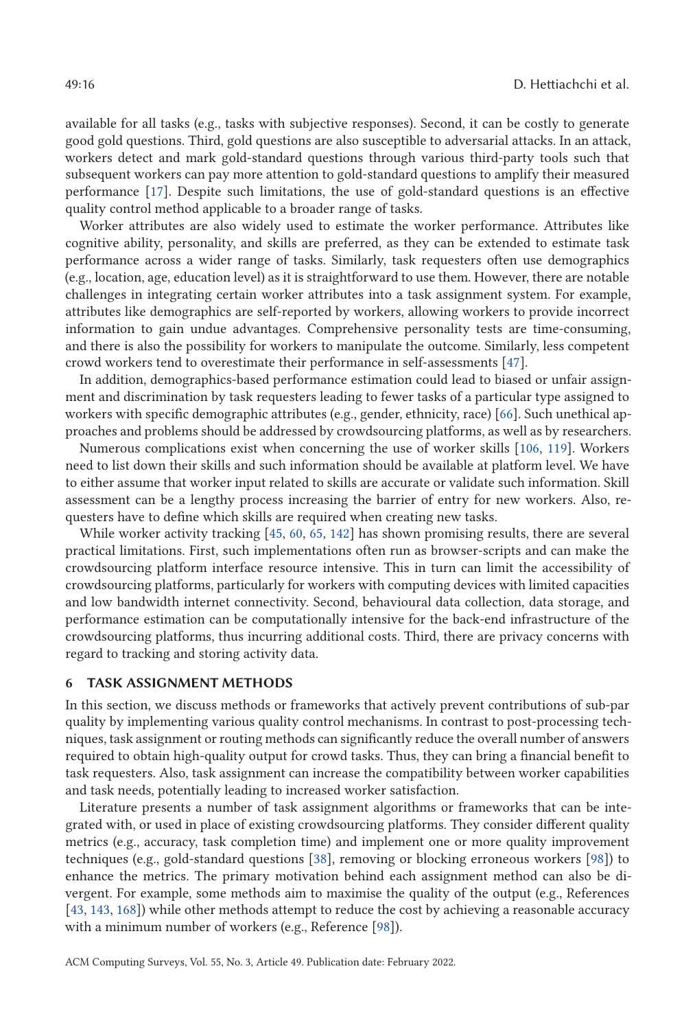available for all tasks (e.g., tasks with subjective responses). Second, it can be costly to generate good gold questions. Third, gold questions are also susceptible to adversarial attacks. In an attack, workers detect and mark gold-standard questions through various third-party tools such that subsequent workers can pay more attention to gold-standard questions to amplify their measured performance [17]. Despite such limitations, the use of gold-standard questions is an effective quality control method applicable to a broader range of tasks.

Worker attributes are also widely used to estimate the worker performance. Attributes like cognitive ability, personality, and skills are preferred, as they can be extended to estimate task performance across a wider range of tasks. Similarly, task requesters often use demographics (e.g., location, age, education level) as it is straightforward to use them. However, there are notable challenges in integrating certain worker attributes into a task assignment system. For example, attributes like demographics are self-reported by workers, allowing workers to provide incorrect information to gain undue advantages. Comprehensive personality tests are time-consuming, and there is also the possibility for workers to manipulate the outcome. Similarly, less competent crowd workers tend to overestimate their performance in self-assessments [47].

In addition, demographics-based performance estimation could lead to biased or unfair assignment and discrimination by task requesters leading to fewer tasks of a particular type assigned to workers with specific demographic attributes (e.g., gender, ethnicity, race) [66]. Such unethical approaches and problems should be addressed by crowdsourcing platforms, as well as by researchers.

Numerous complications exist when concerning the use of worker skills [106, 119]. Workers need to list down their skills and such information should be available at platform level. We have to either assume that worker input related to skills are accurate or validate such information. Skill assessment can be a lengthy process increasing the barrier of entry for new workers. Also, requesters have to define which skills are required when creating new tasks.

While worker activity tracking [45, 60, 65, 142] has shown promising results, there are several practical limitations. First, such implementations often run as browser-scripts and can make the crowdsourcing platform interface resource intensive. This in turn can limit the accessibility of crowdsourcing platforms, particularly for workers with computing devices with limited capacities and low bandwidth internet connectivity. Second, behavioural data collection, data storage, and performance estimation can be computationally intensive for the back-end infrastructure of the crowdsourcing platforms, thus incurring additional costs. Third, there are privacy concerns with regard to tracking and storing activity data.

## 6 TASK ASSIGNMENT METHODS

In this section, we discuss methods or frameworks that actively prevent contributions of sub-par quality by implementing various quality control mechanisms. In contrast to post-processing techniques, task assignment or routing methods can significantly reduce the overall number of answers required to obtain high-quality output for crowd tasks. Thus, they can bring a financial benefit to task requesters. Also, task assignment can increase the compatibility between worker capabilities and task needs, potentially leading to increased worker satisfaction.

Literature presents a number of task assignment algorithms or frameworks that can be integrated with, or used in place of existing crowdsourcing platforms. They consider different quality metrics (e.g., accuracy, task completion time) and implement one or more quality improvement techniques (e.g., gold-standard questions [38], removing or blocking erroneous workers [98]) to enhance the metrics. The primary motivation behind each assignment method can also be divergent. For example, some methods aim to maximise the quality of the output (e.g., References [43, 143, 168]) while other methods attempt to reduce the cost by achieving a reasonable accuracy with a minimum number of workers (e.g., Reference [98]).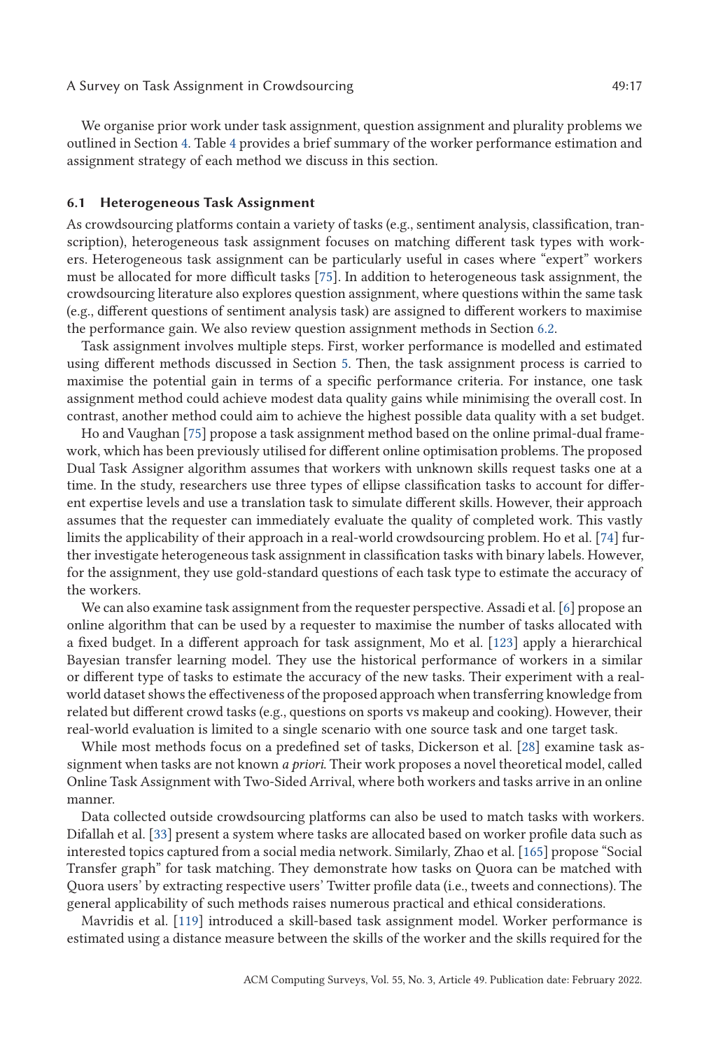We organise prior work under task assignment, question assignment and plurality problems we outlined in Section 4. Table 4 provides a brief summary of the worker performance estimation and assignment strategy of each method we discuss in this section.

### 6.1 Heterogeneous Task Assignment

As crowdsourcing platforms contain a variety of tasks (e.g., sentiment analysis, classification, transcription), heterogeneous task assignment focuses on matching different task types with workers. Heterogeneous task assignment can be particularly useful in cases where "expert" workers must be allocated for more difficult tasks [75]. In addition to heterogeneous task assignment, the crowdsourcing literature also explores question assignment, where questions within the same task (e.g., different questions of sentiment analysis task) are assigned to different workers to maximise the performance gain. We also review question assignment methods in Section 6.2.

Task assignment involves multiple steps. First, worker performance is modelled and estimated using different methods discussed in Section 5. Then, the task assignment process is carried to maximise the potential gain in terms of a specific performance criteria. For instance, one task assignment method could achieve modest data quality gains while minimising the overall cost. In contrast, another method could aim to achieve the highest possible data quality with a set budget.

Ho and Vaughan [75] propose a task assignment method based on the online primal-dual framework, which has been previously utilised for different online optimisation problems. The proposed Dual Task Assigner algorithm assumes that workers with unknown skills request tasks one at a time. In the study, researchers use three types of ellipse classification tasks to account for different expertise levels and use a translation task to simulate different skills. However, their approach assumes that the requester can immediately evaluate the quality of completed work. This vastly limits the applicability of their approach in a real-world crowdsourcing problem. Ho et al. [74] further investigate heterogeneous task assignment in classification tasks with binary labels. However, for the assignment, they use gold-standard questions of each task type to estimate the accuracy of the workers.

We can also examine task assignment from the requester perspective. Assadi et al. [6] propose an online algorithm that can be used by a requester to maximise the number of tasks allocated with a fixed budget. In a different approach for task assignment, Mo et al. [123] apply a hierarchical Bayesian transfer learning model. They use the historical performance of workers in a similar or different type of tasks to estimate the accuracy of the new tasks. Their experiment with a real-world dataset shows the effectiveness of the proposed approach when transferring knowledge from related but different crowd tasks (e.g., questions on sports vs makeup and cooking). However, their real-world evaluation is limited to a single scenario with one source task and one target task.

While most methods focus on a predefined set of tasks, Dickerson et al. [28] examine task assignment when tasks are not known *a priori*. Their work proposes a novel theoretical model, called Online Task Assignment with Two-Sided Arrival, where both workers and tasks arrive in an online manner.

Data collected outside crowdsourcing platforms can also be used to match tasks with workers. Difallah et al. [33] present a system where tasks are allocated based on worker profile data such as interested topics captured from a social media network. Similarly, Zhao et al. [165] propose "Social Transfer graph" for task matching. They demonstrate how tasks on Quora can be matched with Quora users' by extracting respective users' Twitter profile data (i.e., tweets and connections). The general applicability of such methods raises numerous practical and ethical considerations.

Mavridis et al. [119] introduced a skill-based task assignment model. Worker performance is estimated using a distance measure between the skills of the worker and the skills required for the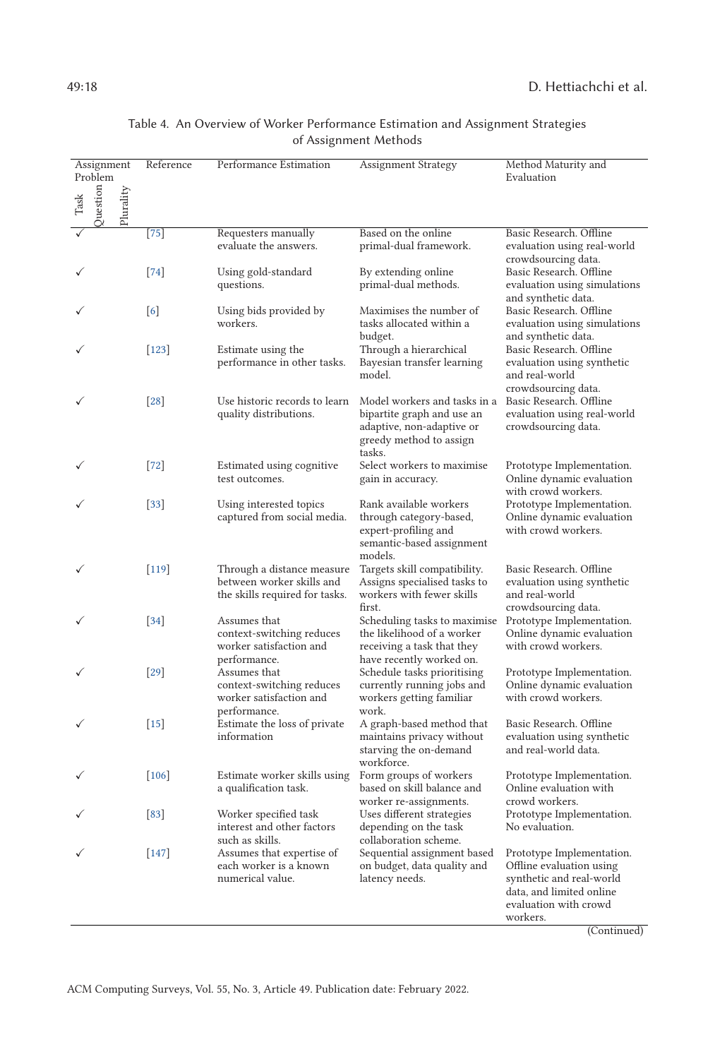Table 4. An Overview of Worker Performance Estimation and Assignment Strategies of Assignment Methods

| Assignment Problem | | | Reference | Performance Estimation | Assignment Strategy | Method Maturity and Evaluation |
|---|---|---|---|---|---|---|
| Task | Question | Plurality | | | | |
| ✓ | | | [75] | Requesters manually evaluate the answers. | Based on the online primal-dual framework. | Basic Research. Offline evaluation using real-world crowdsourcing data. |
| ✓ | | | [74] | Using gold-standard questions. | By extending online primal-dual methods. | Basic Research. Offline evaluation using simulations and synthetic data. |
| ✓ | | | [6] | Using bids provided by workers. | Maximises the number of tasks allocated within a budget. | Basic Research. Offline evaluation using simulations and synthetic data. |
| ✓ | | | [123] | Estimate using the performance in other tasks. | Through a hierarchical Bayesian transfer learning model. | Basic Research. Offline evaluation using synthetic and real-world crowdsourcing data. |
| ✓ | | | [28] | Use historic records to learn quality distributions. | Model workers and tasks in a bipartite graph and use an adaptive, non-adaptive or greedy method to assign tasks. | Basic Research. Offline evaluation using real-world crowdsourcing data. |
| ✓ | | | [72] | Estimated using cognitive test outcomes. | Select workers to maximise gain in accuracy. | Prototype Implementation. Online dynamic evaluation with crowd workers. |
| ✓ | | | [33] | Using interested topics captured from social media. | Rank available workers through category-based, expert-profiling and semantic-based assignment models. | Prototype Implementation. Online dynamic evaluation with crowd workers. |
| ✓ | | | [119] | Through a distance measure between worker skills and the skills required for tasks. | Targets skill compatibility. Assigns specialised tasks to workers with fewer skills first. | Basic Research. Offline evaluation using synthetic and real-world crowdsourcing data. |
| ✓ | | | [34] | Assumes that context-switching reduces worker satisfaction and performance. | Scheduling tasks to maximise the likelihood of a worker receiving a task that they have recently worked on. | Prototype Implementation. Online dynamic evaluation with crowd workers. |
| ✓ | | | [29] | Assumes that context-switching reduces worker satisfaction and performance. | Schedule tasks prioritising currently running jobs and workers getting familiar work. | Prototype Implementation. Online dynamic evaluation with crowd workers. |
| ✓ | | | [15] | Estimate the loss of private information | A graph-based method that maintains privacy without starving the on-demand workforce. | Basic Research. Offline evaluation using synthetic and real-world data. |
| ✓ | | | [106] | Estimate worker skills using a qualification task. | Form groups of workers based on skill balance and worker re-assignments. | Prototype Implementation. Online evaluation with crowd workers. |
| ✓ | | | [83] | Worker specified task interest and other factors such as skills. | Uses different strategies depending on the task collaboration scheme. | Prototype Implementation. No evaluation. |
| ✓ | | | [147] | Assumes that expertise of each worker is a known numerical value. | Sequential assignment based on budget, data quality and latency needs. | Prototype Implementation. Offline evaluation using synthetic and real-world data, and limited online evaluation with crowd workers. |

(Continued)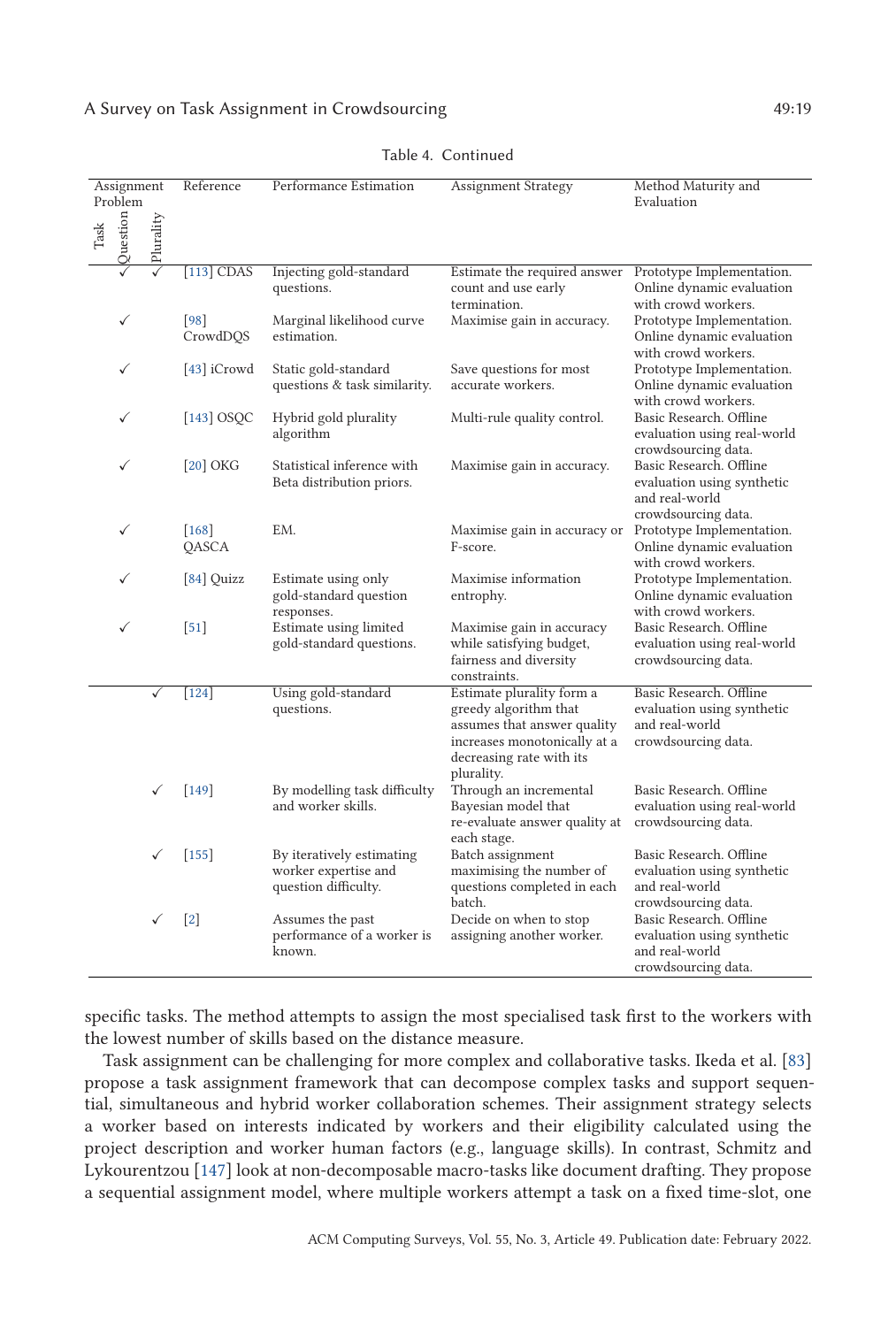Table 4. Continued

| Assignment Problem | | | Reference | Performance Estimation | Assignment Strategy | Method Maturity and Evaluation |
|---|---|---|---|---|---|---|
| Task | Question | Plurality | | | | |
| | ✓ | ✓ | [113] CDAS | Injecting gold-standard questions. | Estimate the required answer count and use early termination. | Prototype Implementation. Online dynamic evaluation with crowd workers. |
| | ✓ | | [98] CrowdDQS | Marginal likelihood curve estimation. | Maximise gain in accuracy. | Prototype Implementation. Online dynamic evaluation with crowd workers. |
| | ✓ | | [43] iCrowd | Static gold-standard questions & task similarity. | Save questions for most accurate workers. | Prototype Implementation. Online dynamic evaluation with crowd workers. |
| | ✓ | | [143] OSQC | Hybrid gold plurality algorithm | Multi-rule quality control. | Basic Research. Offline evaluation using real-world crowdsourcing data. |
| | ✓ | | [20] OKG | Statistical inference with Beta distribution priors. | Maximise gain in accuracy. | Basic Research. Offline evaluation using synthetic and real-world crowdsourcing data. |
| | ✓ | | [168] QASCA | EM. | Maximise gain in accuracy or F-score. | Prototype Implementation. Online dynamic evaluation with crowd workers. |
| | ✓ | | [84] Quizz | Estimate using only gold-standard question responses. | Maximise information entropy. | Prototype Implementation. Online dynamic evaluation with crowd workers. |
| | ✓ | | [51] | Estimate using limited gold-standard questions. | Maximise gain in accuracy while satisfying budget, fairness and diversity constraints. | Basic Research. Offline evaluation using real-world crowdsourcing data. |
| | | ✓ | [124] | Using gold-standard questions. | Estimate plurality form a greedy algorithm that assumes that answer quality increases monotonically at a decreasing rate with its plurality. | Basic Research. Offline evaluation using synthetic and real-world crowdsourcing data. |
| | | ✓ | [149] | By modelling task difficulty and worker skills. | Through an incremental Bayesian model that re-evaluate answer quality at each stage. | Basic Research. Offline evaluation using real-world crowdsourcing data. |
| | | ✓ | [155] | By iteratively estimating worker expertise and question difficulty. | Batch assignment maximising the number of questions completed in each batch. | Basic Research. Offline evaluation using synthetic and real-world crowdsourcing data. |
| | | ✓ | [2] | Assumes the past performance of a worker is known. | Decide on when to stop assigning another worker. | Basic Research. Offline evaluation using synthetic and real-world crowdsourcing data. |

specific tasks. The method attempts to assign the most specialised task first to the workers with the lowest number of skills based on the distance measure.

Task assignment can be challenging for more complex and collaborative tasks. Ikeda et al. [83] propose a task assignment framework that can decompose complex tasks and support sequential, simultaneous and hybrid worker collaboration schemes. Their assignment strategy selects a worker based on interests indicated by workers and their eligibility calculated using the project description and worker human factors (e.g., language skills). In contrast, Schmitz and Lykourentzou [147] look at non-decomposable macro-tasks like document drafting. They propose a sequential assignment model, where multiple workers attempt a task on a fixed time-slot, one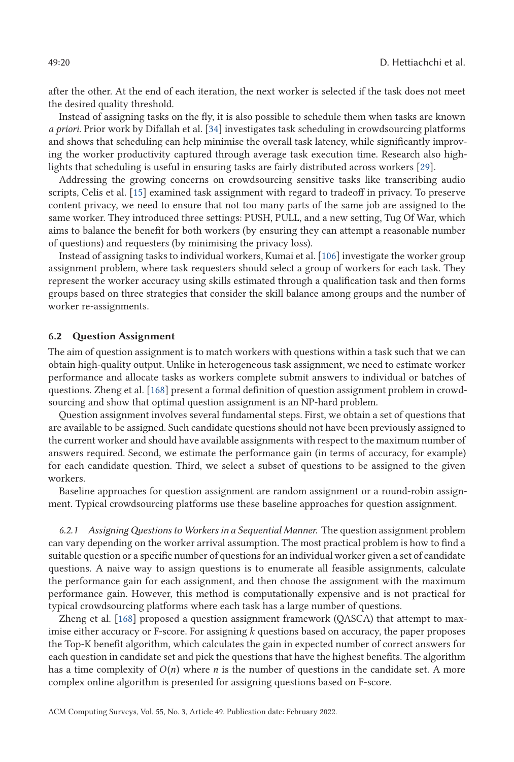after the other. At the end of each iteration, the next worker is selected if the task does not meet the desired quality threshold.

Instead of assigning tasks on the fly, it is also possible to schedule them when tasks are known *a priori*. Prior work by Difallah et al. [34] investigates task scheduling in crowdsourcing platforms and shows that scheduling can help minimise the overall task latency, while significantly improving the worker productivity captured through average task execution time. Research also highlights that scheduling is useful in ensuring tasks are fairly distributed across workers [29].

Addressing the growing concerns on crowdsourcing sensitive tasks like transcribing audio scripts, Celis et al. [15] examined task assignment with regard to tradeoff in privacy. To preserve content privacy, we need to ensure that not too many parts of the same job are assigned to the same worker. They introduced three settings: PUSH, PULL, and a new setting, Tug Of War, which aims to balance the benefit for both workers (by ensuring they can attempt a reasonable number of questions) and requesters (by minimising the privacy loss).

Instead of assigning tasks to individual workers, Kumai et al. [106] investigate the worker group assignment problem, where task requesters should select a group of workers for each task. They represent the worker accuracy using skills estimated through a qualification task and then forms groups based on three strategies that consider the skill balance among groups and the number of worker re-assignments.

### 6.2 Question Assignment

The aim of question assignment is to match workers with questions within a task such that we can obtain high-quality output. Unlike in heterogeneous task assignment, we need to estimate worker performance and allocate tasks as workers complete submit answers to individual or batches of questions. Zheng et al. [168] present a formal definition of question assignment problem in crowdsourcing and show that optimal question assignment is an NP-hard problem.

Question assignment involves several fundamental steps. First, we obtain a set of questions that are available to be assigned. Such candidate questions should not have been previously assigned to the current worker and should have available assignments with respect to the maximum number of answers required. Second, we estimate the performance gain (in terms of accuracy, for example) for each candidate question. Third, we select a subset of questions to be assigned to the given workers.

Baseline approaches for question assignment are random assignment or a round-robin assignment. Typical crowdsourcing platforms use these baseline approaches for question assignment.

#### 6.2.1 *Assigning Questions to Workers in a Sequential Manner.*

The question assignment problem can vary depending on the worker arrival assumption. The most practical problem is how to find a suitable question or a specific number of questions for an individual worker given a set of candidate questions. A naive way to assign questions is to enumerate all feasible assignments, calculate the performance gain for each assignment, and then choose the assignment with the maximum performance gain. However, this method is computationally expensive and is not practical for typical crowdsourcing platforms where each task has a large number of questions.

Zheng et al. [168] proposed a question assignment framework (QASCA) that attempt to maximise either accuracy or F-score. For assigning $k$ questions based on accuracy, the paper proposes the Top-K benefit algorithm, which calculates the gain in expected number of correct answers for each question in candidate set and pick the questions that have the highest benefits. The algorithm has a time complexity of $O(n)$ where $n$ is the number of questions in the candidate set. A more complex online algorithm is presented for assigning questions based on F-score.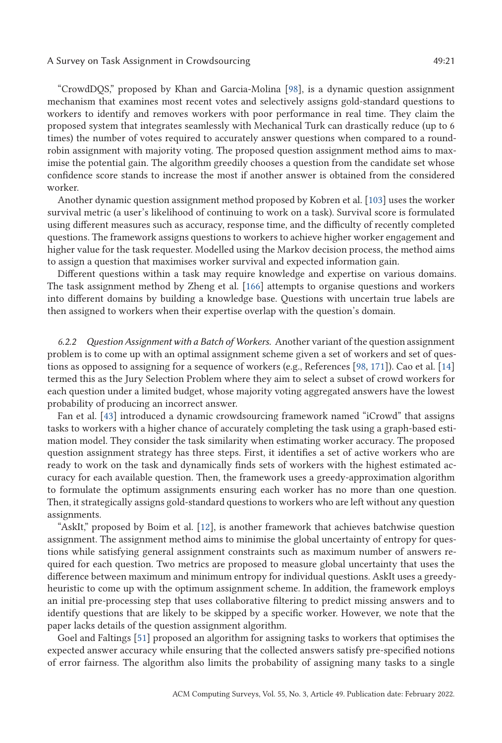"CrowdDQS," proposed by Khan and Garcia-Molina [98], is a dynamic question assignment mechanism that examines most recent votes and selectively assigns gold-standard questions to workers to identify and removes workers with poor performance in real time. They claim the proposed system that integrates seamlessly with Mechanical Turk can drastically reduce (up to 6 times) the number of votes required to accurately answer questions when compared to a round-robin assignment with majority voting. The proposed question assignment method aims to maximise the potential gain. The algorithm greedily chooses a question from the candidate set whose confidence score stands to increase the most if another answer is obtained from the considered worker.

Another dynamic question assignment method proposed by Kobren et al. [103] uses the worker survival metric (a user's likelihood of continuing to work on a task). Survival score is formulated using different measures such as accuracy, response time, and the difficulty of recently completed questions. The framework assigns questions to workers to achieve higher worker engagement and higher value for the task requester. Modelled using the Markov decision process, the method aims to assign a question that maximises worker survival and expected information gain.

Different questions within a task may require knowledge and expertise on various domains. The task assignment method by Zheng et al. [166] attempts to organise questions and workers into different domains by building a knowledge base. Questions with uncertain true labels are then assigned to workers when their expertise overlap with the question's domain.

*6.2.2 Question Assignment with a Batch of Workers.* Another variant of the question assignment problem is to come up with an optimal assignment scheme given a set of workers and set of questions as opposed to assigning for a sequence of workers (e.g., References [98, 171]). Cao et al. [14] termed this as the Jury Selection Problem where they aim to select a subset of crowd workers for each question under a limited budget, whose majority voting aggregated answers have the lowest probability of producing an incorrect answer.

Fan et al. [43] introduced a dynamic crowdsourcing framework named "iCrowd" that assigns tasks to workers with a higher chance of accurately completing the task using a graph-based estimation model. They consider the task similarity when estimating worker accuracy. The proposed question assignment strategy has three steps. First, it identifies a set of active workers who are ready to work on the task and dynamically finds sets of workers with the highest estimated accuracy for each available question. Then, the framework uses a greedy-approximation algorithm to formulate the optimum assignments ensuring each worker has no more than one question. Then, it strategically assigns gold-standard questions to workers who are left without any question assignments.

"AskIt," proposed by Boim et al. [12], is another framework that achieves batchwise question assignment. The assignment method aims to minimise the global uncertainty of entropy for questions while satisfying general assignment constraints such as maximum number of answers required for each question. Two metrics are proposed to measure global uncertainty that uses the difference between maximum and minimum entropy for individual questions. AskIt uses a greedy-heuristic to come up with the optimum assignment scheme. In addition, the framework employs an initial pre-processing step that uses collaborative filtering to predict missing answers and to identify questions that are likely to be skipped by a specific worker. However, we note that the paper lacks details of the question assignment algorithm.

Goel and Faltings [51] proposed an algorithm for assigning tasks to workers that optimises the expected answer accuracy while ensuring that the collected answers satisfy pre-specified notions of error fairness. The algorithm also limits the probability of assigning many tasks to a single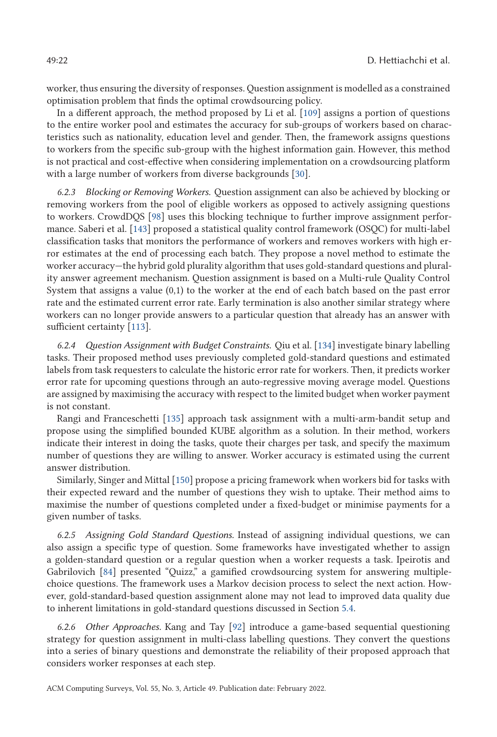worker, thus ensuring the diversity of responses. Question assignment is modelled as a constrained optimisation problem that finds the optimal crowdsourcing policy.

In a different approach, the method proposed by Li et al. [109] assigns a portion of questions to the entire worker pool and estimates the accuracy for sub-groups of workers based on characteristics such as nationality, education level and gender. Then, the framework assigns questions to workers from the specific sub-group with the highest information gain. However, this method is not practical and cost-effective when considering implementation on a crowdsourcing platform with a large number of workers from diverse backgrounds [30].

*6.2.3 Blocking or Removing Workers.* Question assignment can also be achieved by blocking or removing workers from the pool of eligible workers as opposed to actively assigning questions to workers. CrowdDQS [98] uses this blocking technique to further improve assignment performance. Saberi et al. [143] proposed a statistical quality control framework (OSQC) for multi-label classification tasks that monitors the performance of workers and removes workers with high error estimates at the end of processing each batch. They propose a novel method to estimate the worker accuracy—the hybrid gold plurality algorithm that uses gold-standard questions and plurality answer agreement mechanism. Question assignment is based on a Multi-rule Quality Control System that assigns a value (0,1) to the worker at the end of each batch based on the past error rate and the estimated current error rate. Early termination is also another similar strategy where workers can no longer provide answers to a particular question that already has an answer with sufficient certainty [113].

*6.2.4 Question Assignment with Budget Constraints.* Qiu et al. [134] investigate binary labelling tasks. Their proposed method uses previously completed gold-standard questions and estimated labels from task requesters to calculate the historic error rate for workers. Then, it predicts worker error rate for upcoming questions through an auto-regressive moving average model. Questions are assigned by maximising the accuracy with respect to the limited budget when worker payment is not constant.

Rangi and Franceschetti [135] approach task assignment with a multi-arm-bandit setup and propose using the simplified bounded KUBE algorithm as a solution. In their method, workers indicate their interest in doing the tasks, quote their charges per task, and specify the maximum number of questions they are willing to answer. Worker accuracy is estimated using the current answer distribution.

Similarly, Singer and Mittal [150] propose a pricing framework when workers bid for tasks with their expected reward and the number of questions they wish to uptake. Their method aims to maximise the number of questions completed under a fixed-budget or minimise payments for a given number of tasks.

*6.2.5 Assigning Gold Standard Questions.* Instead of assigning individual questions, we can also assign a specific type of question. Some frameworks have investigated whether to assign a golden-standard question or a regular question when a worker requests a task. Ipeirotis and Gabrilovich [84] presented "Quizz," a gamified crowdsourcing system for answering multiple-choice questions. The framework uses a Markov decision process to select the next action. However, gold-standard-based question assignment alone may not lead to improved data quality due to inherent limitations in gold-standard questions discussed in Section 5.4.

*6.2.6 Other Approaches.* Kang and Tay [92] introduce a game-based sequential questioning strategy for question assignment in multi-class labelling questions. They convert the questions into a series of binary questions and demonstrate the reliability of their proposed approach that considers worker responses at each step.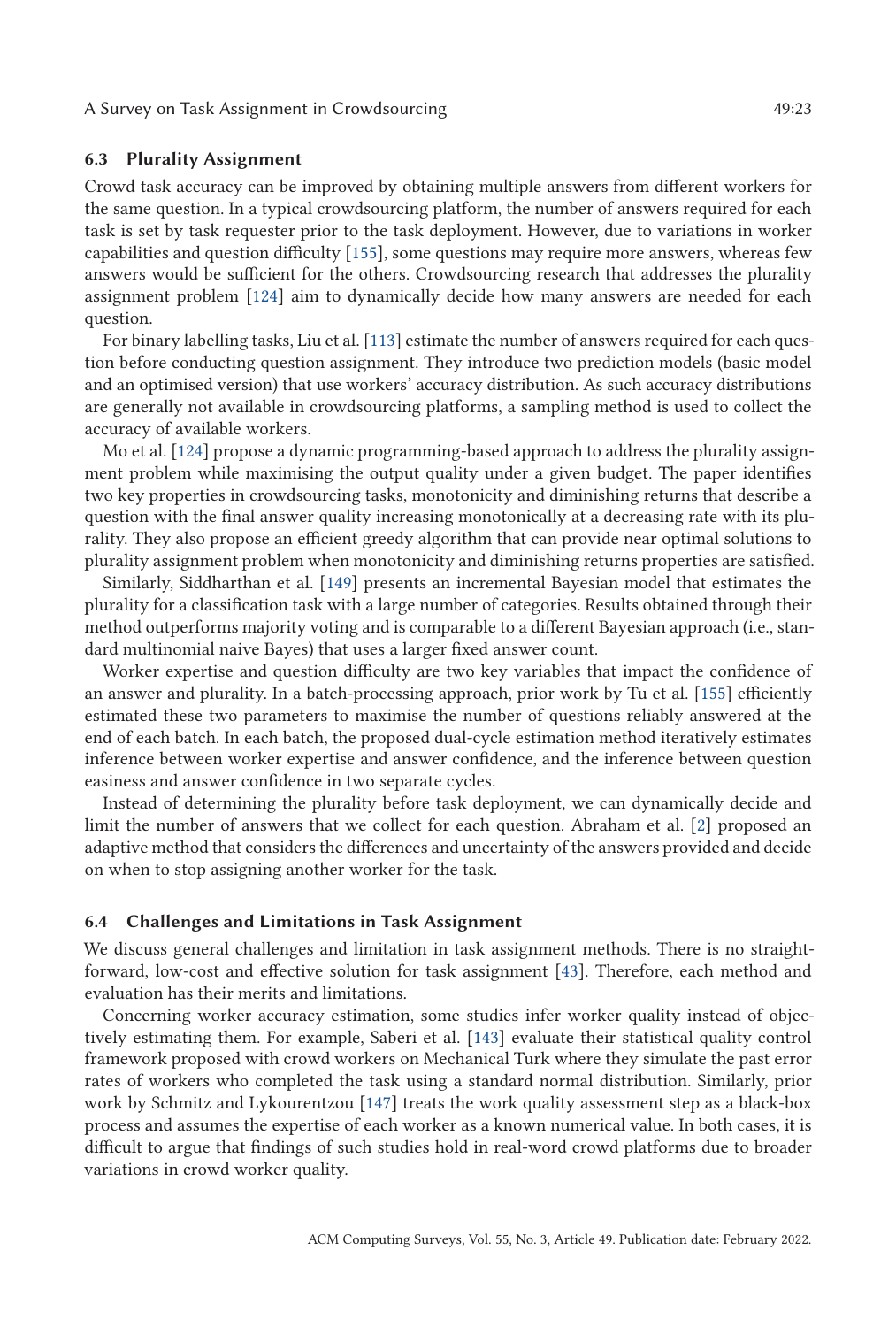### 6.3 Plurality Assignment

Crowd task accuracy can be improved by obtaining multiple answers from different workers for the same question. In a typical crowdsourcing platform, the number of answers required for each task is set by task requester prior to the task deployment. However, due to variations in worker capabilities and question difficulty [155], some questions may require more answers, whereas few answers would be sufficient for the others. Crowdsourcing research that addresses the plurality assignment problem [124] aim to dynamically decide how many answers are needed for each question.

For binary labelling tasks, Liu et al. [113] estimate the number of answers required for each question before conducting question assignment. They introduce two prediction models (basic model and an optimised version) that use workers' accuracy distribution. As such accuracy distributions are generally not available in crowdsourcing platforms, a sampling method is used to collect the accuracy of available workers.

Mo et al. [124] propose a dynamic programming-based approach to address the plurality assignment problem while maximising the output quality under a given budget. The paper identifies two key properties in crowdsourcing tasks, monotonicity and diminishing returns that describe a question with the final answer quality increasing monotonically at a decreasing rate with its plurality. They also propose an efficient greedy algorithm that can provide near optimal solutions to plurality assignment problem when monotonicity and diminishing returns properties are satisfied.

Similarly, Siddharthan et al. [149] presents an incremental Bayesian model that estimates the plurality for a classification task with a large number of categories. Results obtained through their method outperforms majority voting and is comparable to a different Bayesian approach (i.e., standard multinomial naive Bayes) that uses a larger fixed answer count.

Worker expertise and question difficulty are two key variables that impact the confidence of an answer and plurality. In a batch-processing approach, prior work by Tu et al. [155] efficiently estimated these two parameters to maximise the number of questions reliably answered at the end of each batch. In each batch, the proposed dual-cycle estimation method iteratively estimates inference between worker expertise and answer confidence, and the inference between question easiness and answer confidence in two separate cycles.

Instead of determining the plurality before task deployment, we can dynamically decide and limit the number of answers that we collect for each question. Abraham et al. [2] proposed an adaptive method that considers the differences and uncertainty of the answers provided and decide on when to stop assigning another worker for the task.

### 6.4 Challenges and Limitations in Task Assignment

We discuss general challenges and limitation in task assignment methods. There is no straightforward, low-cost and effective solution for task assignment [43]. Therefore, each method and evaluation has their merits and limitations.

Concerning worker accuracy estimation, some studies infer worker quality instead of objectively estimating them. For example, Saberi et al. [143] evaluate their statistical quality control framework proposed with crowd workers on Mechanical Turk where they simulate the past error rates of workers who completed the task using a standard normal distribution. Similarly, prior work by Schmitz and Lykourentzou [147] treats the work quality assessment step as a black-box process and assumes the expertise of each worker as a known numerical value. In both cases, it is difficult to argue that findings of such studies hold in real-word crowd platforms due to broader variations in crowd worker quality.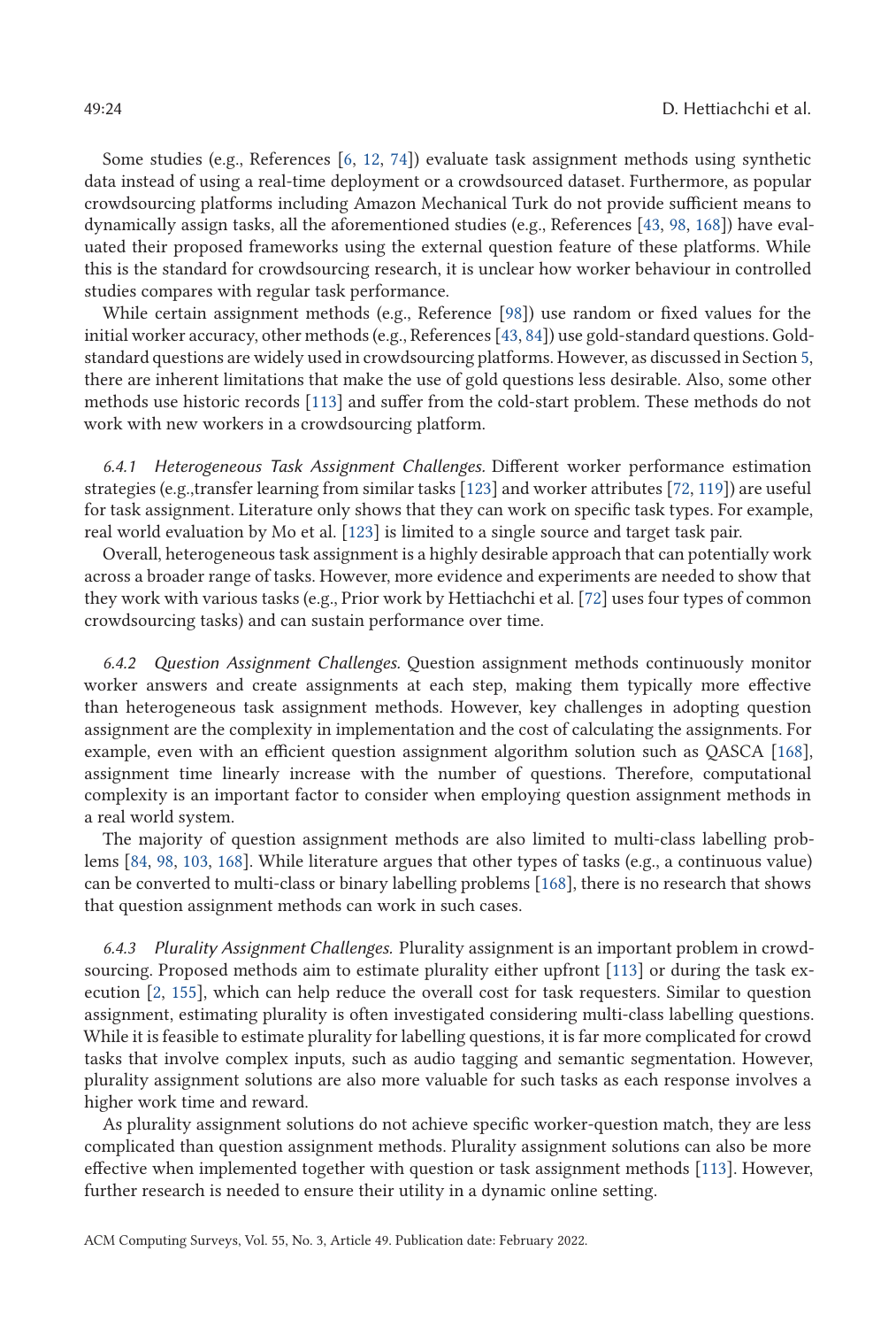Some studies (e.g., References [6, 12, 74]) evaluate task assignment methods using synthetic data instead of using a real-time deployment or a crowdsourced dataset. Furthermore, as popular crowdsourcing platforms including Amazon Mechanical Turk do not provide sufficient means to dynamically assign tasks, all the aforementioned studies (e.g., References [43, 98, 168]) have evaluated their proposed frameworks using the external question feature of these platforms. While this is the standard for crowdsourcing research, it is unclear how worker behaviour in controlled studies compares with regular task performance.

While certain assignment methods (e.g., Reference [98]) use random or fixed values for the initial worker accuracy, other methods (e.g., References [43, 84]) use gold-standard questions. Gold-standard questions are widely used in crowdsourcing platforms. However, as discussed in Section 5, there are inherent limitations that make the use of gold questions less desirable. Also, some other methods use historic records [113] and suffer from the cold-start problem. These methods do not work with new workers in a crowdsourcing platform.

#### 6.4.1 *Heterogeneous Task Assignment Challenges.*

Different worker performance estimation strategies (e.g.,transfer learning from similar tasks [123] and worker attributes [72, 119]) are useful for task assignment. Literature only shows that they can work on specific task types. For example, real world evaluation by Mo et al. [123] is limited to a single source and target task pair.

Overall, heterogeneous task assignment is a highly desirable approach that can potentially work across a broader range of tasks. However, more evidence and experiments are needed to show that they work with various tasks (e.g., Prior work by Hettiachchi et al. [72] uses four types of common crowdsourcing tasks) and can sustain performance over time.

#### 6.4.2 *Question Assignment Challenges.*

Question assignment methods continuously monitor worker answers and create assignments at each step, making them typically more effective than heterogeneous task assignment methods. However, key challenges in adopting question assignment are the complexity in implementation and the cost of calculating the assignments. For example, even with an efficient question assignment algorithm solution such as QASCA [168], assignment time linearly increase with the number of questions. Therefore, computational complexity is an important factor to consider when employing question assignment methods in a real world system.

The majority of question assignment methods are also limited to multi-class labelling problems [84, 98, 103, 168]. While literature argues that other types of tasks (e.g., a continuous value) can be converted to multi-class or binary labelling problems [168], there is no research that shows that question assignment methods can work in such cases.

#### 6.4.3 *Plurality Assignment Challenges.*

Plurality assignment is an important problem in crowdsourcing. Proposed methods aim to estimate plurality either upfront [113] or during the task execution [2, 155], which can help reduce the overall cost for task requesters. Similar to question assignment, estimating plurality is often investigated considering multi-class labelling questions. While it is feasible to estimate plurality for labelling questions, it is far more complicated for crowd tasks that involve complex inputs, such as audio tagging and semantic segmentation. However, plurality assignment solutions are also more valuable for such tasks as each response involves a higher work time and reward.

As plurality assignment solutions do not achieve specific worker-question match, they are less complicated than question assignment methods. Plurality assignment solutions can also be more effective when implemented together with question or task assignment methods [113]. However, further research is needed to ensure their utility in a dynamic online setting.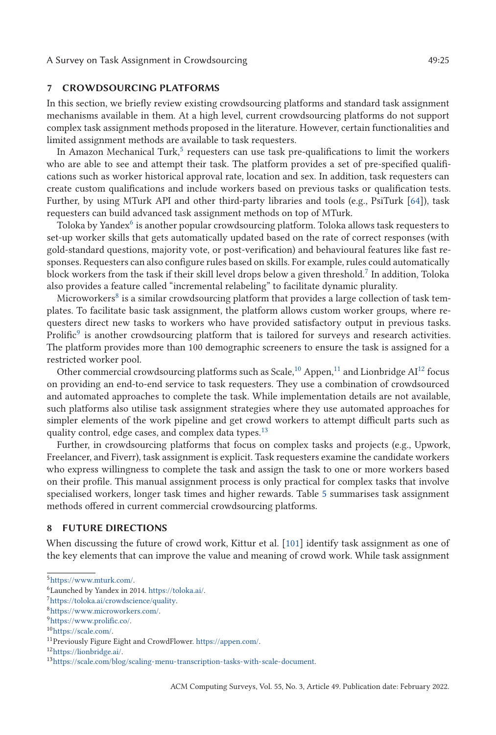## 7 CROWDSOURCING PLATFORMS

In this section, we briefly review existing crowdsourcing platforms and standard task assignment mechanisms available in them. At a high level, current crowdsourcing platforms do not support complex task assignment methods proposed in the literature. However, certain functionalities and limited assignment methods are available to task requesters.

In Amazon Mechanical Turk,[5] requesters can use task pre-qualifications to limit the workers who are able to see and attempt their task. The platform provides a set of pre-specified qualifications such as worker historical approval rate, location and sex. In addition, task requesters can create custom qualifications and include workers based on previous tasks or qualification tests. Further, by using MTurk API and other third-party libraries and tools (e.g., PsiTurk [64]), task requesters can build advanced task assignment methods on top of MTurk.

Toloka by Yandex[6] is another popular crowdsourcing platform. Toloka allows task requesters to set-up worker skills that gets automatically updated based on the rate of correct responses (with gold-standard questions, majority vote, or post-verification) and behavioural features like fast responses. Requesters can also configure rules based on skills. For example, rules could automatically block workers from the task if their skill level drops below a given threshold.[7] In addition, Toloka also provides a feature called "incremental relabeling" to facilitate dynamic plurality.

Microworkers[8] is a similar crowdsourcing platform that provides a large collection of task templates. To facilitate basic task assignment, the platform allows custom worker groups, where requesters direct new tasks to workers who have provided satisfactory output in previous tasks. Prolific[9] is another crowdsourcing platform that is tailored for surveys and research activities. The platform provides more than 100 demographic screeners to ensure the task is assigned for a restricted worker pool.

Other commercial crowdsourcing platforms such as Scale,[10] Appen,[11] and Lionbridge AI[12] focus on providing an end-to-end service to task requesters. They use a combination of crowdsourced and automated approaches to complete the task. While implementation details are not available, such platforms also utilise task assignment strategies where they use automated approaches for simpler elements of the work pipeline and get crowd workers to attempt difficult parts such as quality control, edge cases, and complex data types.[13]

Further, in crowdsourcing platforms that focus on complex tasks and projects (e.g., Upwork, Freelancer, and Fiverr), task assignment is explicit. Task requesters examine the candidate workers who express willingness to complete the task and assign the task to one or more workers based on their profile. This manual assignment process is only practical for complex tasks that involve specialised workers, longer task times and higher rewards. Table 5 summarises task assignment methods offered in current commercial crowdsourcing platforms.

## 8 FUTURE DIRECTIONS

When discussing the future of crowd work, Kittur et al. [101] identify task assignment as one of the key elements that can improve the value and meaning of crowd work. While task assignment

---

[5] https://www.mturk.com/.

[6] Launched by Yandex in 2014. https://toloka.ai/.

[7] https://toloka.ai/crowdscience/quality.

[8] https://www.microworkers.com/.

[9] https://www.prolific.co/.

[10] https://scale.com/.

[11] Previously Figure Eight and CrowdFlower. https://appen.com/.

[12] https://lionbridge.ai/.

[13] https://scale.com/blog/scaling-menu-transcription-tasks-with-scale-document.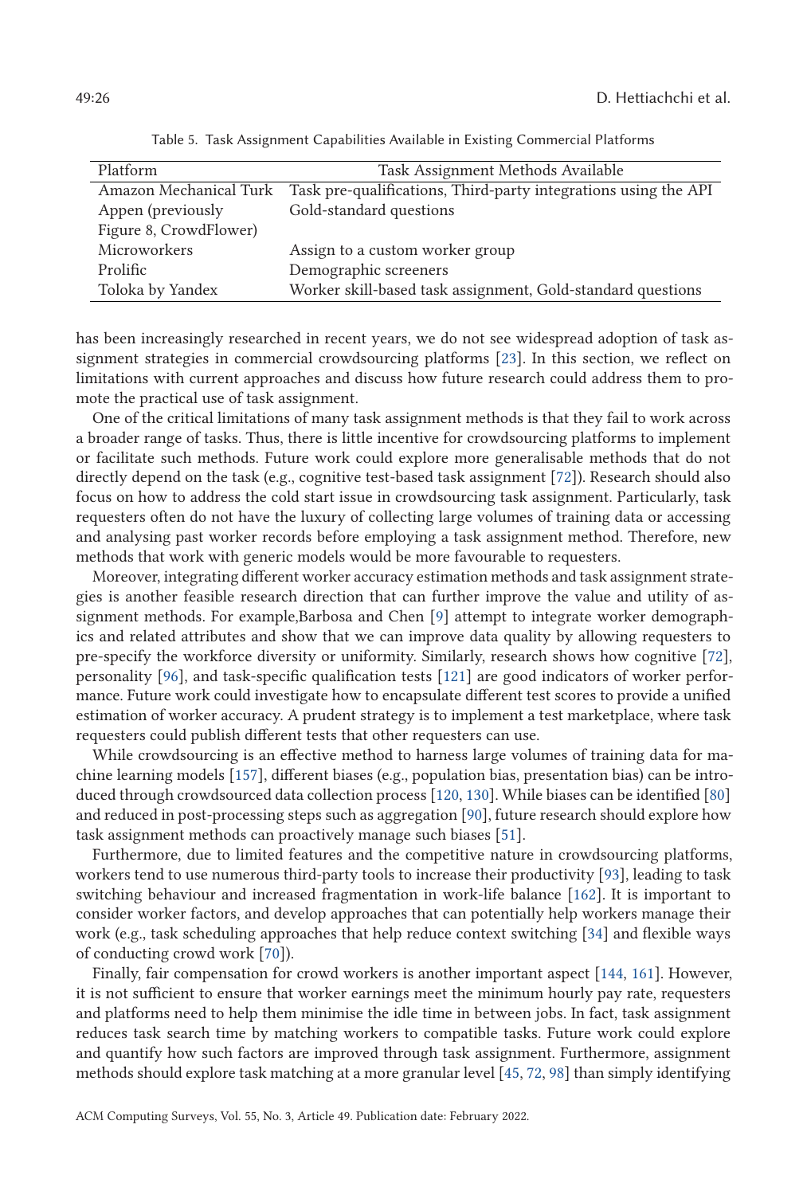Table 5. Task Assignment Capabilities Available in Existing Commercial Platforms

| Platform | Task Assignment Methods Available |
|---|---|
| Amazon Mechanical Turk | Task pre-qualifications, Third-party integrations using the API |
| Appen (previously Figure 8, CrowdFlower) | Gold-standard questions |
| Microworkers | Assign to a custom worker group |
| Prolific | Demographic screeners |
| Toloka by Yandex | Worker skill-based task assignment, Gold-standard questions |

has been increasingly researched in recent years, we do not see widespread adoption of task assignment strategies in commercial crowdsourcing platforms [23]. In this section, we reflect on limitations with current approaches and discuss how future research could address them to promote the practical use of task assignment.

One of the critical limitations of many task assignment methods is that they fail to work across a broader range of tasks. Thus, there is little incentive for crowdsourcing platforms to implement or facilitate such methods. Future work could explore more generalisable methods that do not directly depend on the task (e.g., cognitive test-based task assignment [72]). Research should also focus on how to address the cold start issue in crowdsourcing task assignment. Particularly, task requesters often do not have the luxury of collecting large volumes of training data or accessing and analysing past worker records before employing a task assignment method. Therefore, new methods that work with generic models would be more favourable to requesters.

Moreover, integrating different worker accuracy estimation methods and task assignment strategies is another feasible research direction that can further improve the value and utility of assignment methods. For example,Barbosa and Chen [9] attempt to integrate worker demographics and related attributes and show that we can improve data quality by allowing requesters to pre-specify the workforce diversity or uniformity. Similarly, research shows how cognitive [72], personality [96], and task-specific qualification tests [121] are good indicators of worker performance. Future work could investigate how to encapsulate different test scores to provide a unified estimation of worker accuracy. A prudent strategy is to implement a test marketplace, where task requesters could publish different tests that other requesters can use.

While crowdsourcing is an effective method to harness large volumes of training data for machine learning models [157], different biases (e.g., population bias, presentation bias) can be introduced through crowdsourced data collection process [120, 130]. While biases can be identified [80] and reduced in post-processing steps such as aggregation [90], future research should explore how task assignment methods can proactively manage such biases [51].

Furthermore, due to limited features and the competitive nature in crowdsourcing platforms, workers tend to use numerous third-party tools to increase their productivity [93], leading to task switching behaviour and increased fragmentation in work-life balance [162]. It is important to consider worker factors, and develop approaches that can potentially help workers manage their work (e.g., task scheduling approaches that help reduce context switching [34] and flexible ways of conducting crowd work [70]).

Finally, fair compensation for crowd workers is another important aspect [144, 161]. However, it is not sufficient to ensure that worker earnings meet the minimum hourly pay rate, requesters and platforms need to help them minimise the idle time in between jobs. In fact, task assignment reduces task search time by matching workers to compatible tasks. Future work could explore and quantify how such factors are improved through task assignment. Furthermore, assignment methods should explore task matching at a more granular level [45, 72, 98] than simply identifying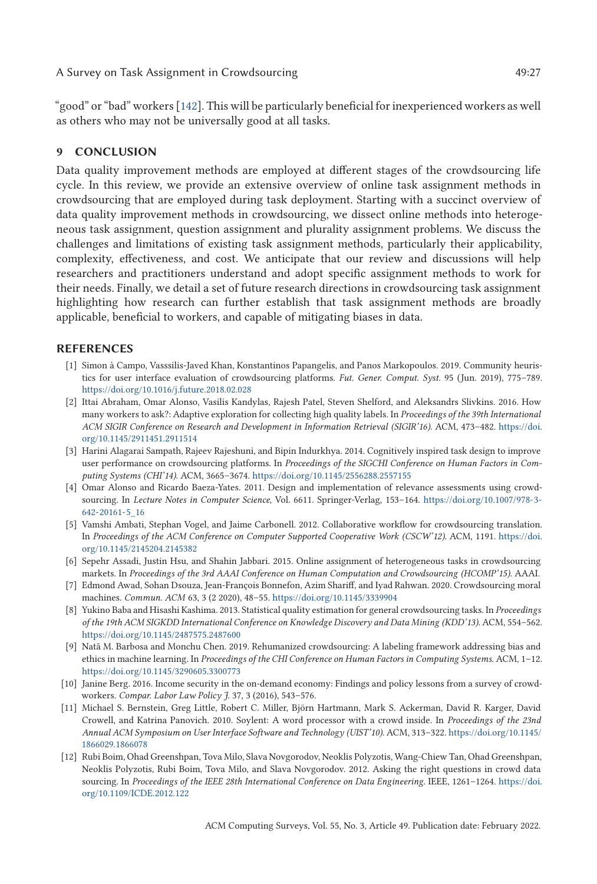"good" or "bad" workers [142]. This will be particularly beneficial for inexperienced workers as well as others who may not be universally good at all tasks.

## 9 CONCLUSION

Data quality improvement methods are employed at different stages of the crowdsourcing life cycle. In this review, we provide an extensive overview of online task assignment methods in crowdsourcing that are employed during task deployment. Starting with a succinct overview of data quality improvement methods in crowdsourcing, we dissect online methods into heterogeneous task assignment, question assignment and plurality assignment problems. We discuss the challenges and limitations of existing task assignment methods, particularly their applicability, complexity, effectiveness, and cost. We anticipate that our review and discussions will help researchers and practitioners understand and adopt specific assignment methods to work for their needs. Finally, we detail a set of future research directions in crowdsourcing task assignment highlighting how research can further establish that task assignment methods are broadly applicable, beneficial to workers, and capable of mitigating biases in data.

## REFERENCES

[1] Simon à Campo, Vasssilis-Javed Khan, Konstantinos Papangelis, and Panos Markopoulos. 2019. Community heuristics for user interface evaluation of crowdsourcing platforms. *Fut. Gener. Comput. Syst.* 95 (Jun. 2019), 775–789. https://doi.org/10.1016/j.future.2018.02.028

[2] Ittai Abraham, Omar Alonso, Vasilis Kandylas, Rajesh Patel, Steven Shelford, and Aleksandrs Slivkins. 2016. How many workers to ask?: Adaptive exploration for collecting high quality labels. In *Proceedings of the 39th International ACM SIGIR Conference on Research and Development in Information Retrieval (SIGIR'16)*. ACM, 473–482. https://doi.org/10.1145/2911451.2911514

[3] Harini Alagarai Sampath, Rajeev Rajeshuni, and Bipin Indurkhya. 2014. Cognitively inspired task design to improve user performance on crowdsourcing platforms. In *Proceedings of the SIGCHI Conference on Human Factors in Computing Systems (CHI'14)*. ACM, 3665–3674. https://doi.org/10.1145/2556288.2557155

[4] Omar Alonso and Ricardo Baeza-Yates. 2011. Design and implementation of relevance assessments using crowdsourcing. In *Lecture Notes in Computer Science*, Vol. 6611. Springer-Verlag, 153–164. https://doi.org/10.1007/978-3-642-20161-5_16

[5] Vamshi Ambati, Stephan Vogel, and Jaime Carbonell. 2012. Collaborative workflow for crowdsourcing translation. In *Proceedings of the ACM Conference on Computer Supported Cooperative Work (CSCW'12)*. ACM, 1191. https://doi.org/10.1145/2145204.2145382

[6] Sepehr Assadi, Justin Hsu, and Shahin Jabbari. 2015. Online assignment of heterogeneous tasks in crowdsourcing markets. In *Proceedings of the 3rd AAAI Conference on Human Computation and Crowdsourcing (HCOMP'15)*. AAAI.

[7] Edmond Awad, Sohan Dsouza, Jean-François Bonnefon, Azim Shariff, and Iyad Rahwan. 2020. Crowdsourcing moral machines. *Commun. ACM* 63, 3 (2 2020), 48–55. https://doi.org/10.1145/3339904

[8] Yukino Baba and Hisashi Kashima. 2013. Statistical quality estimation for general crowdsourcing tasks. In *Proceedings of the 19th ACM SIGKDD International Conference on Knowledge Discovery and Data Mining (KDD'13)*. ACM, 554–562. https://doi.org/10.1145/2487575.2487600

[9] Natã M. Barbosa and Monchu Chen. 2019. Rehumanized crowdsourcing: A labeling framework addressing bias and ethics in machine learning. In *Proceedings of the CHI Conference on Human Factors in Computing Systems*. ACM, 1–12. https://doi.org/10.1145/3290605.3300773

[10] Janine Berg. 2016. Income security in the on-demand economy: Findings and policy lessons from a survey of crowdworkers. *Compar. Labor Law Policy J.* 37, 3 (2016), 543–576.

[11] Michael S. Bernstein, Greg Little, Robert C. Miller, Björn Hartmann, Mark S. Ackerman, David R. Karger, David Crowell, and Katrina Panovich. 2010. Soylent: A word processor with a crowd inside. In *Proceedings of the 23nd Annual ACM Symposium on User Interface Software and Technology (UIST'10)*. ACM, 313–322. https://doi.org/10.1145/1866029.1866078

[12] Rubi Boim, Ohad Greenshpan, Tova Milo, Slava Novgorodov, Neoklis Polyzotis, Wang-Chiew Tan, Ohad Greenshpan, Neoklis Polyzotis, Rubi Boim, Tova Milo, and Slava Novgorodov. 2012. Asking the right questions in crowd data sourcing. In *Proceedings of the IEEE 28th International Conference on Data Engineering*. IEEE, 1261–1264. https://doi.org/10.1109/ICDE.2012.122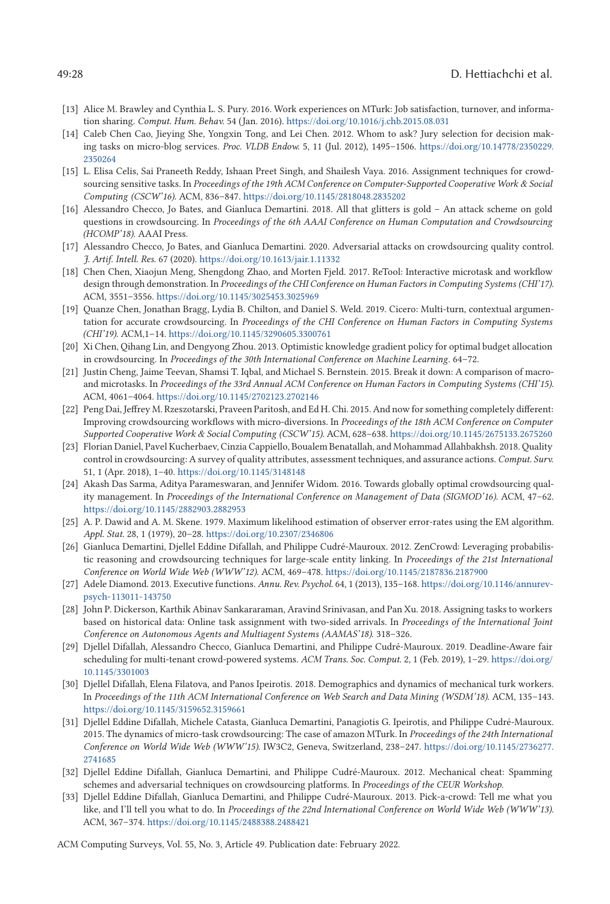[13] Alice M. Brawley and Cynthia L. S. Pury. 2016. Work experiences on MTurk: Job satisfaction, turnover, and information sharing. *Comput. Hum. Behav.* 54 (Jan. 2016). https://doi.org/10.1016/j.chb.2015.08.031

[14] Caleb Chen Cao, Jieying She, Yongxin Tong, and Lei Chen. 2012. Whom to ask? Jury selection for decision making tasks on micro-blog services. *Proc. VLDB Endow.* 5, 11 (Jul. 2012), 1495–1506. https://doi.org/10.14778/2350229.2350264

[15] L. Elisa Celis, Sai Praneeth Reddy, Ishaan Preet Singh, and Shailesh Vaya. 2016. Assignment techniques for crowdsourcing sensitive tasks. In *Proceedings of the 19th ACM Conference on Computer-Supported Cooperative Work & Social Computing (CSCW'16)*. ACM, 836–847. https://doi.org/10.1145/2818048.2835202

[16] Alessandro Checco, Jo Bates, and Gianluca Demartini. 2018. All that glitters is gold – An attack scheme on gold questions in crowdsourcing. In *Proceedings of the 6th AAAI Conference on Human Computation and Crowdsourcing (HCOMP'18)*. AAAI Press.

[17] Alessandro Checco, Jo Bates, and Gianluca Demartini. 2020. Adversarial attacks on crowdsourcing quality control. *J. Artif. Intell. Res.* 67 (2020). https://doi.org/10.1613/jair.1.11332

[18] Chen Chen, Xiaojun Meng, Shengdong Zhao, and Morten Fjeld. 2017. ReTool: Interactive microtask and workflow design through demonstration. In *Proceedings of the CHI Conference on Human Factors in Computing Systems (CHI'17)*. ACM, 3551–3556. https://doi.org/10.1145/3025453.3025969

[19] Quanze Chen, Jonathan Bragg, Lydia B. Chilton, and Daniel S. Weld. 2019. Cicero: Multi-turn, contextual argumentation for accurate crowdsourcing. In *Proceedings of the CHI Conference on Human Factors in Computing Systems (CHI'19)*. ACM,1–14. https://doi.org/10.1145/3290605.3300761

[20] Xi Chen, Qihang Lin, and Dengyong Zhou. 2013. Optimistic knowledge gradient policy for optimal budget allocation in crowdsourcing. In *Proceedings of the 30th International Conference on Machine Learning*. 64–72.

[21] Justin Cheng, Jaime Teevan, Shamsi T. Iqbal, and Michael S. Bernstein. 2015. Break it down: A comparison of macro- and microtasks. In *Proceedings of the 33rd Annual ACM Conference on Human Factors in Computing Systems (CHI'15)*. ACM, 4061–4064. https://doi.org/10.1145/2702123.2702146

[22] Peng Dai, Jeffrey M. Rzeszotarski, Praveen Paritosh, and Ed H. Chi. 2015. And now for something completely different: Improving crowdsourcing workflows with micro-diversions. In *Proceedings of the 18th ACM Conference on Computer Supported Cooperative Work & Social Computing (CSCW'15)*. ACM, 628–638. https://doi.org/10.1145/2675133.2675260

[23] Florian Daniel, Pavel Kucherbaev, Cinzia Cappiello, Boualem Benatallah, and Mohammad Allahbakhsh. 2018. Quality control in crowdsourcing: A survey of quality attributes, assessment techniques, and assurance actions. *Comput. Surv.* 51, 1 (Apr. 2018), 1–40. https://doi.org/10.1145/3148148

[24] Akash Das Sarma, Aditya Parameswaran, and Jennifer Widom. 2016. Towards globally optimal crowdsourcing quality management. In *Proceedings of the International Conference on Management of Data (SIGMOD'16)*. ACM, 47–62. https://doi.org/10.1145/2882903.2882953

[25] A. P. Dawid and A. M. Skene. 1979. Maximum likelihood estimation of observer error-rates using the EM algorithm. *Appl. Stat.* 28, 1 (1979), 20–28. https://doi.org/10.2307/2346806

[26] Gianluca Demartini, Djellel Eddine Difallah, and Philippe Cudré-Mauroux. 2012. ZenCrowd: Leveraging probabilistic reasoning and crowdsourcing techniques for large-scale entity linking. In *Proceedings of the 21st International Conference on World Wide Web (WWW'12)*. ACM, 469–478. https://doi.org/10.1145/2187836.2187900

[27] Adele Diamond. 2013. Executive functions. *Annu. Rev. Psychol.* 64, 1 (2013), 135–168. https://doi.org/10.1146/annurev-psych-113011-143750

[28] John P. Dickerson, Karthik Abinav Sankararaman, Aravind Srinivasan, and Pan Xu. 2018. Assigning tasks to workers based on historical data: Online task assignment with two-sided arrivals. In *Proceedings of the International Joint Conference on Autonomous Agents and Multiagent Systems (AAMAS'18)*. 318–326.

[29] Djellel Difallah, Alessandro Checco, Gianluca Demartini, and Philippe Cudré-Mauroux. 2019. Deadline-Aware fair scheduling for multi-tenant crowd-powered systems. *ACM Trans. Soc. Comput.* 2, 1 (Feb. 2019), 1–29. https://doi.org/10.1145/3301003

[30] Djellel Difallah, Elena Filatova, and Panos Ipeirotis. 2018. Demographics and dynamics of mechanical turk workers. In *Proceedings of the 11th ACM International Conference on Web Search and Data Mining (WSDM'18)*. ACM, 135–143. https://doi.org/10.1145/3159652.3159661

[31] Djellel Eddine Difallah, Michele Catasta, Gianluca Demartini, Panagiotis G. Ipeirotis, and Philippe Cudré-Mauroux. 2015. The dynamics of micro-task crowdsourcing: The case of amazon MTurk. In *Proceedings of the 24th International Conference on World Wide Web (WWW'15)*. IW3C2, Geneva, Switzerland, 238–247. https://doi.org/10.1145/2736277.2741685

[32] Djellel Eddine Difallah, Gianluca Demartini, and Philippe Cudré-Mauroux. 2012. Mechanical cheat: Spamming schemes and adversarial techniques on crowdsourcing platforms. In *Proceedings of the CEUR Workshop*.

[33] Djellel Eddine Difallah, Gianluca Demartini, and Philippe Cudré-Mauroux. 2013. Pick-a-crowd: Tell me what you like, and I'll tell you what to do. In *Proceedings of the 22nd International Conference on World Wide Web (WWW'13)*. ACM, 367–374. https://doi.org/10.1145/2488388.2488421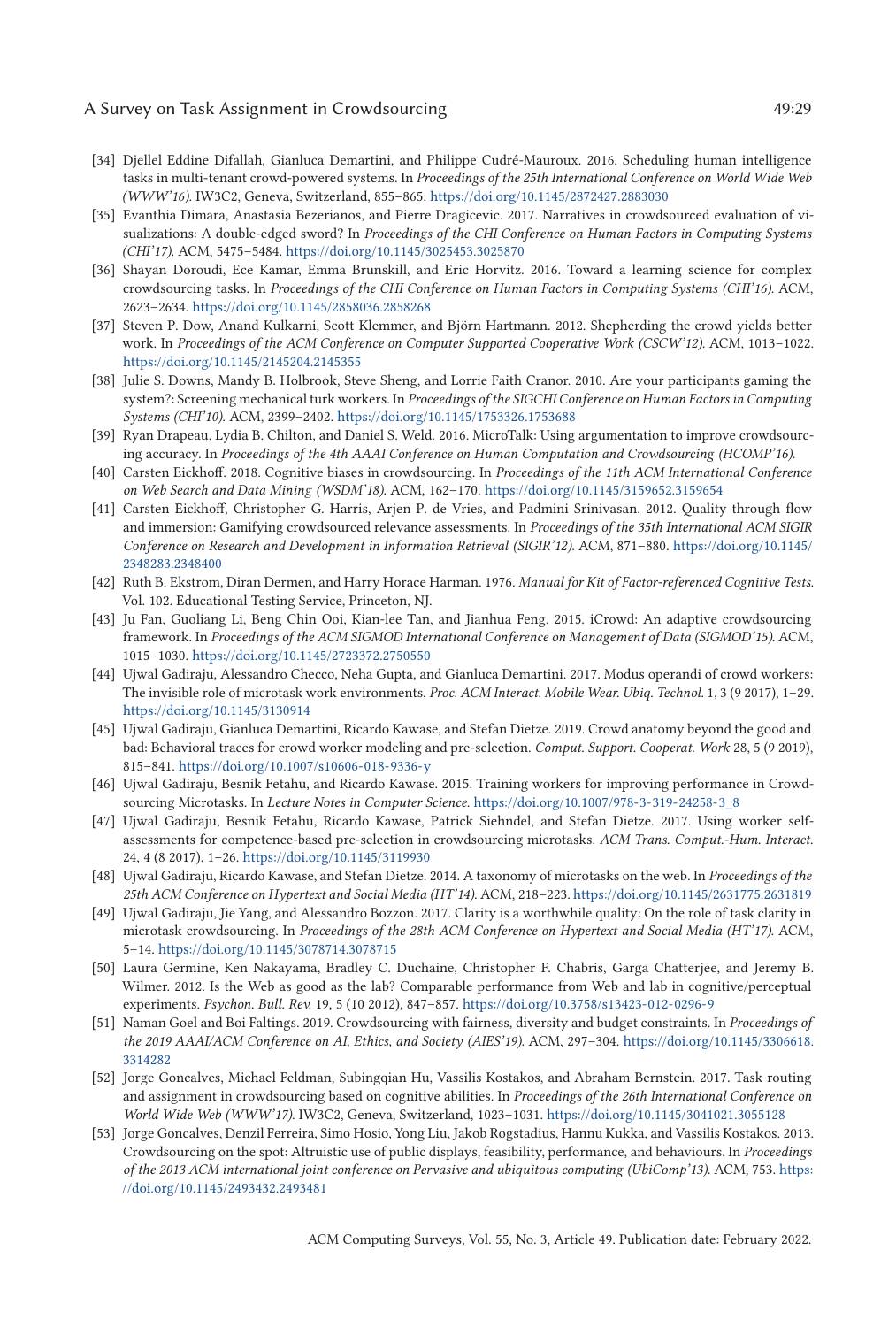[34] Djellel Eddine Difallah, Gianluca Demartini, and Philippe Cudré-Mauroux. 2016. Scheduling human intelligence tasks in multi-tenant crowd-powered systems. In *Proceedings of the 25th International Conference on World Wide Web (WWW'16)*. IW3C2, Geneva, Switzerland, 855–865. https://doi.org/10.1145/2872427.2883030

[35] Evanthia Dimara, Anastasia Bezerianos, and Pierre Dragicevic. 2017. Narratives in crowdsourced evaluation of visualizations: A double-edged sword? In *Proceedings of the CHI Conference on Human Factors in Computing Systems (CHI'17)*. ACM, 5475–5484. https://doi.org/10.1145/3025453.3025870

[36] Shayan Doroudi, Ece Kamar, Emma Brunskill, and Eric Horvitz. 2016. Toward a learning science for complex crowdsourcing tasks. In *Proceedings of the CHI Conference on Human Factors in Computing Systems (CHI'16)*. ACM, 2623–2634. https://doi.org/10.1145/2858036.2858268

[37] Steven P. Dow, Anand Kulkarni, Scott Klemmer, and Björn Hartmann. 2012. Shepherding the crowd yields better work. In *Proceedings of the ACM Conference on Computer Supported Cooperative Work (CSCW'12)*. ACM, 1013–1022. https://doi.org/10.1145/2145204.2145355

[38] Julie S. Downs, Mandy B. Holbrook, Steve Sheng, and Lorrie Faith Cranor. 2010. Are your participants gaming the system?: Screening mechanical turk workers. In *Proceedings of the SIGCHI Conference on Human Factors in Computing Systems (CHI'10)*. ACM, 2399–2402. https://doi.org/10.1145/1753326.1753688

[39] Ryan Drapeau, Lydia B. Chilton, and Daniel S. Weld. 2016. MicroTalk: Using argumentation to improve crowdsourcing accuracy. In *Proceedings of the 4th AAAI Conference on Human Computation and Crowdsourcing (HCOMP'16)*.

[40] Carsten Eickhoff. 2018. Cognitive biases in crowdsourcing. In *Proceedings of the 11th ACM International Conference on Web Search and Data Mining (WSDM'18)*. ACM, 162–170. https://doi.org/10.1145/3159652.3159654

[41] Carsten Eickhoff, Christopher G. Harris, Arjen P. de Vries, and Padmini Srinivasan. 2012. Quality through flow and immersion: Gamifying crowdsourced relevance assessments. In *Proceedings of the 35th International ACM SIGIR Conference on Research and Development in Information Retrieval (SIGIR'12)*. ACM, 871–880. https://doi.org/10.1145/2348283.2348400

[42] Ruth B. Ekstrom, Diran Dermen, and Harry Horace Harman. 1976. *Manual for Kit of Factor-referenced Cognitive Tests*. Vol. 102. Educational Testing Service, Princeton, NJ.

[43] Ju Fan, Guoliang Li, Beng Chin Ooi, Kian-lee Tan, and Jianhua Feng. 2015. iCrowd: An adaptive crowdsourcing framework. In *Proceedings of the ACM SIGMOD International Conference on Management of Data (SIGMOD'15)*. ACM, 1015–1030. https://doi.org/10.1145/2723372.2750550

[44] Ujwal Gadiraju, Alessandro Checco, Neha Gupta, and Gianluca Demartini. 2017. Modus operandi of crowd workers: The invisible role of microtask work environments. *Proc. ACM Interact. Mobile Wear. Ubiq. Technol.* 1, 3 (9 2017), 1–29. https://doi.org/10.1145/3130914

[45] Ujwal Gadiraju, Gianluca Demartini, Ricardo Kawase, and Stefan Dietze. 2019. Crowd anatomy beyond the good and bad: Behavioral traces for crowd worker modeling and pre-selection. *Comput. Support. Cooperat. Work* 28, 5 (9 2019), 815–841. https://doi.org/10.1007/s10606-018-9336-y

[46] Ujwal Gadiraju, Besnik Fetahu, and Ricardo Kawase. 2015. Training workers for improving performance in Crowdsourcing Microtasks. In *Lecture Notes in Computer Science*. https://doi.org/10.1007/978-3-319-24258-3_8

[47] Ujwal Gadiraju, Besnik Fetahu, Ricardo Kawase, Patrick Siehndel, and Stefan Dietze. 2017. Using worker self-assessments for competence-based pre-selection in crowdsourcing microtasks. *ACM Trans. Comput.-Hum. Interact.* 24, 4 (8 2017), 1–26. https://doi.org/10.1145/3119930

[48] Ujwal Gadiraju, Ricardo Kawase, and Stefan Dietze. 2014. A taxonomy of microtasks on the web. In *Proceedings of the 25th ACM Conference on Hypertext and Social Media (HT'14)*. ACM, 218–223. https://doi.org/10.1145/2631775.2631819

[49] Ujwal Gadiraju, Jie Yang, and Alessandro Bozzon. 2017. Clarity is a worthwhile quality: On the role of task clarity in microtask crowdsourcing. In *Proceedings of the 28th ACM Conference on Hypertext and Social Media (HT'17)*. ACM, 5–14. https://doi.org/10.1145/3078714.3078715

[50] Laura Germine, Ken Nakayama, Bradley C. Duchaine, Christopher F. Chabris, Garga Chatterjee, and Jeremy B. Wilmer. 2012. Is the Web as good as the lab? Comparable performance from Web and lab in cognitive/perceptual experiments. *Psychon. Bull. Rev.* 19, 5 (10 2012), 847–857. https://doi.org/10.3758/s13423-012-0296-9

[51] Naman Goel and Boi Faltings. 2019. Crowdsourcing with fairness, diversity and budget constraints. In *Proceedings of the 2019 AAAI/ACM Conference on AI, Ethics, and Society (AIES'19)*. ACM, 297–304. https://doi.org/10.1145/3306618.3314282

[52] Jorge Goncalves, Michael Feldman, Subingqian Hu, Vassilis Kostakos, and Abraham Bernstein. 2017. Task routing and assignment in crowdsourcing based on cognitive abilities. In *Proceedings of the 26th International Conference on World Wide Web (WWW'17)*. IW3C2, Geneva, Switzerland, 1023–1031. https://doi.org/10.1145/3041021.3055128

[53] Jorge Goncalves, Denzil Ferreira, Simo Hosio, Yong Liu, Jakob Rogstadius, Hannu Kukka, and Vassilis Kostakos. 2013. Crowdsourcing on the spot: Altruistic use of public displays, feasibility, performance, and behaviours. In *Proceedings of the 2013 ACM international joint conference on Pervasive and ubiquitous computing (UbiComp'13)*. ACM, 753. https://doi.org/10.1145/2493432.2493481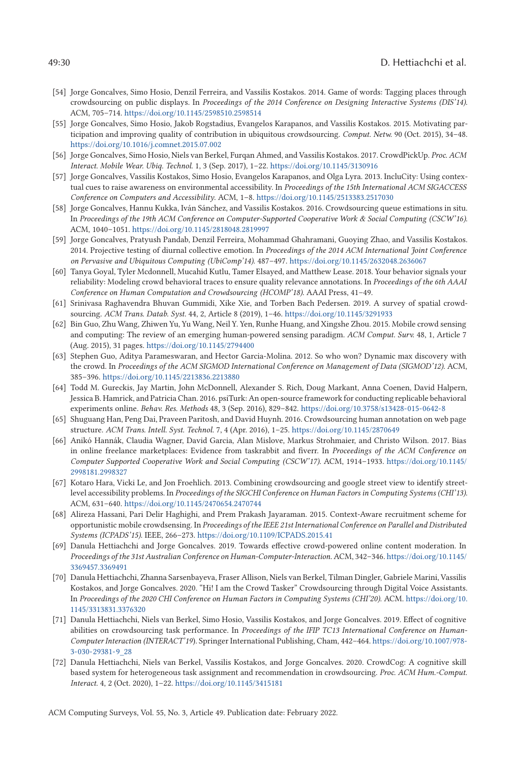[54] Jorge Goncalves, Simo Hosio, Denzil Ferreira, and Vassilis Kostakos. 2014. Game of words: Tagging places through crowdsourcing on public displays. In *Proceedings of the 2014 Conference on Designing Interactive Systems (DIS'14)*. ACM, 705–714. https://doi.org/10.1145/2598510.2598514

[55] Jorge Goncalves, Simo Hosio, Jakob Rogstadius, Evangelos Karapanos, and Vassilis Kostakos. 2015. Motivating participation and improving quality of contribution in ubiquitous crowdsourcing. *Comput. Netw.* 90 (Oct. 2015), 34–48. https://doi.org/10.1016/j.comnet.2015.07.002

[56] Jorge Goncalves, Simo Hosio, Niels van Berkel, Furqan Ahmed, and Vassilis Kostakos. 2017. CrowdPickUp. *Proc. ACM Interact. Mobile Wear. Ubiq. Technol.* 1, 3 (Sep. 2017), 1–22. https://doi.org/10.1145/3130916

[57] Jorge Goncalves, Vassilis Kostakos, Simo Hosio, Evangelos Karapanos, and Olga Lyra. 2013. IncluCity: Using contextual cues to raise awareness on environmental accessibility. In *Proceedings of the 15th International ACM SIGACCESS Conference on Computers and Accessibility*. ACM, 1–8. https://doi.org/10.1145/2513383.2517030

[58] Jorge Goncalves, Hannu Kukka, Iván Sánchez, and Vassilis Kostakos. 2016. Crowdsourcing queue estimations in situ. In *Proceedings of the 19th ACM Conference on Computer-Supported Cooperative Work & Social Computing (CSCW'16)*. ACM, 1040–1051. https://doi.org/10.1145/2818048.2819997

[59] Jorge Goncalves, Pratyush Pandab, Denzil Ferreira, Mohammad Ghahramani, Guoying Zhao, and Vassilis Kostakos. 2014. Projective testing of diurnal collective emotion. In *Proceedings of the 2014 ACM International Joint Conference on Pervasive and Ubiquitous Computing (UbiComp'14)*. 487–497. https://doi.org/10.1145/2632048.2636067

[60] Tanya Goyal, Tyler Mcdonnell, Mucahid Kutlu, Tamer Elsayed, and Matthew Lease. 2018. Your behavior signals your reliability: Modeling crowd behavioral traces to ensure quality relevance annotations. In *Proceedings of the 6th AAAI Conference on Human Computation and Crowdsourcing (HCOMP'18)*. AAAI Press, 41–49.

[61] Srinivasa Raghavendra Bhuvan Gummidi, Xike Xie, and Torben Bach Pedersen. 2019. A survey of spatial crowdsourcing. *ACM Trans. Datab. Syst.* 44, 2, Article 8 (2019), 1–46. https://doi.org/10.1145/3291933

[62] Bin Guo, Zhu Wang, Zhiwen Yu, Yu Wang, Neil Y. Yen, Runhe Huang, and Xingshe Zhou. 2015. Mobile crowd sensing and computing: The review of an emerging human-powered sensing paradigm. *ACM Comput. Surv.* 48, 1, Article 7 (Aug. 2015), 31 pages. https://doi.org/10.1145/2794400

[63] Stephen Guo, Aditya Parameswaran, and Hector Garcia-Molina. 2012. So who won? Dynamic max discovery with the crowd. In *Proceedings of the ACM SIGMOD International Conference on Management of Data (SIGMOD'12)*. ACM, 385–396. https://doi.org/10.1145/2213836.2213880

[64] Todd M. Gureckis, Jay Martin, John McDonnell, Alexander S. Rich, Doug Markant, Anna Coenen, David Halpern, Jessica B. Hamrick, and Patricia Chan. 2016. psiTurk: An open-source framework for conducting replicable behavioral experiments online. *Behav. Res. Methods* 48, 3 (Sep. 2016), 829–842. https://doi.org/10.3758/s13428-015-0642-8

[65] Shuguang Han, Peng Dai, Praveen Paritosh, and David Huynh. 2016. Crowdsourcing human annotation on web page structure. *ACM Trans. Intell. Syst. Technol.* 7, 4 (Apr. 2016), 1–25. https://doi.org/10.1145/2870649

[66] Anikó Hannák, Claudia Wagner, David Garcia, Alan Mislove, Markus Strohmaier, and Christo Wilson. 2017. Bias in online freelance marketplaces: Evidence from taskrabbit and fiverr. In *Proceedings of the ACM Conference on Computer Supported Cooperative Work and Social Computing (CSCW'17)*. ACM, 1914–1933. https://doi.org/10.1145/2998181.2998327

[67] Kotaro Hara, Vicki Le, and Jon Froehlich. 2013. Combining crowdsourcing and google street view to identify street-level accessibility problems. In *Proceedings of the SIGCHI Conference on Human Factors in Computing Systems (CHI'13)*. ACM, 631–640. https://doi.org/10.1145/2470654.2470744

[68] Alireza Hassani, Pari Delir Haghighi, and Prem Prakash Jayaraman. 2015. Context-Aware recruitment scheme for opportunistic mobile crowdsensing. In *Proceedings of the IEEE 21st International Conference on Parallel and Distributed Systems (ICPADS'15)*. IEEE, 266–273. https://doi.org/10.1109/ICPADS.2015.41

[69] Danula Hettiachchi and Jorge Goncalves. 2019. Towards effective crowd-powered online content moderation. In *Proceedings of the 31st Australian Conference on Human-Computer-Interaction*. ACM, 342–346. https://doi.org/10.1145/3369457.3369491

[70] Danula Hettiachchi, Zhanna Sarsenbayeva, Fraser Allison, Niels van Berkel, Tilman Dingler, Gabriele Marini, Vassilis Kostakos, and Jorge Goncalves. 2020. "Hi! I am the Crowd Tasker" Crowdsourcing through Digital Voice Assistants. In *Proceedings of the 2020 CHI Conference on Human Factors in Computing Systems (CHI'20)*. ACM. https://doi.org/10.1145/3313831.3376320

[71] Danula Hettiachchi, Niels van Berkel, Simo Hosio, Vassilis Kostakos, and Jorge Goncalves. 2019. Effect of cognitive abilities on crowdsourcing task performance. In *Proceedings of the IFIP TC13 International Conference on Human-Computer Interaction (INTERACT'19)*. Springer International Publishing, Cham, 442–464. https://doi.org/10.1007/978-3-030-29381-9_28

[72] Danula Hettiachchi, Niels van Berkel, Vassilis Kostakos, and Jorge Goncalves. 2020. CrowdCog: A cognitive skill based system for heterogeneous task assignment and recommendation in crowdsourcing. *Proc. ACM Hum.-Comput. Interact.* 4, 2 (Oct. 2020), 1–22. https://doi.org/10.1145/3415181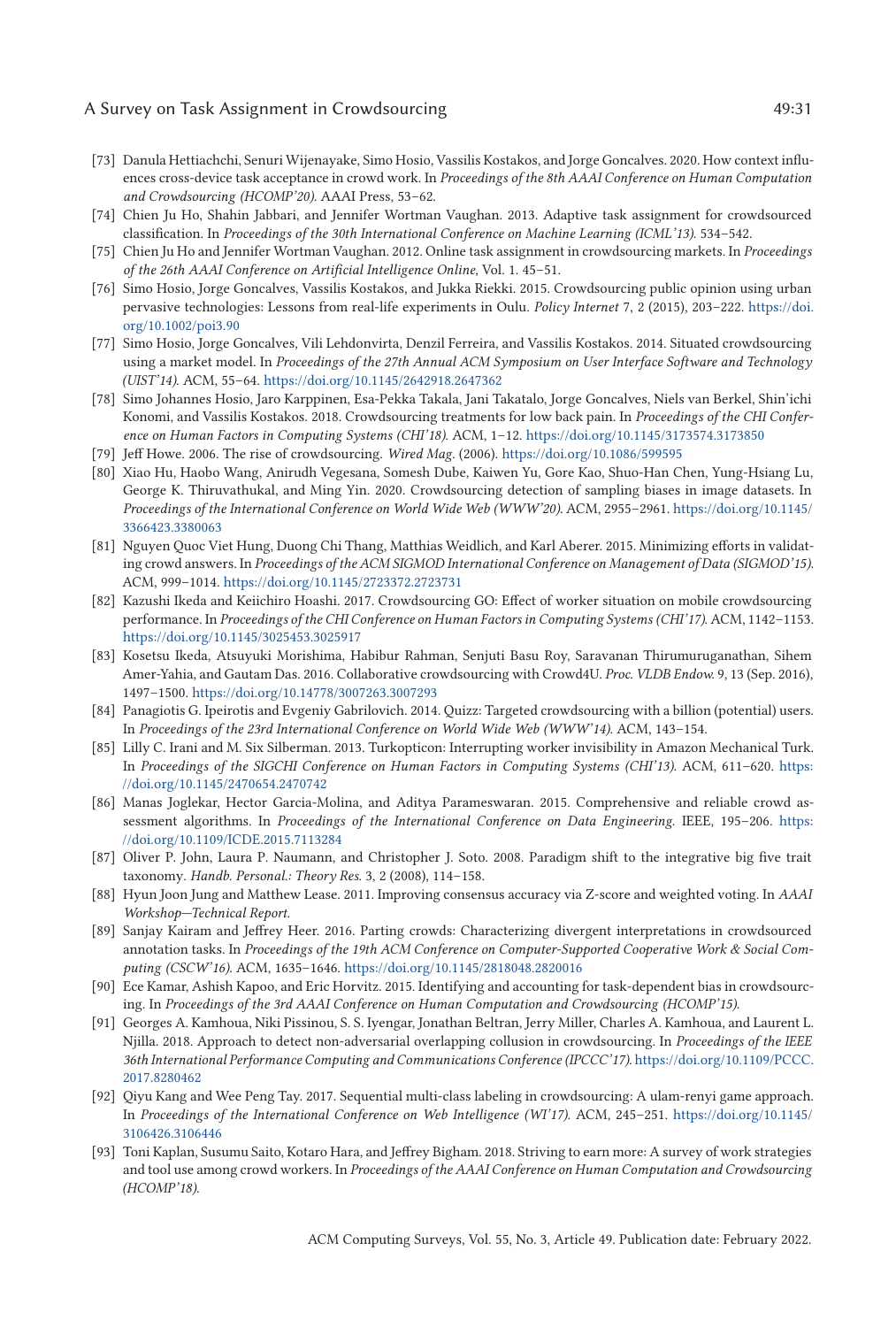- [73] Danula Hettiachchi, Senuri Wijenayake, Simo Hosio, Vassilis Kostakos, and Jorge Goncalves. 2020. How context influences cross-device task acceptance in crowd work. In *Proceedings of the 8th AAAI Conference on Human Computation and Crowdsourcing (HCOMP'20)*. AAAI Press, 53–62.
- [74] Chien Ju Ho, Shahin Jabbari, and Jennifer Wortman Vaughan. 2013. Adaptive task assignment for crowdsourced classification. In *Proceedings of the 30th International Conference on Machine Learning (ICML'13)*. 534–542.
- [75] Chien Ju Ho and Jennifer Wortman Vaughan. 2012. Online task assignment in crowdsourcing markets. In *Proceedings of the 26th AAAI Conference on Artificial Intelligence Online*, Vol. 1. 45–51.
- [76] Simo Hosio, Jorge Goncalves, Vassilis Kostakos, and Jukka Riekki. 2015. Crowdsourcing public opinion using urban pervasive technologies: Lessons from real-life experiments in Oulu. *Policy Internet* 7, 2 (2015), 203–222. https://doi.org/10.1002/poi3.90
- [77] Simo Hosio, Jorge Goncalves, Vili Lehdonvirta, Denzil Ferreira, and Vassilis Kostakos. 2014. Situated crowdsourcing using a market model. In *Proceedings of the 27th Annual ACM Symposium on User Interface Software and Technology (UIST'14)*. ACM, 55–64. https://doi.org/10.1145/2642918.2647362
- [78] Simo Johannes Hosio, Jaro Karppinen, Esa-Pekka Takala, Jani Takatalo, Jorge Goncalves, Niels van Berkel, Shin'ichi Konomi, and Vassilis Kostakos. 2018. Crowdsourcing treatments for low back pain. In *Proceedings of the CHI Conference on Human Factors in Computing Systems (CHI'18)*. ACM, 1–12. https://doi.org/10.1145/3173574.3173850
- [79] Jeff Howe. 2006. The rise of crowdsourcing. *Wired Mag.* (2006). https://doi.org/10.1086/599595
- [80] Xiao Hu, Haobo Wang, Anirudh Vegesana, Somesh Dube, Kaiwen Yu, Gore Kao, Shuo-Han Chen, Yung-Hsiang Lu, George K. Thiruvathukal, and Ming Yin. 2020. Crowdsourcing detection of sampling biases in image datasets. In *Proceedings of the International Conference on World Wide Web (WWW'20)*. ACM, 2955–2961. https://doi.org/10.1145/3366423.3380063
- [81] Nguyen Quoc Viet Hung, Duong Chi Thang, Matthias Weidlich, and Karl Aberer. 2015. Minimizing efforts in validating crowd answers. In *Proceedings of the ACM SIGMOD International Conference on Management of Data (SIGMOD'15)*. ACM, 999–1014. https://doi.org/10.1145/2723372.2723731
- [82] Kazushi Ikeda and Keiichiro Hoashi. 2017. Crowdsourcing GO: Effect of worker situation on mobile crowdsourcing performance. In *Proceedings of the CHI Conference on Human Factors in Computing Systems (CHI'17)*. ACM, 1142–1153. https://doi.org/10.1145/3025453.3025917
- [83] Kosetsu Ikeda, Atsuyuki Morishima, Habibur Rahman, Senjuti Basu Roy, Saravanan Thirumuruganathan, Sihem Amer-Yahia, and Gautam Das. 2016. Collaborative crowdsourcing with Crowd4U. *Proc. VLDB Endow.* 9, 13 (Sep. 2016), 1497–1500. https://doi.org/10.14778/3007263.3007293
- [84] Panagiotis G. Ipeirotis and Evgeniy Gabrilovich. 2014. Quizz: Targeted crowdsourcing with a billion (potential) users. In *Proceedings of the 23rd International Conference on World Wide Web (WWW'14)*. ACM, 143–154.
- [85] Lilly C. Irani and M. Six Silberman. 2013. Turkopticon: Interrupting worker invisibility in Amazon Mechanical Turk. In *Proceedings of the SIGCHI Conference on Human Factors in Computing Systems (CHI'13)*. ACM, 611–620. https://doi.org/10.1145/2470654.2470742
- [86] Manas Joglekar, Hector Garcia-Molina, and Aditya Parameswaran. 2015. Comprehensive and reliable crowd assessment algorithms. In *Proceedings of the International Conference on Data Engineering*. IEEE, 195–206. https://doi.org/10.1109/ICDE.2015.7113284
- [87] Oliver P. John, Laura P. Naumann, and Christopher J. Soto. 2008. Paradigm shift to the integrative big five trait taxonomy. *Handb. Personal.: Theory Res.* 3, 2 (2008), 114–158.
- [88] Hyun Joon Jung and Matthew Lease. 2011. Improving consensus accuracy via Z-score and weighted voting. In *AAAI Workshop—Technical Report*.
- [89] Sanjay Kairam and Jeffrey Heer. 2016. Parting crowds: Characterizing divergent interpretations in crowdsourced annotation tasks. In *Proceedings of the 19th ACM Conference on Computer-Supported Cooperative Work & Social Computing (CSCW'16)*. ACM, 1635–1646. https://doi.org/10.1145/2818048.2820016
- [90] Ece Kamar, Ashish Kapoo, and Eric Horvitz. 2015. Identifying and accounting for task-dependent bias in crowdsourcing. In *Proceedings of the 3rd AAAI Conference on Human Computation and Crowdsourcing (HCOMP'15)*.
- [91] Georges A. Kamhoua, Niki Pissinou, S. S. Iyengar, Jonathan Beltran, Jerry Miller, Charles A. Kamhoua, and Laurent L. Njilla. 2018. Approach to detect non-adversarial overlapping collusion in crowdsourcing. In *Proceedings of the IEEE 36th International Performance Computing and Communications Conference (IPCCC'17)*. https://doi.org/10.1109/PCCC.2017.8280462
- [92] Qiyu Kang and Wee Peng Tay. 2017. Sequential multi-class labeling in crowdsourcing: A ulam-renyi game approach. In *Proceedings of the International Conference on Web Intelligence (WI'17)*. ACM, 245–251. https://doi.org/10.1145/3106426.3106446
- [93] Toni Kaplan, Susumu Saito, Kotaro Hara, and Jeffrey Bigham. 2018. Striving to earn more: A survey of work strategies and tool use among crowd workers. In *Proceedings of the AAAI Conference on Human Computation and Crowdsourcing (HCOMP'18)*.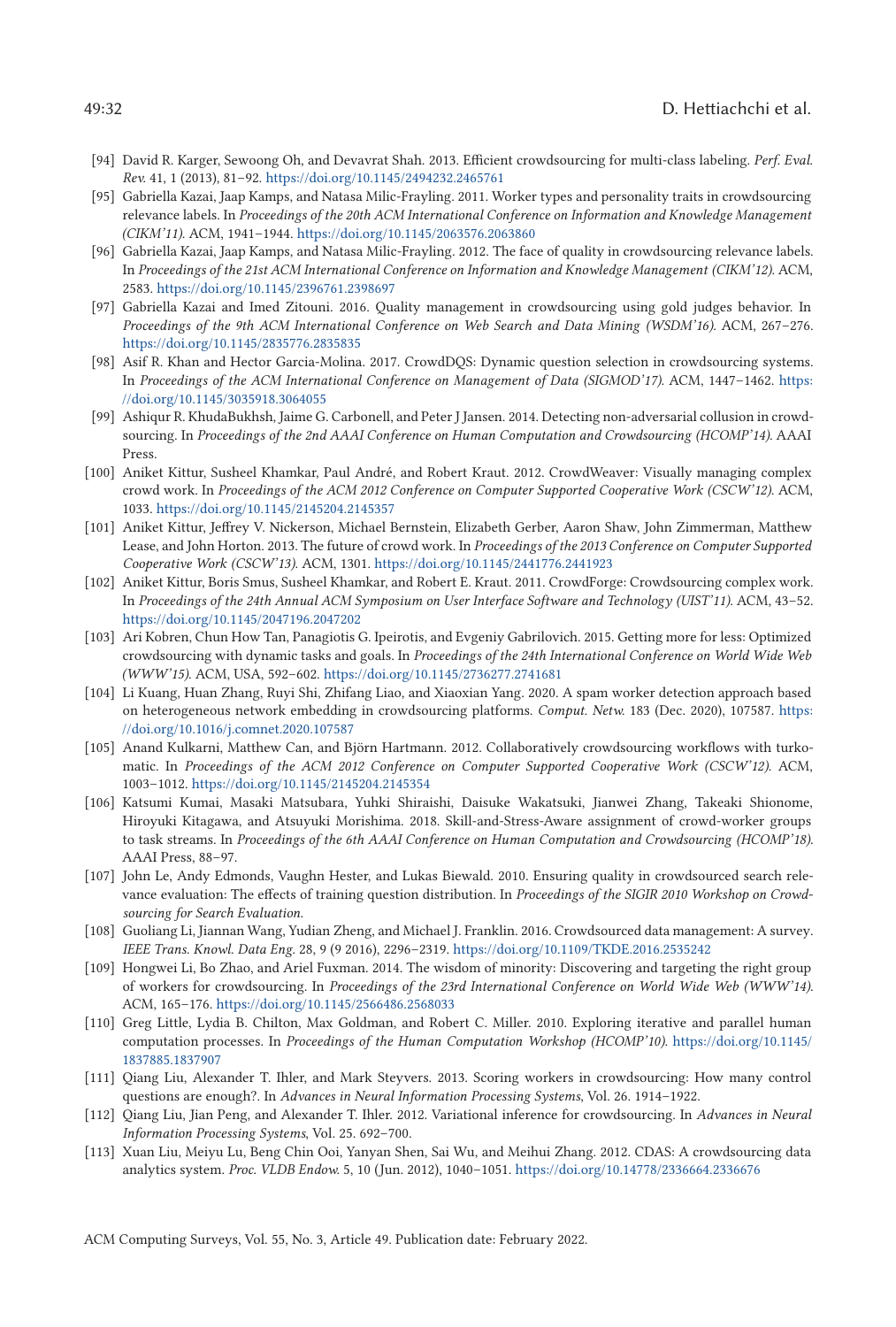[94] David R. Karger, Sewoong Oh, and Devavrat Shah. 2013. Efficient crowdsourcing for multi-class labeling. *Perf. Eval. Rev.* 41, 1 (2013), 81–92. https://doi.org/10.1145/2494232.2465761

[95] Gabriella Kazai, Jaap Kamps, and Natasa Milic-Frayling. 2011. Worker types and personality traits in crowdsourcing relevance labels. In *Proceedings of the 20th ACM International Conference on Information and Knowledge Management (CIKM'11)*. ACM, 1941–1944. https://doi.org/10.1145/2063576.2063860

[96] Gabriella Kazai, Jaap Kamps, and Natasa Milic-Frayling. 2012. The face of quality in crowdsourcing relevance labels. In *Proceedings of the 21st ACM International Conference on Information and Knowledge Management (CIKM'12)*. ACM, 2583. https://doi.org/10.1145/2396761.2398697

[97] Gabriella Kazai and Imed Zitouni. 2016. Quality management in crowdsourcing using gold judges behavior. In *Proceedings of the 9th ACM International Conference on Web Search and Data Mining (WSDM'16)*. ACM, 267–276. https://doi.org/10.1145/2835776.2835835

[98] Asif R. Khan and Hector Garcia-Molina. 2017. CrowdDQS: Dynamic question selection in crowdsourcing systems. In *Proceedings of the ACM International Conference on Management of Data (SIGMOD'17)*. ACM, 1447–1462. https://doi.org/10.1145/3035918.3064055

[99] Ashiqur R. KhudaBukhsh, Jaime G. Carbonell, and Peter J Jansen. 2014. Detecting non-adversarial collusion in crowdsourcing. In *Proceedings of the 2nd AAAI Conference on Human Computation and Crowdsourcing (HCOMP'14)*. AAAI Press.

[100] Aniket Kittur, Susheel Khamkar, Paul André, and Robert Kraut. 2012. CrowdWeaver: Visually managing complex crowd work. In *Proceedings of the ACM 2012 Conference on Computer Supported Cooperative Work (CSCW'12)*. ACM, 1033. https://doi.org/10.1145/2145204.2145357

[101] Aniket Kittur, Jeffrey V. Nickerson, Michael Bernstein, Elizabeth Gerber, Aaron Shaw, John Zimmerman, Matthew Lease, and John Horton. 2013. The future of crowd work. In *Proceedings of the 2013 Conference on Computer Supported Cooperative Work (CSCW'13)*. ACM, 1301. https://doi.org/10.1145/2441776.2441923

[102] Aniket Kittur, Boris Smus, Susheel Khamkar, and Robert E. Kraut. 2011. CrowdForge: Crowdsourcing complex work. In *Proceedings of the 24th Annual ACM Symposium on User Interface Software and Technology (UIST'11)*. ACM, 43–52. https://doi.org/10.1145/2047196.2047202

[103] Ari Kobren, Chun How Tan, Panagiotis G. Ipeirotis, and Evgeniy Gabrilovich. 2015. Getting more for less: Optimized crowdsourcing with dynamic tasks and goals. In *Proceedings of the 24th International Conference on World Wide Web (WWW'15)*. ACM, USA, 592–602. https://doi.org/10.1145/2736277.2741681

[104] Li Kuang, Huan Zhang, Ruyi Shi, Zhifang Liao, and Xiaoxian Yang. 2020. A spam worker detection approach based on heterogeneous network embedding in crowdsourcing platforms. *Comput. Netw.* 183 (Dec. 2020), 107587. https://doi.org/10.1016/j.comnet.2020.107587

[105] Anand Kulkarni, Matthew Can, and Björn Hartmann. 2012. Collaboratively crowdsourcing workflows with turkomatic. In *Proceedings of the ACM 2012 Conference on Computer Supported Cooperative Work (CSCW'12)*. ACM, 1003–1012. https://doi.org/10.1145/2145204.2145354

[106] Katsumi Kumai, Masaki Matsubara, Yuhki Shiraishi, Daisuke Wakatsuki, Jianwei Zhang, Takeaki Shionome, Hiroyuki Kitagawa, and Atsuyuki Morishima. 2018. Skill-and-Stress-Aware assignment of crowd-worker groups to task streams. In *Proceedings of the 6th AAAI Conference on Human Computation and Crowdsourcing (HCOMP'18)*. AAAI Press, 88–97.

[107] John Le, Andy Edmonds, Vaughn Hester, and Lukas Biewald. 2010. Ensuring quality in crowdsourced search relevance evaluation: The effects of training question distribution. In *Proceedings of the SIGIR 2010 Workshop on Crowdsourcing for Search Evaluation*.

[108] Guoliang Li, Jiannan Wang, Yudian Zheng, and Michael J. Franklin. 2016. Crowdsourced data management: A survey. *IEEE Trans. Knowl. Data Eng.* 28, 9 (9 2016), 2296–2319. https://doi.org/10.1109/TKDE.2016.2535242

[109] Hongwei Li, Bo Zhao, and Ariel Fuxman. 2014. The wisdom of minority: Discovering and targeting the right group of workers for crowdsourcing. In *Proceedings of the 23rd International Conference on World Wide Web (WWW'14)*. ACM, 165–176. https://doi.org/10.1145/2566486.2568033

[110] Greg Little, Lydia B. Chilton, Max Goldman, and Robert C. Miller. 2010. Exploring iterative and parallel human computation processes. In *Proceedings of the Human Computation Workshop (HCOMP'10)*. https://doi.org/10.1145/1837885.1837907

[111] Qiang Liu, Alexander T. Ihler, and Mark Steyvers. 2013. Scoring workers in crowdsourcing: How many control questions are enough?. In *Advances in Neural Information Processing Systems*, Vol. 26. 1914–1922.

[112] Qiang Liu, Jian Peng, and Alexander T. Ihler. 2012. Variational inference for crowdsourcing. In *Advances in Neural Information Processing Systems*, Vol. 25. 692–700.

[113] Xuan Liu, Meiyu Lu, Beng Chin Ooi, Yanyan Shen, Sai Wu, and Meihui Zhang. 2012. CDAS: A crowdsourcing data analytics system. *Proc. VLDB Endow.* 5, 10 (Jun. 2012), 1040–1051. https://doi.org/10.14778/2336664.2336676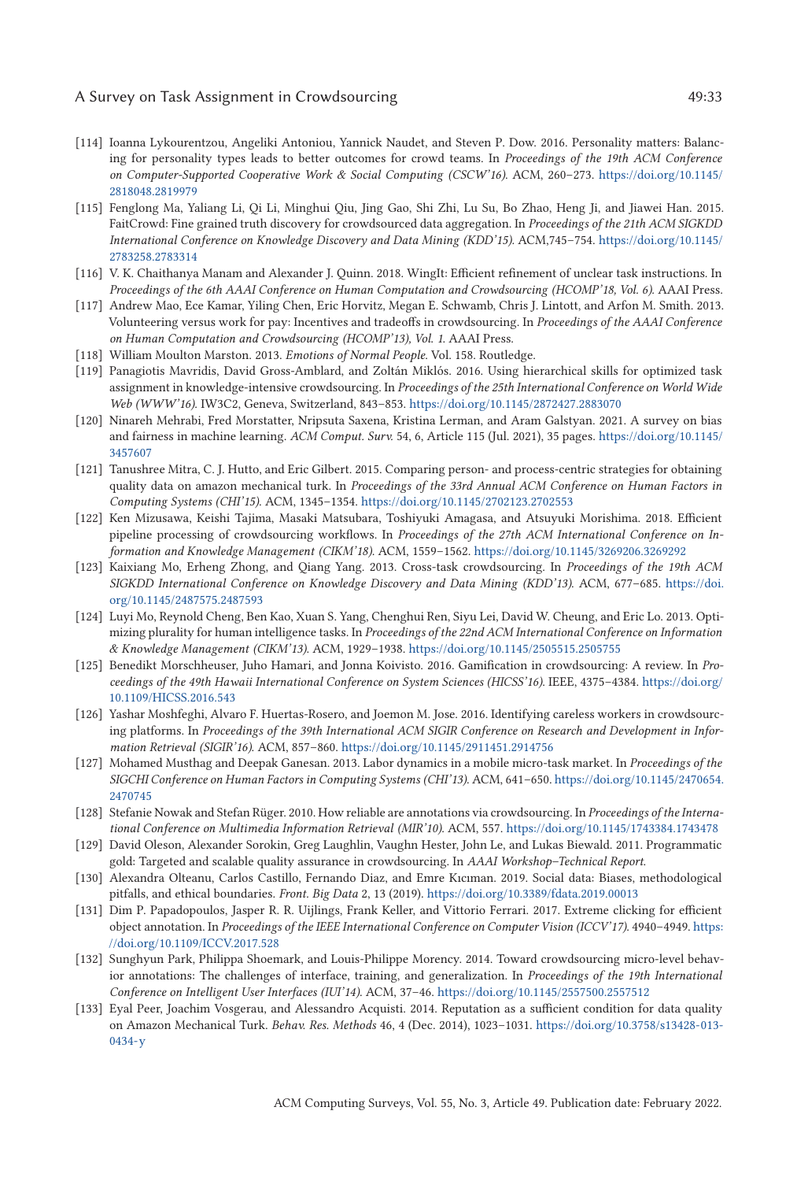- [114] Ioanna Lykourentzou, Angeliki Antoniou, Yannick Naudet, and Steven P. Dow. 2016. Personality matters: Balancing for personality types leads to better outcomes for crowd teams. In *Proceedings of the 19th ACM Conference on Computer-Supported Cooperative Work & Social Computing (CSCW'16)*. ACM, 260–273. https://doi.org/10.1145/2818048.2819979
- [115] Fenglong Ma, Yaliang Li, Qi Li, Minghui Qiu, Jing Gao, Shi Zhi, Lu Su, Bo Zhao, Heng Ji, and Jiawei Han. 2015. FaitCrowd: Fine grained truth discovery for crowdsourced data aggregation. In *Proceedings of the 21th ACM SIGKDD International Conference on Knowledge Discovery and Data Mining (KDD'15)*. ACM,745–754. https://doi.org/10.1145/2783258.2783314
- [116] V. K. Chaithanya Manam and Alexander J. Quinn. 2018. WingIt: Efficient refinement of unclear task instructions. In *Proceedings of the 6th AAAI Conference on Human Computation and Crowdsourcing (HCOMP'18, Vol. 6)*. AAAI Press.
- [117] Andrew Mao, Ece Kamar, Yiling Chen, Eric Horvitz, Megan E. Schwamb, Chris J. Lintott, and Arfon M. Smith. 2013. Volunteering versus work for pay: Incentives and tradeoffs in crowdsourcing. In *Proceedings of the AAAI Conference on Human Computation and Crowdsourcing (HCOMP'13), Vol. 1*. AAAI Press.
- [118] William Moulton Marston. 2013. *Emotions of Normal People*. Vol. 158. Routledge.
- [119] Panagiotis Mavridis, David Gross-Amblard, and Zoltán Miklós. 2016. Using hierarchical skills for optimized task assignment in knowledge-intensive crowdsourcing. In *Proceedings of the 25th International Conference on World Wide Web (WWW'16)*. IW3C2, Geneva, Switzerland, 843–853. https://doi.org/10.1145/2872427.2883070
- [120] Ninareh Mehrabi, Fred Morstatter, Nripsuta Saxena, Kristina Lerman, and Aram Galstyan. 2021. A survey on bias and fairness in machine learning. *ACM Comput. Surv.* 54, 6, Article 115 (Jul. 2021), 35 pages. https://doi.org/10.1145/3457607
- [121] Tanushree Mitra, C. J. Hutto, and Eric Gilbert. 2015. Comparing person- and process-centric strategies for obtaining quality data on amazon mechanical turk. In *Proceedings of the 33rd Annual ACM Conference on Human Factors in Computing Systems (CHI'15)*. ACM, 1345–1354. https://doi.org/10.1145/2702123.2702553
- [122] Ken Mizusawa, Keishi Tajima, Masaki Matsubara, Toshiyuki Amagasa, and Atsuyuki Morishima. 2018. Efficient pipeline processing of crowdsourcing workflows. In *Proceedings of the 27th ACM International Conference on Information and Knowledge Management (CIKM'18)*. ACM, 1559–1562. https://doi.org/10.1145/3269206.3269292
- [123] Kaixiang Mo, Erheng Zhong, and Qiang Yang. 2013. Cross-task crowdsourcing. In *Proceedings of the 19th ACM SIGKDD International Conference on Knowledge Discovery and Data Mining (KDD'13)*. ACM, 677–685. https://doi.org/10.1145/2487575.2487593
- [124] Luyi Mo, Reynold Cheng, Ben Kao, Xuan S. Yang, Chenghui Ren, Siyu Lei, David W. Cheung, and Eric Lo. 2013. Optimizing plurality for human intelligence tasks. In *Proceedings of the 22nd ACM International Conference on Information & Knowledge Management (CIKM'13)*. ACM, 1929–1938. https://doi.org/10.1145/2505515.2505755
- [125] Benedikt Morschheuser, Juho Hamari, and Jonna Koivisto. 2016. Gamification in crowdsourcing: A review. In *Proceedings of the 49th Hawaii International Conference on System Sciences (HICSS'16)*. IEEE, 4375–4384. https://doi.org/10.1109/HICSS.2016.543
- [126] Yashar Moshfeghi, Alvaro F. Huertas-Rosero, and Joemon M. Jose. 2016. Identifying careless workers in crowdsourcing platforms. In *Proceedings of the 39th International ACM SIGIR Conference on Research and Development in Information Retrieval (SIGIR'16)*. ACM, 857–860. https://doi.org/10.1145/2911451.2914756
- [127] Mohamed Musthag and Deepak Ganesan. 2013. Labor dynamics in a mobile micro-task market. In *Proceedings of the SIGCHI Conference on Human Factors in Computing Systems (CHI'13)*. ACM, 641–650. https://doi.org/10.1145/2470654.2470745
- [128] Stefanie Nowak and Stefan Rüger. 2010. How reliable are annotations via crowdsourcing. In *Proceedings of the International Conference on Multimedia Information Retrieval (MIR'10)*. ACM, 557. https://doi.org/10.1145/1743384.1743478
- [129] David Oleson, Alexander Sorokin, Greg Laughlin, Vaughn Hester, John Le, and Lukas Biewald. 2011. Programmatic gold: Targeted and scalable quality assurance in crowdsourcing. In *AAAI Workshop–Technical Report*.
- [130] Alexandra Olteanu, Carlos Castillo, Fernando Diaz, and Emre Kıcıman. 2019. Social data: Biases, methodological pitfalls, and ethical boundaries. *Front. Big Data* 2, 13 (2019). https://doi.org/10.3389/fdata.2019.00013
- [131] Dim P. Papadopoulos, Jasper R. R. Uijlings, Frank Keller, and Vittorio Ferrari. 2017. Extreme clicking for efficient object annotation. In *Proceedings of the IEEE International Conference on Computer Vision (ICCV'17)*. 4940–4949. https://doi.org/10.1109/ICCV.2017.528
- [132] Sunghyun Park, Philippa Shoemark, and Louis-Philippe Morency. 2014. Toward crowdsourcing micro-level behavior annotations: The challenges of interface, training, and generalization. In *Proceedings of the 19th International Conference on Intelligent User Interfaces (IUI'14)*. ACM, 37–46. https://doi.org/10.1145/2557500.2557512
- [133] Eyal Peer, Joachim Vosgerau, and Alessandro Acquisti. 2014. Reputation as a sufficient condition for data quality on Amazon Mechanical Turk. *Behav. Res. Methods* 46, 4 (Dec. 2014), 1023–1031. https://doi.org/10.3758/s13428-013-0434-y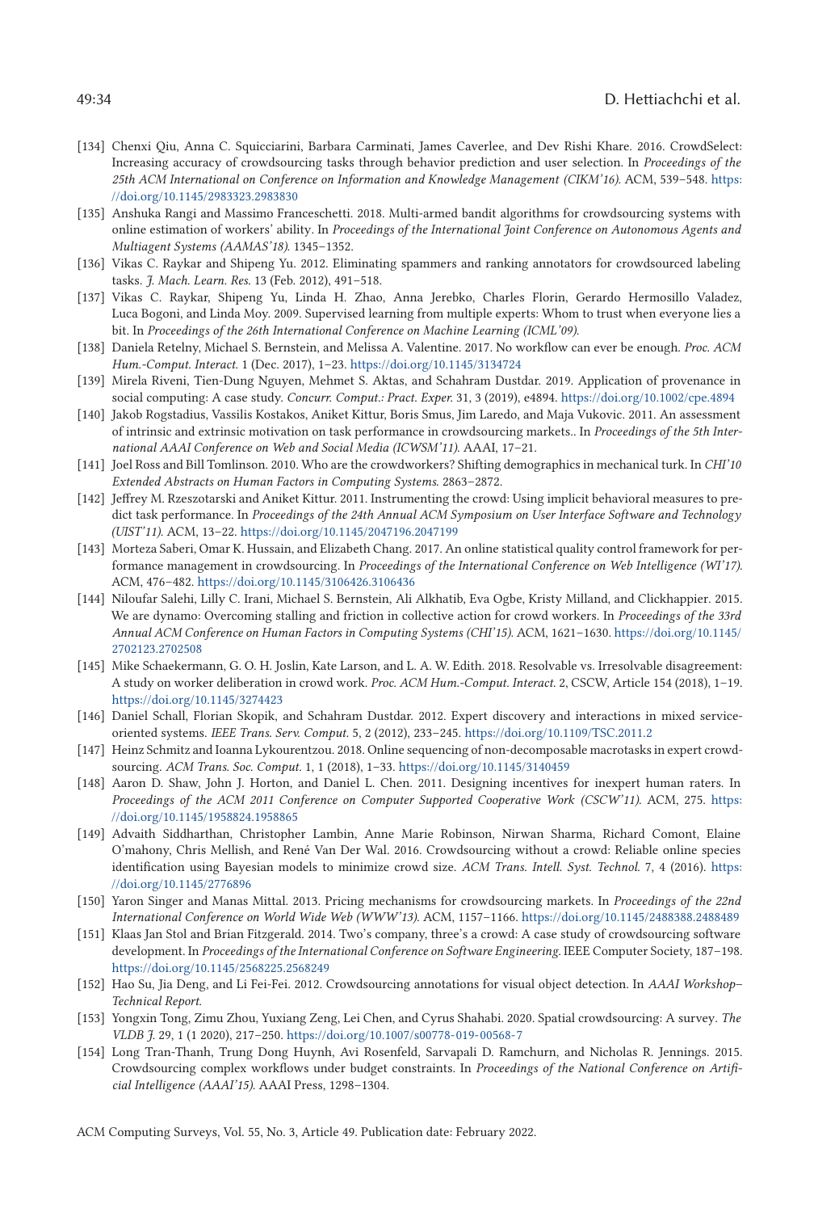- [134] Chenxi Qiu, Anna C. Squicciarini, Barbara Carminati, James Caverlee, and Dev Rishi Khare. 2016. CrowdSelect: Increasing accuracy of crowdsourcing tasks through behavior prediction and user selection. In *Proceedings of the 25th ACM International on Conference on Information and Knowledge Management (CIKM'16)*. ACM, 539–548. https://doi.org/10.1145/2983323.2983830
- [135] Anshuka Rangi and Massimo Franceschetti. 2018. Multi-armed bandit algorithms for crowdsourcing systems with online estimation of workers' ability. In *Proceedings of the International Joint Conference on Autonomous Agents and Multiagent Systems (AAMAS'18)*. 1345–1352.
- [136] Vikas C. Raykar and Shipeng Yu. 2012. Eliminating spammers and ranking annotators for crowdsourced labeling tasks. *J. Mach. Learn. Res.* 13 (Feb. 2012), 491–518.
- [137] Vikas C. Raykar, Shipeng Yu, Linda H. Zhao, Anna Jerebko, Charles Florin, Gerardo Hermosillo Valadez, Luca Bogoni, and Linda Moy. 2009. Supervised learning from multiple experts: Whom to trust when everyone lies a bit. In *Proceedings of the 26th International Conference on Machine Learning (ICML'09)*.
- [138] Daniela Retelny, Michael S. Bernstein, and Melissa A. Valentine. 2017. No workflow can ever be enough. *Proc. ACM Hum.-Comput. Interact.* 1 (Dec. 2017), 1–23. https://doi.org/10.1145/3134724
- [139] Mirela Riveni, Tien-Dung Nguyen, Mehmet S. Aktas, and Schahram Dustdar. 2019. Application of provenance in social computing: A case study. *Concurr. Comput.: Pract. Exper.* 31, 3 (2019), e4894. https://doi.org/10.1002/cpe.4894
- [140] Jakob Rogstadius, Vassilis Kostakos, Aniket Kittur, Boris Smus, Jim Laredo, and Maja Vukovic. 2011. An assessment of intrinsic and extrinsic motivation on task performance in crowdsourcing markets.. In *Proceedings of the 5th International AAAI Conference on Web and Social Media (ICWSM'11)*. AAAI, 17–21.
- [141] Joel Ross and Bill Tomlinson. 2010. Who are the crowdworkers? Shifting demographics in mechanical turk. In *CHI'10 Extended Abstracts on Human Factors in Computing Systems*. 2863–2872.
- [142] Jeffrey M. Rzeszotarski and Aniket Kittur. 2011. Instrumenting the crowd: Using implicit behavioral measures to predict task performance. In *Proceedings of the 24th Annual ACM Symposium on User Interface Software and Technology (UIST'11)*. ACM, 13–22. https://doi.org/10.1145/2047196.2047199
- [143] Morteza Saberi, Omar K. Hussain, and Elizabeth Chang. 2017. An online statistical quality control framework for performance management in crowdsourcing. In *Proceedings of the International Conference on Web Intelligence (WI'17)*. ACM, 476–482. https://doi.org/10.1145/3106426.3106436
- [144] Niloufar Salehi, Lilly C. Irani, Michael S. Bernstein, Ali Alkhatib, Eva Ogbe, Kristy Milland, and Clickhappier. 2015. We are dynamo: Overcoming stalling and friction in collective action for crowd workers. In *Proceedings of the 33rd Annual ACM Conference on Human Factors in Computing Systems (CHI'15)*. ACM, 1621–1630. https://doi.org/10.1145/2702123.2702508
- [145] Mike Schaekermann, G. O. H. Joslin, Kate Larson, and L. A. W. Edith. 2018. Resolvable vs. Irresolvable disagreement: A study on worker deliberation in crowd work. *Proc. ACM Hum.-Comput. Interact.* 2, CSCW, Article 154 (2018), 1–19. https://doi.org/10.1145/3274423
- [146] Daniel Schall, Florian Skopik, and Schahram Dustdar. 2012. Expert discovery and interactions in mixed service-oriented systems. *IEEE Trans. Serv. Comput.* 5, 2 (2012), 233–245. https://doi.org/10.1109/TSC.2011.2
- [147] Heinz Schmitz and Ioanna Lykourentzou. 2018. Online sequencing of non-decomposable macrotasks in expert crowdsourcing. *ACM Trans. Soc. Comput.* 1, 1 (2018), 1–33. https://doi.org/10.1145/3140459
- [148] Aaron D. Shaw, John J. Horton, and Daniel L. Chen. 2011. Designing incentives for inexpert human raters. In *Proceedings of the ACM 2011 Conference on Computer Supported Cooperative Work (CSCW'11)*. ACM, 275. https://doi.org/10.1145/1958824.1958865
- [149] Advaith Siddharthan, Christopher Lambin, Anne Marie Robinson, Nirwan Sharma, Richard Comont, Elaine O'mahony, Chris Mellish, and René Van Der Wal. 2016. Crowdsourcing without a crowd: Reliable online species identification using Bayesian models to minimize crowd size. *ACM Trans. Intell. Syst. Technol.* 7, 4 (2016). https://doi.org/10.1145/2776896
- [150] Yaron Singer and Manas Mittal. 2013. Pricing mechanisms for crowdsourcing markets. In *Proceedings of the 22nd International Conference on World Wide Web (WWW'13)*. ACM, 1157–1166. https://doi.org/10.1145/2488388.2488489
- [151] Klaas Jan Stol and Brian Fitzgerald. 2014. Two's company, three's a crowd: A case study of crowdsourcing software development. In *Proceedings of the International Conference on Software Engineering*. IEEE Computer Society, 187–198. https://doi.org/10.1145/2568225.2568249
- [152] Hao Su, Jia Deng, and Li Fei-Fei. 2012. Crowdsourcing annotations for visual object detection. In *AAAI Workshop–Technical Report*.
- [153] Yongxin Tong, Zimu Zhou, Yuxiang Zeng, Lei Chen, and Cyrus Shahabi. 2020. Spatial crowdsourcing: A survey. *The VLDB J.* 29, 1 (1 2020), 217–250. https://doi.org/10.1007/s00778-019-00568-7
- [154] Long Tran-Thanh, Trung Dong Huynh, Avi Rosenfeld, Sarvapali D. Ramchurn, and Nicholas R. Jennings. 2015. Crowdsourcing complex workflows under budget constraints. In *Proceedings of the National Conference on Artificial Intelligence (AAAI'15)*. AAAI Press, 1298–1304.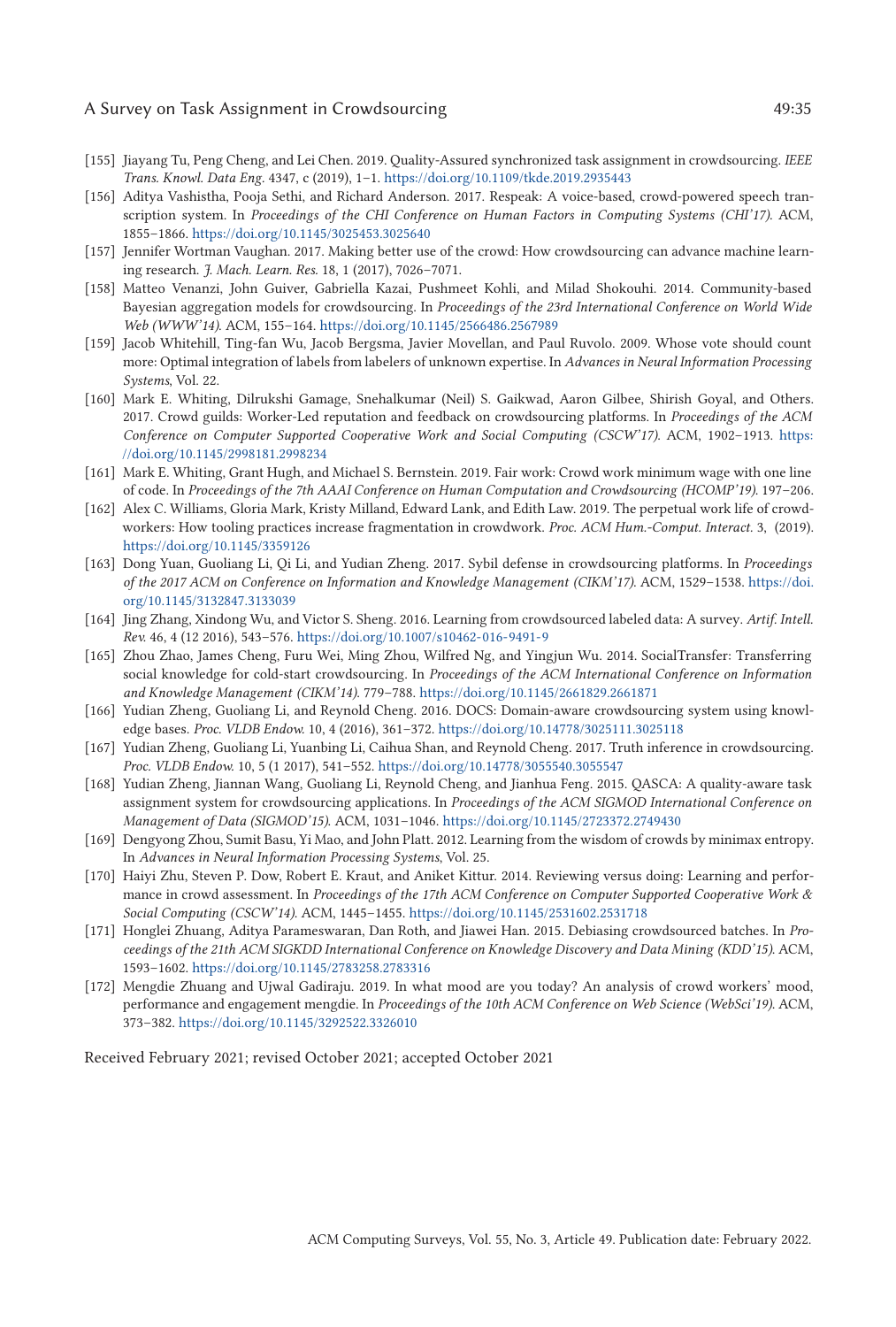[155] Jiayang Tu, Peng Cheng, and Lei Chen. 2019. Quality-Assured synchronized task assignment in crowdsourcing. *IEEE Trans. Knowl. Data Eng.* 4347, c (2019), 1–1. https://doi.org/10.1109/tkde.2019.2935443

[156] Aditya Vashistha, Pooja Sethi, and Richard Anderson. 2017. Respeak: A voice-based, crowd-powered speech transcription system. In *Proceedings of the CHI Conference on Human Factors in Computing Systems (CHI'17)*. ACM, 1855–1866. https://doi.org/10.1145/3025453.3025640

[157] Jennifer Wortman Vaughan. 2017. Making better use of the crowd: How crowdsourcing can advance machine learning research. *J. Mach. Learn. Res.* 18, 1 (2017), 7026–7071.

[158] Matteo Venanzi, John Guiver, Gabriella Kazai, Pushmeet Kohli, and Milad Shokouhi. 2014. Community-based Bayesian aggregation models for crowdsourcing. In *Proceedings of the 23rd International Conference on World Wide Web (WWW'14)*. ACM, 155–164. https://doi.org/10.1145/2566486.2567989

[159] Jacob Whitehill, Ting-fan Wu, Jacob Bergsma, Javier Movellan, and Paul Ruvolo. 2009. Whose vote should count more: Optimal integration of labels from labelers of unknown expertise. In *Advances in Neural Information Processing Systems*, Vol. 22.

[160] Mark E. Whiting, Dilrukshi Gamage, Snehalkumar (Neil) S. Gaikwad, Aaron Gilbee, Shirish Goyal, and Others. 2017. Crowd guilds: Worker-Led reputation and feedback on crowdsourcing platforms. In *Proceedings of the ACM Conference on Computer Supported Cooperative Work and Social Computing (CSCW'17)*. ACM, 1902–1913. https://doi.org/10.1145/2998181.2998234

[161] Mark E. Whiting, Grant Hugh, and Michael S. Bernstein. 2019. Fair work: Crowd work minimum wage with one line of code. In *Proceedings of the 7th AAAI Conference on Human Computation and Crowdsourcing (HCOMP'19)*. 197–206.

[162] Alex C. Williams, Gloria Mark, Kristy Milland, Edward Lank, and Edith Law. 2019. The perpetual work life of crowdworkers: How tooling practices increase fragmentation in crowdwork. *Proc. ACM Hum.-Comput. Interact.* 3, (2019). https://doi.org/10.1145/3359126

[163] Dong Yuan, Guoliang Li, Qi Li, and Yudian Zheng. 2017. Sybil defense in crowdsourcing platforms. In *Proceedings of the 2017 ACM on Conference on Information and Knowledge Management (CIKM'17)*. ACM, 1529–1538. https://doi.org/10.1145/3132847.3133039

[164] Jing Zhang, Xindong Wu, and Victor S. Sheng. 2016. Learning from crowdsourced labeled data: A survey. *Artif. Intell. Rev.* 46, 4 (12 2016), 543–576. https://doi.org/10.1007/s10462-016-9491-9

[165] Zhou Zhao, James Cheng, Furu Wei, Ming Zhou, Wilfred Ng, and Yingjun Wu. 2014. SocialTransfer: Transferring social knowledge for cold-start crowdsourcing. In *Proceedings of the ACM International Conference on Information and Knowledge Management (CIKM'14)*. 779–788. https://doi.org/10.1145/2661829.2661871

[166] Yudian Zheng, Guoliang Li, and Reynold Cheng. 2016. DOCS: Domain-aware crowdsourcing system using knowledge bases. *Proc. VLDB Endow.* 10, 4 (2016), 361–372. https://doi.org/10.14778/3025111.3025118

[167] Yudian Zheng, Guoliang Li, Yuanbing Li, Caihua Shan, and Reynold Cheng. 2017. Truth inference in crowdsourcing. *Proc. VLDB Endow.* 10, 5 (1 2017), 541–552. https://doi.org/10.14778/3055540.3055547

[168] Yudian Zheng, Jiannan Wang, Guoliang Li, Reynold Cheng, and Jianhua Feng. 2015. QASCA: A quality-aware task assignment system for crowdsourcing applications. In *Proceedings of the ACM SIGMOD International Conference on Management of Data (SIGMOD'15)*. ACM, 1031–1046. https://doi.org/10.1145/2723372.2749430

[169] Dengyong Zhou, Sumit Basu, Yi Mao, and John Platt. 2012. Learning from the wisdom of crowds by minimax entropy. In *Advances in Neural Information Processing Systems*, Vol. 25.

[170] Haiyi Zhu, Steven P. Dow, Robert E. Kraut, and Aniket Kittur. 2014. Reviewing versus doing: Learning and performance in crowd assessment. In *Proceedings of the 17th ACM Conference on Computer Supported Cooperative Work & Social Computing (CSCW'14)*. ACM, 1445–1455. https://doi.org/10.1145/2531602.2531718

[171] Honglei Zhuang, Aditya Parameswaran, Dan Roth, and Jiawei Han. 2015. Debiasing crowdsourced batches. In *Proceedings of the 21th ACM SIGKDD International Conference on Knowledge Discovery and Data Mining (KDD'15)*. ACM, 1593–1602. https://doi.org/10.1145/2783258.2783316

[172] Mengdie Zhuang and Ujwal Gadiraju. 2019. In what mood are you today? An analysis of crowd workers' mood, performance and engagement mengdie. In *Proceedings of the 10th ACM Conference on Web Science (WebSci'19)*. ACM, 373–382. https://doi.org/10.1145/3292522.3326010

Received February 2021; revised October 2021; accepted October 2021